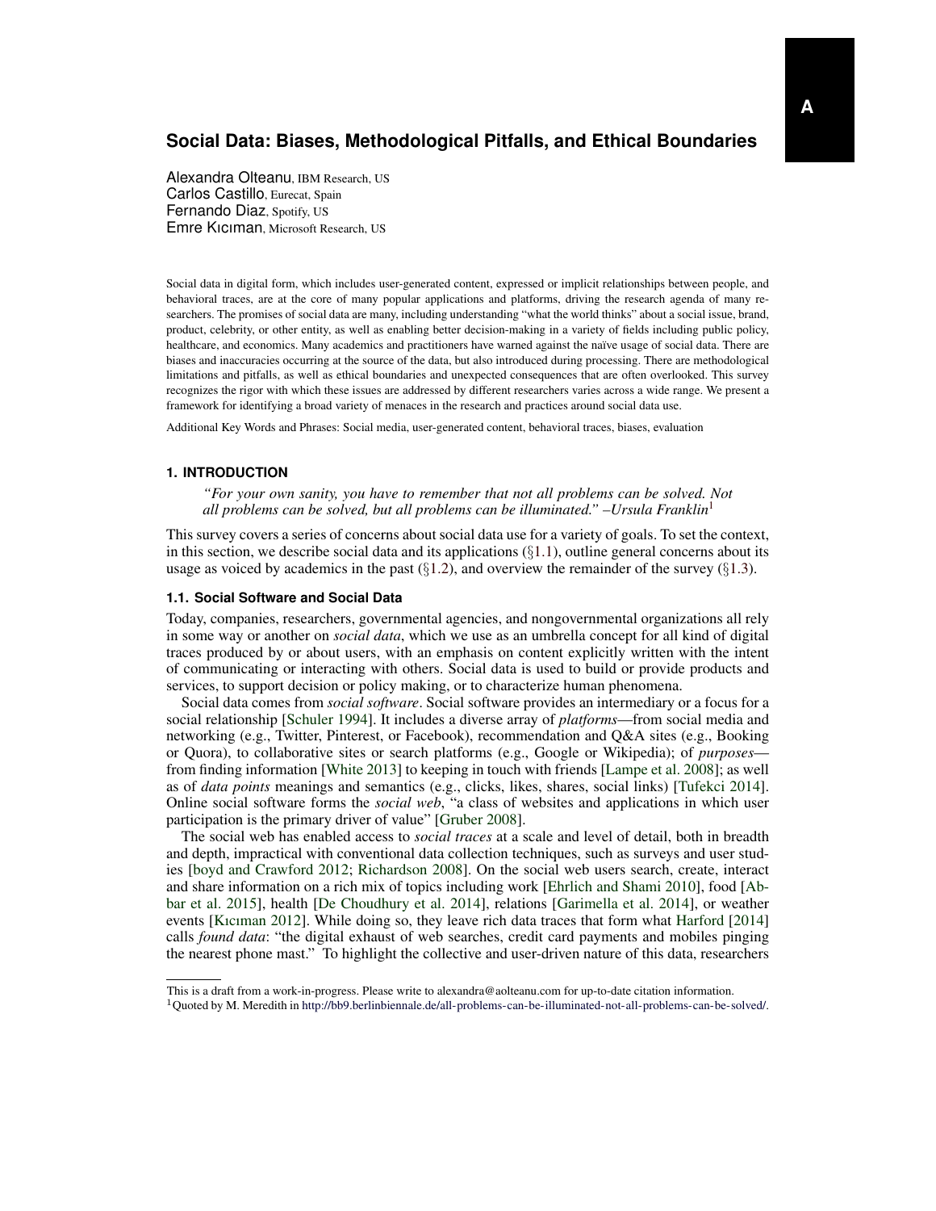# Social Data: Biases, Methodological Pitfalls, and Ethical Boundaries

Alexandra Olteanu, IBM Research, US
Carlos Castillo, Eurecat, Spain
Fernando Diaz, Spotify, US
Emre Kıcıman, Microsoft Research, US

Social data in digital form, which includes user-generated content, expressed or implicit relationships between people, and behavioral traces, are at the core of many popular applications and platforms, driving the research agenda of many researchers. The promises of social data are many, including understanding "what the world thinks" about a social issue, brand, product, celebrity, or other entity, as well as enabling better decision-making in a variety of fields including public policy, healthcare, and economics. Many academics and practitioners have warned against the naïve usage of social data. There are biases and inaccuracies occurring at the source of the data, but also introduced during processing. There are methodological limitations and pitfalls, as well as ethical boundaries and unexpected consequences that are often overlooked. This survey recognizes the rigor with which these issues are addressed by different researchers varies across a wide range. We present a framework for identifying a broad variety of menaces in the research and practices around social data use.

Additional Key Words and Phrases: Social media, user-generated content, behavioral traces, biases, evaluation

## 1. INTRODUCTION

*"For your own sanity, you have to remember that not all problems can be solved. Not all problems can be solved, but all problems can be illuminated." –Ursula Franklin*[1]

This survey covers a series of concerns about social data use for a variety of goals. To set the context, in this section, we describe social data and its applications (§1.1), outline general concerns about its usage as voiced by academics in the past (§1.2), and overview the remainder of the survey (§1.3).

### 1.1. Social Software and Social Data

Today, companies, researchers, governmental agencies, and nongovernmental organizations all rely in some way or another on *social data*, which we use as an umbrella concept for all kind of digital traces produced by or about users, with an emphasis on content explicitly written with the intent of communicating or interacting with others. Social data is used to build or provide products and services, to support decision or policy making, or to characterize human phenomena.

Social data comes from *social software*. Social software provides an intermediary or a focus for a social relationship [Schuler 1994]. It includes a diverse array of *platforms*—from social media and networking (e.g., Twitter, Pinterest, or Facebook), recommendation and Q&A sites (e.g., Booking or Quora), to collaborative sites or search platforms (e.g., Google or Wikipedia); of *purposes*—from finding information [White 2013] to keeping in touch with friends [Lampe et al. 2008]; as well as of *data points* meanings and semantics (e.g., clicks, likes, shares, social links) [Tufekci 2014]. Online social software forms the *social web*, "a class of websites and applications in which user participation is the primary driver of value" [Gruber 2008].

The social web has enabled access to *social traces* at a scale and level of detail, both in breadth and depth, impractical with conventional data collection techniques, such as surveys and user studies [boyd and Crawford 2012; Richardson 2008]. On the social web users search, create, interact and share information on a rich mix of topics including work [Ehrlich and Shami 2010], food [Abbar et al. 2015], health [De Choudhury et al. 2014], relations [Garimella et al. 2014], or weather events [Kıcıman 2012]. While doing so, they leave rich data traces that form what Harford [2014] calls *found data*: "the digital exhaust of web searches, credit card payments and mobiles pinging the nearest phone mast." To highlight the collective and user-driven nature of this data, researchers

This is a draft from a work-in-progress. Please write to alexandra@aolteanu.com for up-to-date citation information.

[1] Quoted by M. Meredith in http://bb9.berlinbiennale.de/all-problems-can-be-illuminated-not-all-problems-can-be-solved/.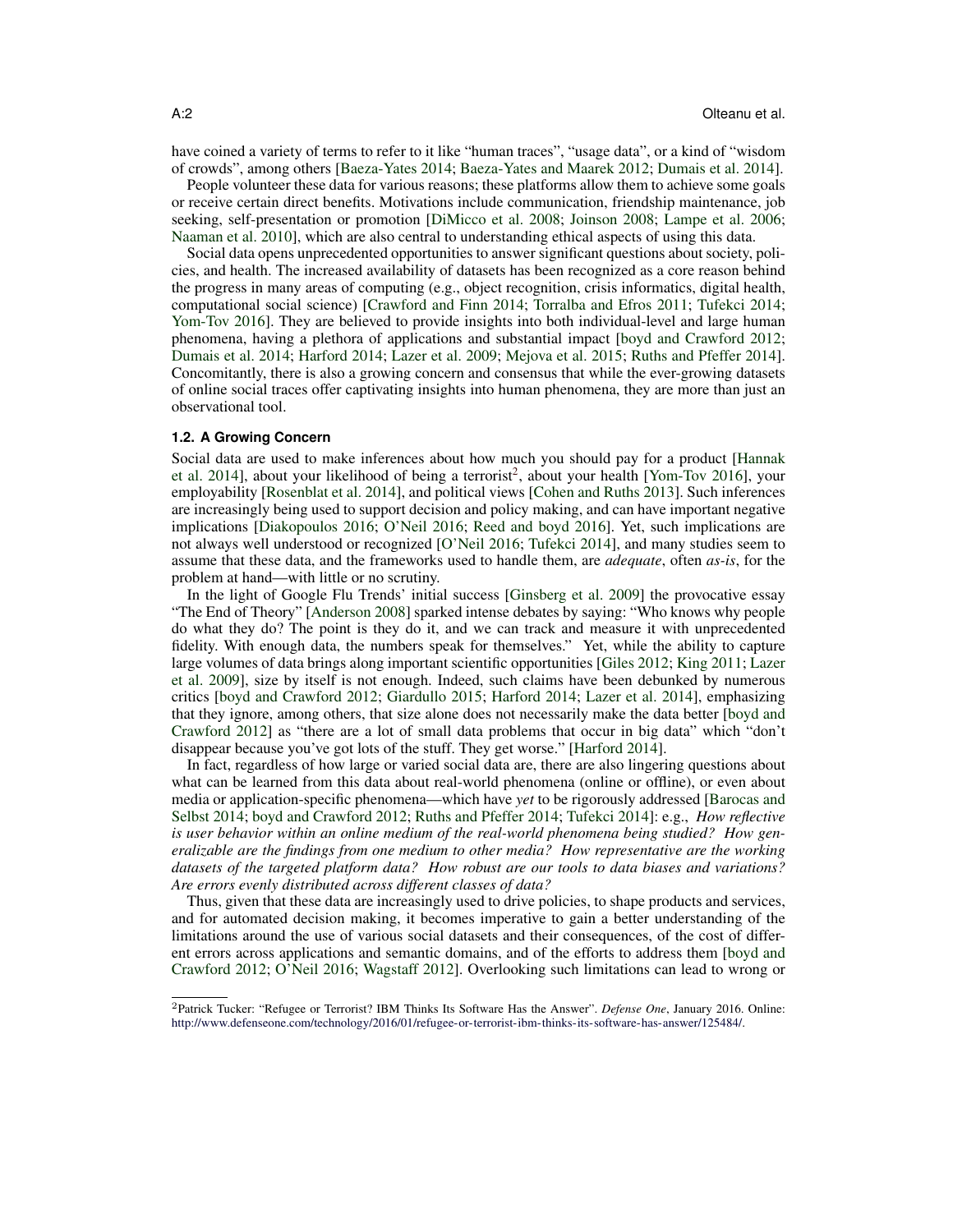have coined a variety of terms to refer to it like "human traces", "usage data", or a kind of "wisdom of crowds", among others [Baeza-Yates 2014; Baeza-Yates and Maarek 2012; Dumais et al. 2014].

People volunteer these data for various reasons; these platforms allow them to achieve some goals or receive certain direct benefits. Motivations include communication, friendship maintenance, job seeking, self-presentation or promotion [DiMicco et al. 2008; Joinson 2008; Lampe et al. 2006; Naaman et al. 2010], which are also central to understanding ethical aspects of using this data.

Social data opens unprecedented opportunities to answer significant questions about society, policies, and health. The increased availability of datasets has been recognized as a core reason behind the progress in many areas of computing (e.g., object recognition, crisis informatics, digital health, computational social science) [Crawford and Finn 2014; Torralba and Efros 2011; Tufekci 2014; Yom-Tov 2016]. They are believed to provide insights into both individual-level and large human phenomena, having a plethora of applications and substantial impact [boyd and Crawford 2012; Dumais et al. 2014; Harford 2014; Lazer et al. 2009; Mejova et al. 2015; Ruths and Pfeffer 2014]. Concomitantly, there is also a growing concern and consensus that while the ever-growing datasets of online social traces offer captivating insights into human phenomena, they are more than just an observational tool.

### 1.2. A Growing Concern

Social data are used to make inferences about how much you should pay for a product [Hannak et al. 2014], about your likelihood of being a terrorist[2], about your health [Yom-Tov 2016], your employability [Rosenblat et al. 2014], and political views [Cohen and Ruths 2013]. Such inferences are increasingly being used to support decision and policy making, and can have important negative implications [Diakopoulos 2016; O'Neil 2016; Reed and boyd 2016]. Yet, such implications are not always well understood or recognized [O'Neil 2016; Tufekci 2014], and many studies seem to assume that these data, and the frameworks used to handle them, are *adequate*, often *as-is*, for the problem at hand—with little or no scrutiny.

In the light of Google Flu Trends' initial success [Ginsberg et al. 2009] the provocative essay "The End of Theory" [Anderson 2008] sparked intense debates by saying: "Who knows why people do what they do? The point is they do it, and we can track and measure it with unprecedented fidelity. With enough data, the numbers speak for themselves." Yet, while the ability to capture large volumes of data brings along important scientific opportunities [Giles 2012; King 2011; Lazer et al. 2009], size by itself is not enough. Indeed, such claims have been debunked by numerous critics [boyd and Crawford 2012; Giardullo 2015; Harford 2014; Lazer et al. 2014], emphasizing that they ignore, among others, that size alone does not necessarily make the data better [boyd and Crawford 2012] as "there are a lot of small data problems that occur in big data" which "don't disappear because you've got lots of the stuff. They get worse." [Harford 2014].

In fact, regardless of how large or varied social data are, there are also lingering questions about what can be learned from this data about real-world phenomena (online or offline), or even about media or application-specific phenomena—which have *yet* to be rigorously addressed [Barocas and Selbst 2014; boyd and Crawford 2012; Ruths and Pfeffer 2014; Tufekci 2014]: e.g., *How reflective is user behavior within an online medium of the real-world phenomena being studied? How generalizable are the findings from one medium to other media? How representative are the working datasets of the targeted platform data? How robust are our tools to data biases and variations? Are errors evenly distributed across different classes of data?*

Thus, given that these data are increasingly used to drive policies, to shape products and services, and for automated decision making, it becomes imperative to gain a better understanding of the limitations around the use of various social datasets and their consequences, of the cost of different errors across applications and semantic domains, and of the efforts to address them [boyd and Crawford 2012; O'Neil 2016; Wagstaff 2012]. Overlooking such limitations can lead to wrong or

[2]Patrick Tucker: "Refugee or Terrorist? IBM Thinks Its Software Has the Answer". *Defense One*, January 2016. Online: http://www.defenseone.com/technology/2016/01/refugee-or-terrorist-ibm-thinks-its-software-has-answer/125484/.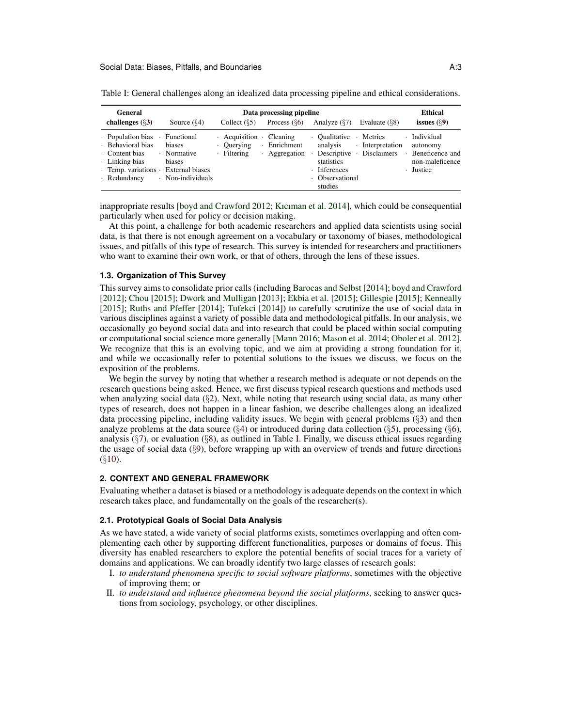Table I: General challenges along an idealized data processing pipeline and ethical considerations.

| General challenges (§3) | Source (§4) | Collect (§5) | Process (§6) | Analyze (§7) | Evaluate (§8) | Ethical issues (§9) |
|---|---|---|---|---|---|---|
| | | Data processing pipeline | | | | |
| · Population bias<br>· Behavioral bias<br>· Content bias<br>· Linking bias<br>· Temp. variations<br>· Redundancy | · Functional biases<br>· Normative biases<br>· External biases<br>· Non-individuals | · Acquisition<br>· Querying<br>· Filtering | · Cleaning<br>· Enrichment<br>· Aggregation | · Qualitative analysis<br>· Descriptive statistics<br>· Inferences<br>· Observational studies | · Metrics<br>· Interpretation<br>· Disclaimers | · Individual autonomy<br>· Beneficence and non-maleficence<br>· Justice |

inappropriate results [boyd and Crawford 2012; Kıcıman et al. 2014], which could be consequential particularly when used for policy or decision making.

At this point, a challenge for both academic researchers and applied data scientists using social data, is that there is not enough agreement on a vocabulary or taxonomy of biases, methodological issues, and pitfalls of this type of research. This survey is intended for researchers and practitioners who want to examine their own work, or that of others, through the lens of these issues.

### 1.3. Organization of This Survey

This survey aims to consolidate prior calls (including Barocas and Selbst [2014]; boyd and Crawford [2012]; Chou [2015]; Dwork and Mulligan [2013]; Ekbia et al. [2015]; Gillespie [2015]; Kenneally [2015]; Ruths and Pfeffer [2014]; Tufekci [2014]) to carefully scrutinize the use of social data in various disciplines against a variety of possible data and methodological pitfalls. In our analysis, we occasionally go beyond social data and into research that could be placed within social computing or computational social science more generally [Mann 2016; Mason et al. 2014; Oboler et al. 2012]. We recognize that this is an evolving topic, and we aim at providing a strong foundation for it, and while we occasionally refer to potential solutions to the issues we discuss, we focus on the exposition of the problems.

We begin the survey by noting that whether a research method is adequate or not depends on the research questions being asked. Hence, we first discuss typical research questions and methods used when analyzing social data (§2). Next, while noting that research using social data, as many other types of research, does not happen in a linear fashion, we describe challenges along an idealized data processing pipeline, including validity issues. We begin with general problems (§3) and then analyze problems at the data source (§4) or introduced during data collection (§5), processing (§6), analysis (§7), or evaluation (§8), as outlined in Table I. Finally, we discuss ethical issues regarding the usage of social data (§9), before wrapping up with an overview of trends and future directions (§10).

## 2. CONTEXT AND GENERAL FRAMEWORK

Evaluating whether a dataset is biased or a methodology is adequate depends on the context in which research takes place, and fundamentally on the goals of the researcher(s).

### 2.1. Prototypical Goals of Social Data Analysis

As we have stated, a wide variety of social platforms exists, sometimes overlapping and often complementing each other by supporting different functionalities, purposes or domains of focus. This diversity has enabled researchers to explore the potential benefits of social traces for a variety of domains and applications. We can broadly identify two large classes of research goals:

I. *to understand phenomena specific to social software platforms*, sometimes with the objective of improving them; or

II. *to understand and influence phenomena beyond the social platforms*, seeking to answer questions from sociology, psychology, or other disciplines.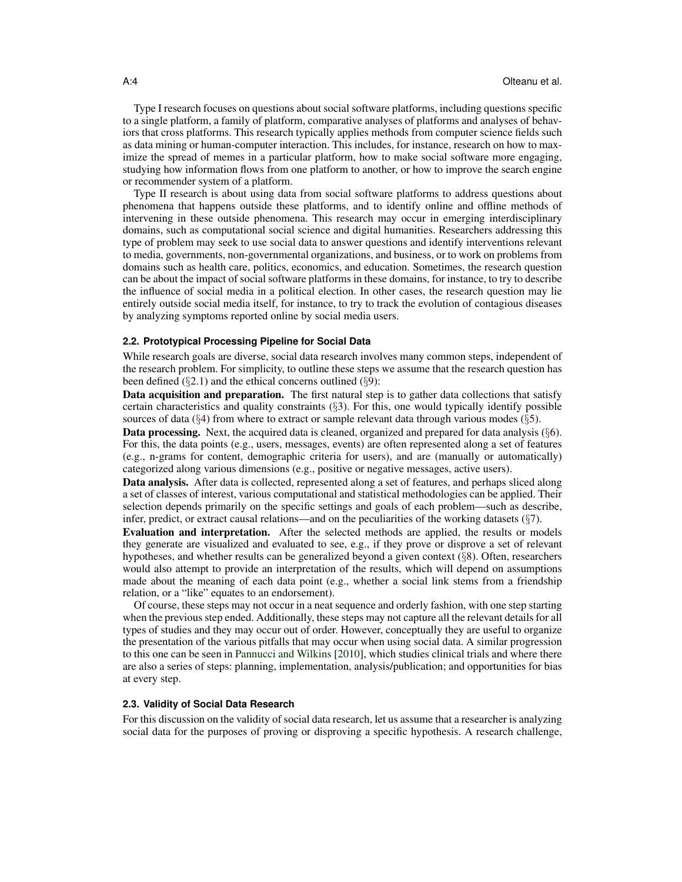Type I research focuses on questions about social software platforms, including questions specific to a single platform, a family of platform, comparative analyses of platforms and analyses of behaviors that cross platforms. This research typically applies methods from computer science fields such as data mining or human-computer interaction. This includes, for instance, research on how to maximize the spread of memes in a particular platform, how to make social software more engaging, studying how information flows from one platform to another, or how to improve the search engine or recommender system of a platform.

Type II research is about using data from social software platforms to address questions about phenomena that happens outside these platforms, and to identify online and offline methods of intervening in these outside phenomena. This research may occur in emerging interdisciplinary domains, such as computational social science and digital humanities. Researchers addressing this type of problem may seek to use social data to answer questions and identify interventions relevant to media, governments, non-governmental organizations, and business, or to work on problems from domains such as health care, politics, economics, and education. Sometimes, the research question can be about the impact of social software platforms in these domains, for instance, to try to describe the influence of social media in a political election. In other cases, the research question may lie entirely outside social media itself, for instance, to try to track the evolution of contagious diseases by analyzing symptoms reported online by social media users.

### 2.2. Prototypical Processing Pipeline for Social Data

While research goals are diverse, social data research involves many common steps, independent of the research problem. For simplicity, to outline these steps we assume that the research question has been defined (§2.1) and the ethical concerns outlined (§9):

**Data acquisition and preparation.** The first natural step is to gather data collections that satisfy certain characteristics and quality constraints (§3). For this, one would typically identify possible sources of data (§4) from where to extract or sample relevant data through various modes (§5).

**Data processing.** Next, the acquired data is cleaned, organized and prepared for data analysis (§6). For this, the data points (e.g., users, messages, events) are often represented along a set of features (e.g., n-grams for content, demographic criteria for users), and are (manually or automatically) categorized along various dimensions (e.g., positive or negative messages, active users).

**Data analysis.** After data is collected, represented along a set of features, and perhaps sliced along a set of classes of interest, various computational and statistical methodologies can be applied. Their selection depends primarily on the specific settings and goals of each problem—such as describe, infer, predict, or extract causal relations—and on the peculiarities of the working datasets (§7).

**Evaluation and interpretation.** After the selected methods are applied, the results or models they generate are visualized and evaluated to see, e.g., if they prove or disprove a set of relevant hypotheses, and whether results can be generalized beyond a given context (§8). Often, researchers would also attempt to provide an interpretation of the results, which will depend on assumptions made about the meaning of each data point (e.g., whether a social link stems from a friendship relation, or a "like" equates to an endorsement).

Of course, these steps may not occur in a neat sequence and orderly fashion, with one step starting when the previous step ended. Additionally, these steps may not capture all the relevant details for all types of studies and they may occur out of order. However, conceptually they are useful to organize the presentation of the various pitfalls that may occur when using social data. A similar progression to this one can be seen in Pannucci and Wilkins [2010], which studies clinical trials and where there are also a series of steps: planning, implementation, analysis/publication; and opportunities for bias at every step.

### 2.3. Validity of Social Data Research

For this discussion on the validity of social data research, let us assume that a researcher is analyzing social data for the purposes of proving or disproving a specific hypothesis. A research challenge,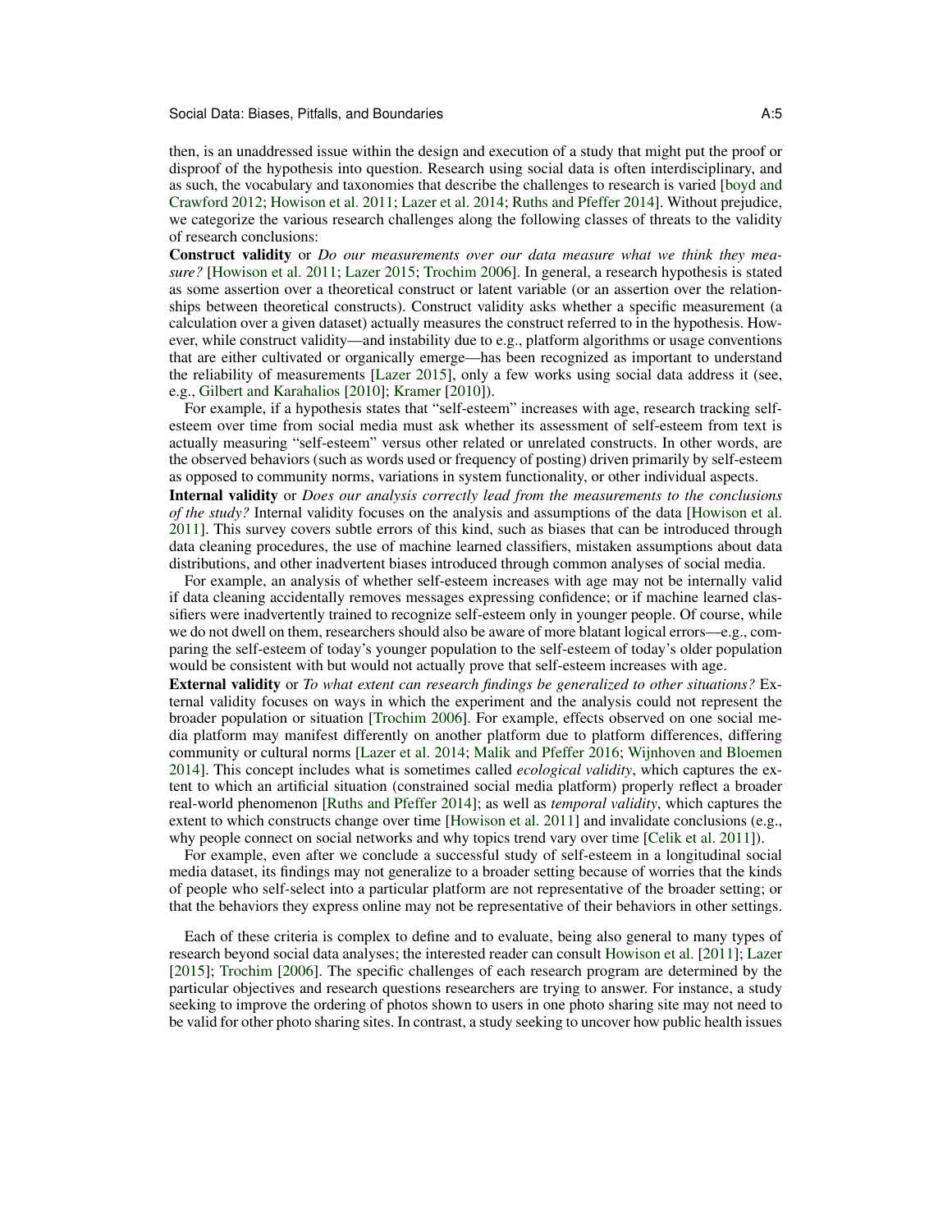then, is an unaddressed issue within the design and execution of a study that might put the proof or disproof of the hypothesis into question. Research using social data is often interdisciplinary, and as such, the vocabulary and taxonomies that describe the challenges to research is varied [boyd and Crawford 2012; Howison et al. 2011; Lazer et al. 2014; Ruths and Pfeffer 2014]. Without prejudice, we categorize the various research challenges along the following classes of threats to the validity of research conclusions:

**Construct validity** or *Do our measurements over our data measure what we think they measure?* [Howison et al. 2011; Lazer 2015; Trochim 2006]. In general, a research hypothesis is stated as some assertion over a theoretical construct or latent variable (or an assertion over the relationships between theoretical constructs). Construct validity asks whether a specific measurement (a calculation over a given dataset) actually measures the construct referred to in the hypothesis. However, while construct validity—and instability due to e.g., platform algorithms or usage conventions that are either cultivated or organically emerge—has been recognized as important to understand the reliability of measurements [Lazer 2015], only a few works using social data address it (see, e.g., Gilbert and Karahalios [2010]; Kramer [2010]).

For example, if a hypothesis states that "self-esteem" increases with age, research tracking self-esteem over time from social media must ask whether its assessment of self-esteem from text is actually measuring "self-esteem" versus other related or unrelated constructs. In other words, are the observed behaviors (such as words used or frequency of posting) driven primarily by self-esteem as opposed to community norms, variations in system functionality, or other individual aspects.

**Internal validity** or *Does our analysis correctly lead from the measurements to the conclusions of the study?* Internal validity focuses on the analysis and assumptions of the data [Howison et al. 2011]. This survey covers subtle errors of this kind, such as biases that can be introduced through data cleaning procedures, the use of machine learned classifiers, mistaken assumptions about data distributions, and other inadvertent biases introduced through common analyses of social media.

For example, an analysis of whether self-esteem increases with age may not be internally valid if data cleaning accidentally removes messages expressing confidence; or if machine learned classifiers were inadvertently trained to recognize self-esteem only in younger people. Of course, while we do not dwell on them, researchers should also be aware of more blatant logical errors—e.g., comparing the self-esteem of today's younger population to the self-esteem of today's older population would be consistent with but would not actually prove that self-esteem increases with age.

**External validity** or *To what extent can research findings be generalized to other situations?* External validity focuses on ways in which the experiment and the analysis could not represent the broader population or situation [Trochim 2006]. For example, effects observed on one social media platform may manifest differently on another platform due to platform differences, differing community or cultural norms [Lazer et al. 2014; Malik and Pfeffer 2016; Wijnhoven and Bloemen 2014]. This concept includes what is sometimes called *ecological validity*, which captures the extent to which an artificial situation (constrained social media platform) properly reflect a broader real-world phenomenon [Ruths and Pfeffer 2014]; as well as *temporal validity*, which captures the extent to which constructs change over time [Howison et al. 2011] and invalidate conclusions (e.g., why people connect on social networks and why topics trend vary over time [Celik et al. 2011]).

For example, even after we conclude a successful study of self-esteem in a longitudinal social media dataset, its findings may not generalize to a broader setting because of worries that the kinds of people who self-select into a particular platform are not representative of the broader setting; or that the behaviors they express online may not be representative of their behaviors in other settings.

Each of these criteria is complex to define and to evaluate, being also general to many types of research beyond social data analyses; the interested reader can consult Howison et al. [2011]; Lazer [2015]; Trochim [2006]. The specific challenges of each research program are determined by the particular objectives and research questions researchers are trying to answer. For instance, a study seeking to improve the ordering of photos shown to users in one photo sharing site may not need to be valid for other photo sharing sites. In contrast, a study seeking to uncover how public health issues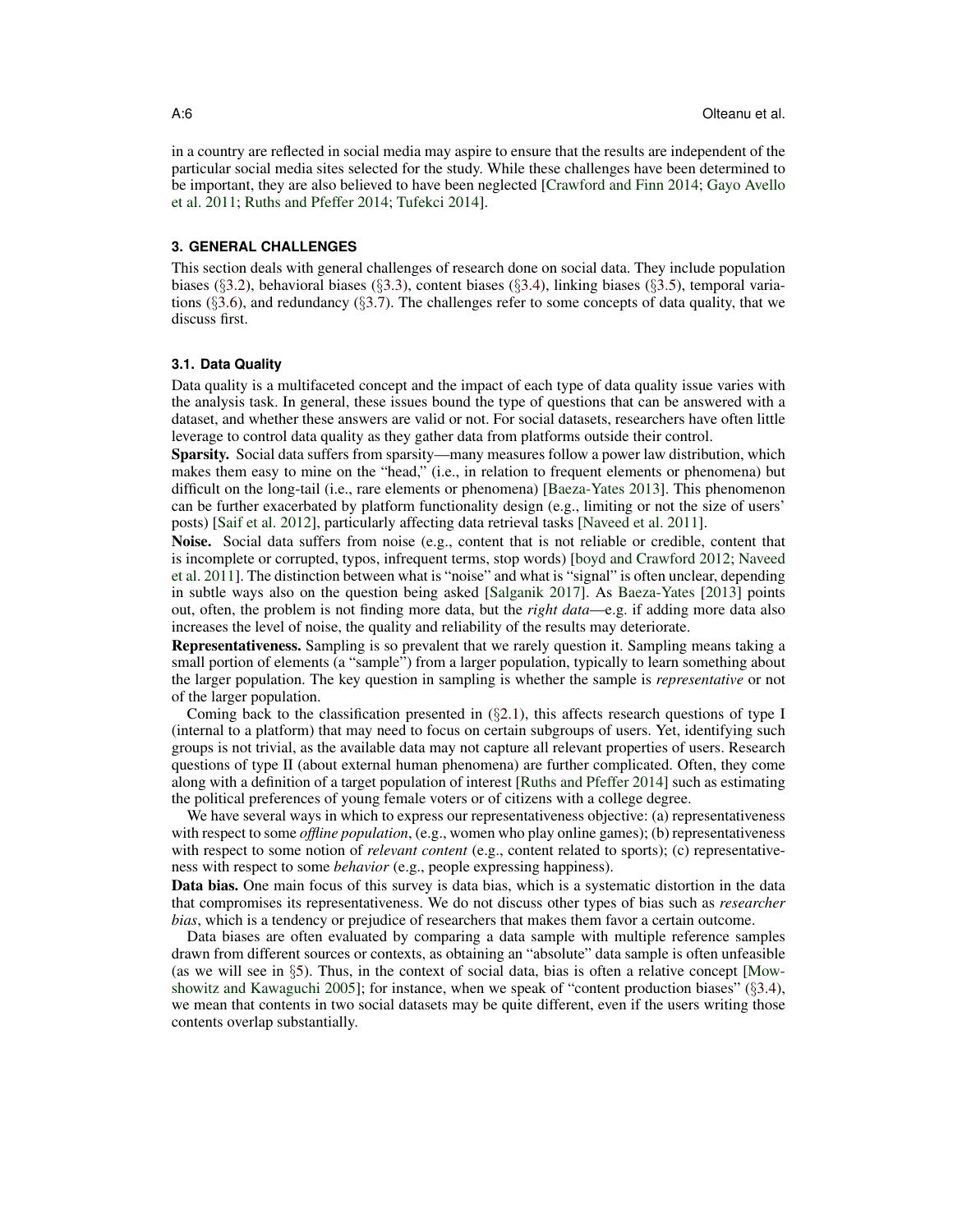in a country are reflected in social media may aspire to ensure that the results are independent of the particular social media sites selected for the study. While these challenges have been determined to be important, they are also believed to have been neglected [Crawford and Finn 2014; Gayo Avello et al. 2011; Ruths and Pfeffer 2014; Tufekci 2014].

## 3. GENERAL CHALLENGES

This section deals with general challenges of research done on social data. They include population biases (§3.2), behavioral biases (§3.3), content biases (§3.4), linking biases (§3.5), temporal variations (§3.6), and redundancy (§3.7). The challenges refer to some concepts of data quality, that we discuss first.

### 3.1. Data Quality

Data quality is a multifaceted concept and the impact of each type of data quality issue varies with the analysis task. In general, these issues bound the type of questions that can be answered with a dataset, and whether these answers are valid or not. For social datasets, researchers have often little leverage to control data quality as they gather data from platforms outside their control.

**Sparsity.** Social data suffers from sparsity—many measures follow a power law distribution, which makes them easy to mine on the "head," (i.e., in relation to frequent elements or phenomena) but difficult on the long-tail (i.e., rare elements or phenomena) [Baeza-Yates 2013]. This phenomenon can be further exacerbated by platform functionality design (e.g., limiting or not the size of users' posts) [Saif et al. 2012], particularly affecting data retrieval tasks [Naveed et al. 2011].

**Noise.** Social data suffers from noise (e.g., content that is not reliable or credible, content that is incomplete or corrupted, typos, infrequent terms, stop words) [boyd and Crawford 2012; Naveed et al. 2011]. The distinction between what is "noise" and what is "signal" is often unclear, depending in subtle ways also on the question being asked [Salganik 2017]. As Baeza-Yates [2013] points out, often, the problem is not finding more data, but the *right data*—e.g. if adding more data also increases the level of noise, the quality and reliability of the results may deteriorate.

**Representativeness.** Sampling is so prevalent that we rarely question it. Sampling means taking a small portion of elements (a "sample") from a larger population, typically to learn something about the larger population. The key question in sampling is whether the sample is *representative* or not of the larger population.

Coming back to the classification presented in (§2.1), this affects research questions of type I (internal to a platform) that may need to focus on certain subgroups of users. Yet, identifying such groups is not trivial, as the available data may not capture all relevant properties of users. Research questions of type II (about external human phenomena) are further complicated. Often, they come along with a definition of a target population of interest [Ruths and Pfeffer 2014] such as estimating the political preferences of young female voters or of citizens with a college degree.

We have several ways in which to express our representativeness objective: (a) representativeness with respect to some *offline population*, (e.g., women who play online games); (b) representativeness with respect to some notion of *relevant content* (e.g., content related to sports); (c) representativeness with respect to some *behavior* (e.g., people expressing happiness).

**Data bias.** One main focus of this survey is data bias, which is a systematic distortion in the data that compromises its representativeness. We do not discuss other types of bias such as *researcher bias*, which is a tendency or prejudice of researchers that makes them favor a certain outcome.

Data biases are often evaluated by comparing a data sample with multiple reference samples drawn from different sources or contexts, as obtaining an "absolute" data sample is often unfeasible (as we will see in §5). Thus, in the context of social data, bias is often a relative concept [Mowshowitz and Kawaguchi 2005]; for instance, when we speak of "content production biases" (§3.4), we mean that contents in two social datasets may be quite different, even if the users writing those contents overlap substantially.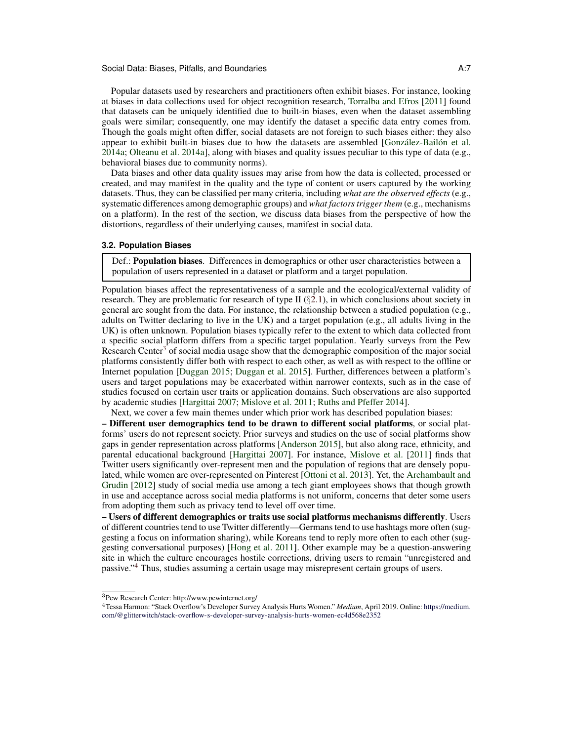Popular datasets used by researchers and practitioners often exhibit biases. For instance, looking at biases in data collections used for object recognition research, Torralba and Efros [2011] found that datasets can be uniquely identified due to built-in biases, even when the dataset assembling goals were similar; consequently, one may identify the dataset a specific data entry comes from. Though the goals might often differ, social datasets are not foreign to such biases either: they also appear to exhibit built-in biases due to how the datasets are assembled [González-Bailón et al. 2014a; Olteanu et al. 2014a], along with biases and quality issues peculiar to this type of data (e.g., behavioral biases due to community norms).

Data biases and other data quality issues may arise from how the data is collected, processed or created, and may manifest in the quality and the type of content or users captured by the working datasets. Thus, they can be classified per many criteria, including *what are the observed effects* (e.g., systematic differences among demographic groups) and *what factors trigger them* (e.g., mechanisms on a platform). In the rest of the section, we discuss data biases from the perspective of how the distortions, regardless of their underlying causes, manifest in social data.

### 3.2. Population Biases

> Def.: **Population biases**. Differences in demographics or other user characteristics between a population of users represented in a dataset or platform and a target population.

Population biases affect the representativeness of a sample and the ecological/external validity of research. They are problematic for research of type II (§2.1), in which conclusions about society in general are sought from the data. For instance, the relationship between a studied population (e.g., adults on Twitter declaring to live in the UK) and a target population (e.g., all adults living in the UK) is often unknown. Population biases typically refer to the extent to which data collected from a specific social platform differs from a specific target population. Yearly surveys from the Pew Research Center[3] of social media usage show that the demographic composition of the major social platforms consistently differ both with respect to each other, as well as with respect to the offline or Internet population [Duggan 2015; Duggan et al. 2015]. Further, differences between a platform's users and target populations may be exacerbated within narrower contexts, such as in the case of studies focused on certain user traits or application domains. Such observations are also supported by academic studies [Hargittai 2007; Mislove et al. 2011; Ruths and Pfeffer 2014].

Next, we cover a few main themes under which prior work has described population biases:

– **Different user demographics tend to be drawn to different social platforms**, or social platforms' users do not represent society. Prior surveys and studies on the use of social platforms show gaps in gender representation across platforms [Anderson 2015], but also along race, ethnicity, and parental educational background [Hargittai 2007]. For instance, Mislove et al. [2011] finds that Twitter users significantly over-represent men and the population of regions that are densely populated, while women are over-represented on Pinterest [Ottoni et al. 2013]. Yet, the Archambault and Grudin [2012] study of social media use among a tech giant employees shows that though growth in use and acceptance across social media platforms is not uniform, concerns that deter some users from adopting them such as privacy tend to level off over time.

– **Users of different demographics or traits use social platforms mechanisms differently**. Users of different countries tend to use Twitter differently—Germans tend to use hashtags more often (suggesting a focus on information sharing), while Koreans tend to reply more often to each other (suggesting conversational purposes) [Hong et al. 2011]. Other example may be a question-answering site in which the culture encourages hostile corrections, driving users to remain "unregistered and passive."[4] Thus, studies assuming a certain usage may misrepresent certain groups of users.

---

[3] Pew Research Center: http://www.pewinternet.org/

[4] Tessa Harmon: "Stack Overflow's Developer Survey Analysis Hurts Women." *Medium*, April 2019. Online: https://medium.com/@glitterwitch/stack-overflow-s-developer-survey-analysis-hurts-women-ec4d568e2352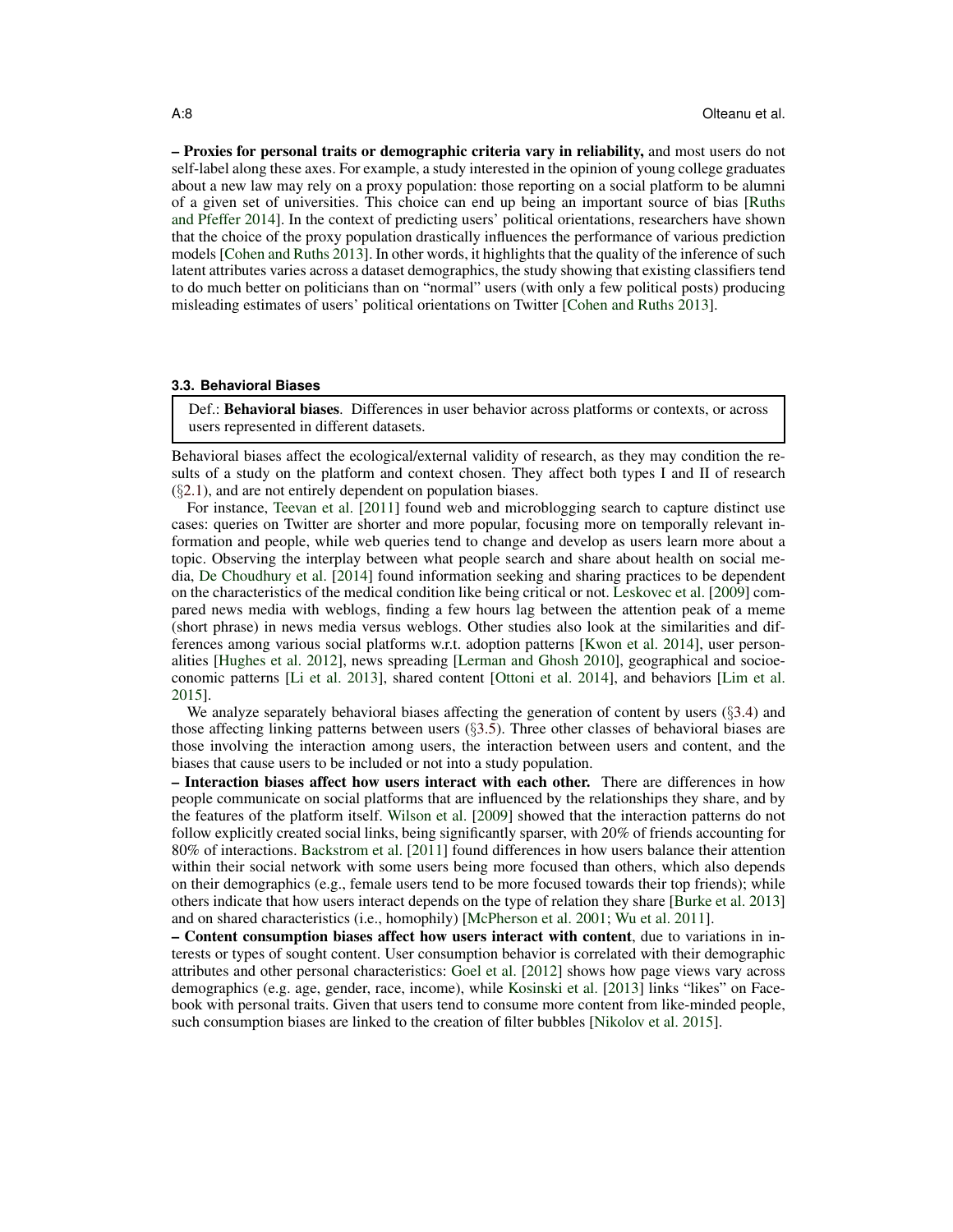– **Proxies for personal traits or demographic criteria vary in reliability,** and most users do not self-label along these axes. For example, a study interested in the opinion of young college graduates about a new law may rely on a proxy population: those reporting on a social platform to be alumni of a given set of universities. This choice can end up being an important source of bias [Ruths and Pfeffer 2014]. In the context of predicting users' political orientations, researchers have shown that the choice of the proxy population drastically influences the performance of various prediction models [Cohen and Ruths 2013]. In other words, it highlights that the quality of the inference of such latent attributes varies across a dataset demographics, the study showing that existing classifiers tend to do much better on politicians than on "normal" users (with only a few political posts) producing misleading estimates of users' political orientations on Twitter [Cohen and Ruths 2013].

### 3.3. Behavioral Biases

> Def.: **Behavioral biases**. Differences in user behavior across platforms or contexts, or across users represented in different datasets.

Behavioral biases affect the ecological/external validity of research, as they may condition the results of a study on the platform and context chosen. They affect both types I and II of research (§2.1), and are not entirely dependent on population biases.

For instance, Teevan et al. [2011] found web and microblogging search to capture distinct use cases: queries on Twitter are shorter and more popular, focusing more on temporally relevant information and people, while web queries tend to change and develop as users learn more about a topic. Observing the interplay between what people search and share about health on social media, De Choudhury et al. [2014] found information seeking and sharing practices to be dependent on the characteristics of the medical condition like being critical or not. Leskovec et al. [2009] compared news media with weblogs, finding a few hours lag between the attention peak of a meme (short phrase) in news media versus weblogs. Other studies also look at the similarities and differences among various social platforms w.r.t. adoption patterns [Kwon et al. 2014], user personalities [Hughes et al. 2012], news spreading [Lerman and Ghosh 2010], geographical and socioeconomic patterns [Li et al. 2013], shared content [Ottoni et al. 2014], and behaviors [Lim et al. 2015].

We analyze separately behavioral biases affecting the generation of content by users (§3.4) and those affecting linking patterns between users (§3.5). Three other classes of behavioral biases are those involving the interaction among users, the interaction between users and content, and the biases that cause users to be included or not into a study population.

– **Interaction biases affect how users interact with each other.** There are differences in how people communicate on social platforms that are influenced by the relationships they share, and by the features of the platform itself. Wilson et al. [2009] showed that the interaction patterns do not follow explicitly created social links, being significantly sparser, with 20% of friends accounting for 80% of interactions. Backstrom et al. [2011] found differences in how users balance their attention within their social network with some users being more focused than others, which also depends on their demographics (e.g., female users tend to be more focused towards their top friends); while others indicate that how users interact depends on the type of relation they share [Burke et al. 2013] and on shared characteristics (i.e., homophily) [McPherson et al. 2001; Wu et al. 2011].

– **Content consumption biases affect how users interact with content**, due to variations in interests or types of sought content. User consumption behavior is correlated with their demographic attributes and other personal characteristics: Goel et al. [2012] shows how page views vary across demographics (e.g. age, gender, race, income), while Kosinski et al. [2013] links "likes" on Facebook with personal traits. Given that users tend to consume more content from like-minded people, such consumption biases are linked to the creation of filter bubbles [Nikolov et al. 2015].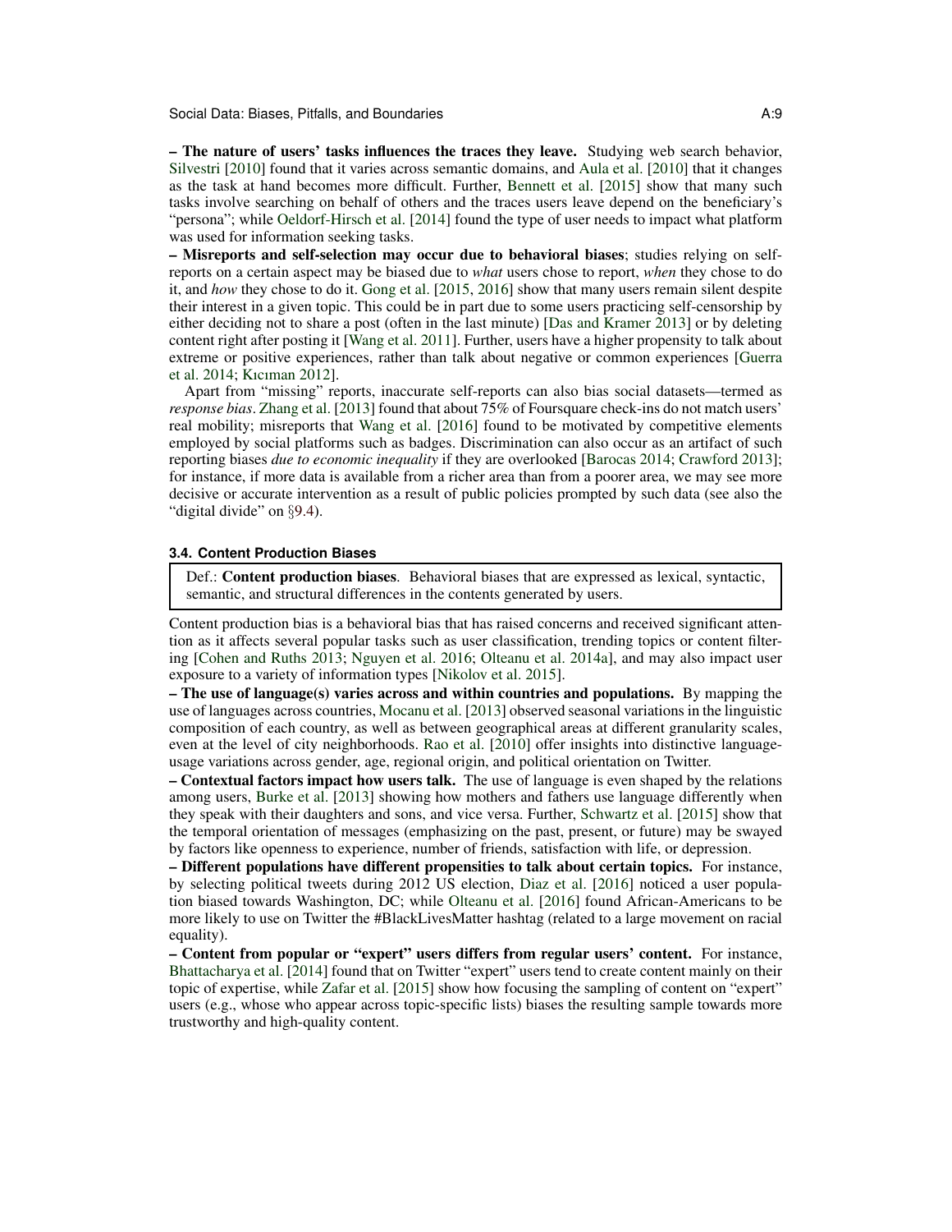– **The nature of users' tasks influences the traces they leave.** Studying web search behavior, Silvestri [2010] found that it varies across semantic domains, and Aula et al. [2010] that it changes as the task at hand becomes more difficult. Further, Bennett et al. [2015] show that many such tasks involve searching on behalf of others and the traces users leave depend on the beneficiary's "persona"; while Oeldorf-Hirsch et al. [2014] found the type of user needs to impact what platform was used for information seeking tasks.

– **Misreports and self-selection may occur due to behavioral biases**; studies relying on self-reports on a certain aspect may be biased due to *what* users chose to report, *when* they chose to do it, and *how* they chose to do it. Gong et al. [2015, 2016] show that many users remain silent despite their interest in a given topic. This could be in part due to some users practicing self-censorship by either deciding not to share a post (often in the last minute) [Das and Kramer 2013] or by deleting content right after posting it [Wang et al. 2011]. Further, users have a higher propensity to talk about extreme or positive experiences, rather than talk about negative or common experiences [Guerra et al. 2014; Kıcıman 2012].

Apart from "missing" reports, inaccurate self-reports can also bias social datasets—termed as *response bias*. Zhang et al. [2013] found that about 75% of Foursquare check-ins do not match users' real mobility; misreports that Wang et al. [2016] found to be motivated by competitive elements employed by social platforms such as badges. Discrimination can also occur as an artifact of such reporting biases *due to economic inequality* if they are overlooked [Barocas 2014; Crawford 2013]; for instance, if more data is available from a richer area than from a poorer area, we may see more decisive or accurate intervention as a result of public policies prompted by such data (see also the "digital divide" on §9.4).

### 3.4. Content Production Biases

Def.: **Content production biases**. Behavioral biases that are expressed as lexical, syntactic, semantic, and structural differences in the contents generated by users.

Content production bias is a behavioral bias that has raised concerns and received significant attention as it affects several popular tasks such as user classification, trending topics or content filtering [Cohen and Ruths 2013; Nguyen et al. 2016; Olteanu et al. 2014a], and may also impact user exposure to a variety of information types [Nikolov et al. 2015].

– **The use of language(s) varies across and within countries and populations.** By mapping the use of languages across countries, Mocanu et al. [2013] observed seasonal variations in the linguistic composition of each country, as well as between geographical areas at different granularity scales, even at the level of city neighborhoods. Rao et al. [2010] offer insights into distinctive language-usage variations across gender, age, regional origin, and political orientation on Twitter.

– **Contextual factors impact how users talk.** The use of language is even shaped by the relations among users, Burke et al. [2013] showing how mothers and fathers use language differently when they speak with their daughters and sons, and vice versa. Further, Schwartz et al. [2015] show that the temporal orientation of messages (emphasizing on the past, present, or future) may be swayed by factors like openness to experience, number of friends, satisfaction with life, or depression.

– **Different populations have different propensities to talk about certain topics.** For instance, by selecting political tweets during 2012 US election, Diaz et al. [2016] noticed a user population biased towards Washington, DC; while Olteanu et al. [2016] found African-Americans to be more likely to use on Twitter the #BlackLivesMatter hashtag (related to a large movement on racial equality).

– **Content from popular or "expert" users differs from regular users' content.** For instance, Bhattacharya et al. [2014] found that on Twitter "expert" users tend to create content mainly on their topic of expertise, while Zafar et al. [2015] show how focusing the sampling of content on "expert" users (e.g., whose who appear across topic-specific lists) biases the resulting sample towards more trustworthy and high-quality content.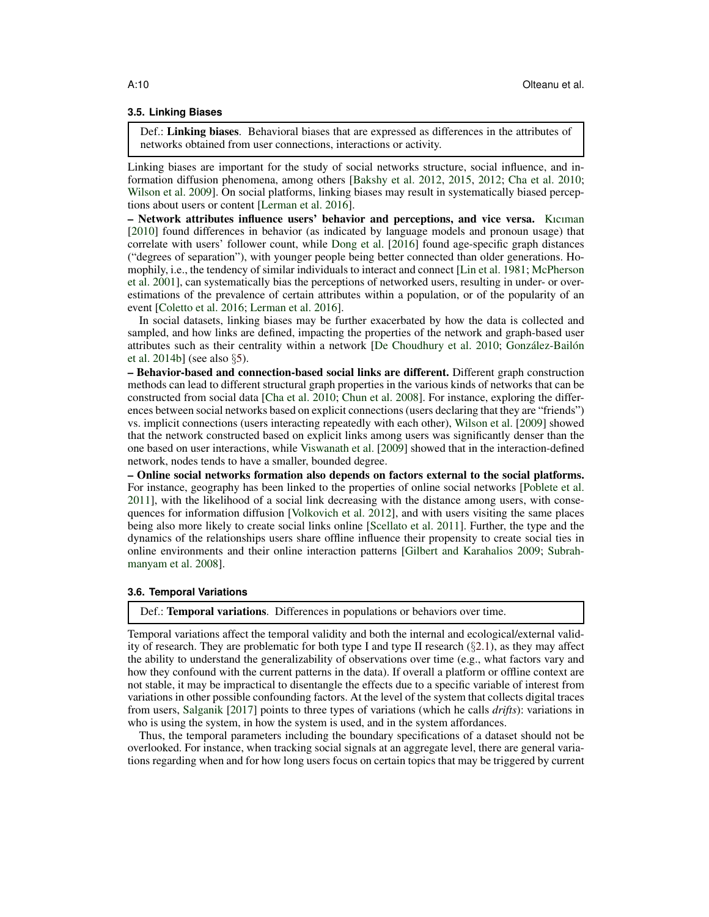### 3.5. Linking Biases

Def.: **Linking biases**. Behavioral biases that are expressed as differences in the attributes of networks obtained from user connections, interactions or activity.

Linking biases are important for the study of social networks structure, social influence, and information diffusion phenomena, among others [Bakshy et al. 2012, 2015, 2012; Cha et al. 2010; Wilson et al. 2009]. On social platforms, linking biases may result in systematically biased perceptions about users or content [Lerman et al. 2016].

**– Network attributes influence users' behavior and perceptions, and vice versa.** Kıcıman [2010] found differences in behavior (as indicated by language models and pronoun usage) that correlate with users' follower count, while Dong et al. [2016] found age-specific graph distances ("degrees of separation"), with younger people being better connected than older generations. Homophily, i.e., the tendency of similar individuals to interact and connect [Lin et al. 1981; McPherson et al. 2001], can systematically bias the perceptions of networked users, resulting in under- or overestimations of the prevalence of certain attributes within a population, or of the popularity of an event [Coletto et al. 2016; Lerman et al. 2016].

In social datasets, linking biases may be further exacerbated by how the data is collected and sampled, and how links are defined, impacting the properties of the network and graph-based user attributes such as their centrality within a network [De Choudhury et al. 2010; González-Bailón et al. 2014b] (see also §5).

**– Behavior-based and connection-based social links are different.** Different graph construction methods can lead to different structural graph properties in the various kinds of networks that can be constructed from social data [Cha et al. 2010; Chun et al. 2008]. For instance, exploring the differences between social networks based on explicit connections (users declaring that they are "friends") vs. implicit connections (users interacting repeatedly with each other), Wilson et al. [2009] showed that the network constructed based on explicit links among users was significantly denser than the one based on user interactions, while Viswanath et al. [2009] showed that in the interaction-defined network, nodes tends to have a smaller, bounded degree.

**– Online social networks formation also depends on factors external to the social platforms.** For instance, geography has been linked to the properties of online social networks [Poblete et al. 2011], with the likelihood of a social link decreasing with the distance among users, with consequences for information diffusion [Volkovich et al. 2012], and with users visiting the same places being also more likely to create social links online [Scellato et al. 2011]. Further, the type and the dynamics of the relationships users share offline influence their propensity to create social ties in online environments and their online interaction patterns [Gilbert and Karahalios 2009; Subrahmanyam et al. 2008].

### 3.6. Temporal Variations

Def.: **Temporal variations**. Differences in populations or behaviors over time.

Temporal variations affect the temporal validity and both the internal and ecological/external validity of research. They are problematic for both type I and type II research (§2.1), as they may affect the ability to understand the generalizability of observations over time (e.g., what factors vary and how they confound with the current patterns in the data). If overall a platform or offline context are not stable, it may be impractical to disentangle the effects due to a specific variable of interest from variations in other possible confounding factors. At the level of the system that collects digital traces from users, Salganik [2017] points to three types of variations (which he calls *drifts*): variations in who is using the system, in how the system is used, and in the system affordances.

Thus, the temporal parameters including the boundary specifications of a dataset should not be overlooked. For instance, when tracking social signals at an aggregate level, there are general variations regarding when and for how long users focus on certain topics that may be triggered by current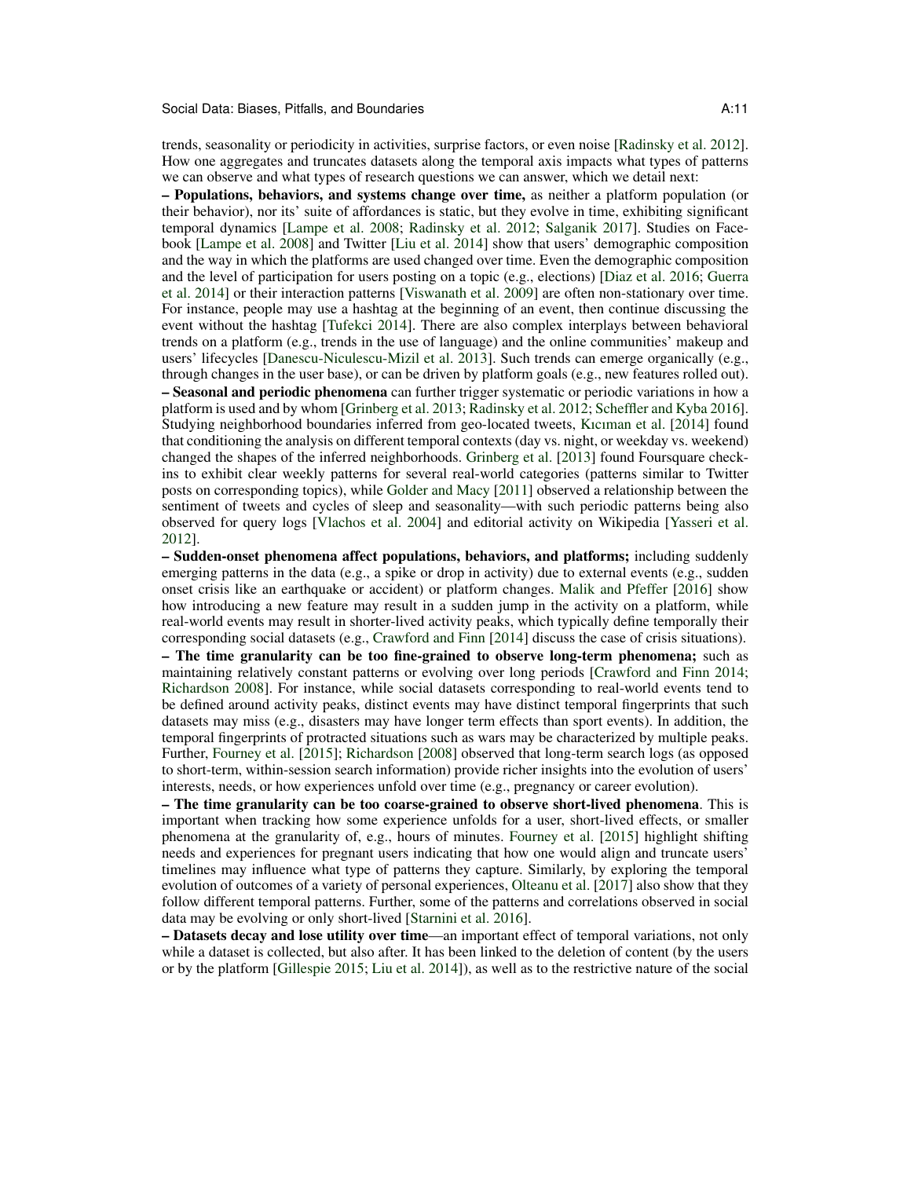trends, seasonality or periodicity in activities, surprise factors, or even noise [Radinsky et al. 2012]. How one aggregates and truncates datasets along the temporal axis impacts what types of patterns we can observe and what types of research questions we can answer, which we detail next:

– **Populations, behaviors, and systems change over time,** as neither a platform population (or their behavior), nor its' suite of affordances is static, but they evolve in time, exhibiting significant temporal dynamics [Lampe et al. 2008; Radinsky et al. 2012; Salganik 2017]. Studies on Facebook [Lampe et al. 2008] and Twitter [Liu et al. 2014] show that users' demographic composition and the way in which the platforms are used changed over time. Even the demographic composition and the level of participation for users posting on a topic (e.g., elections) [Diaz et al. 2016; Guerra et al. 2014] or their interaction patterns [Viswanath et al. 2009] are often non-stationary over time. For instance, people may use a hashtag at the beginning of an event, then continue discussing the event without the hashtag [Tufekci 2014]. There are also complex interplays between behavioral trends on a platform (e.g., trends in the use of language) and the online communities' makeup and users' lifecycles [Danescu-Niculescu-Mizil et al. 2013]. Such trends can emerge organically (e.g., through changes in the user base), or can be driven by platform goals (e.g., new features rolled out).

– **Seasonal and periodic phenomena** can further trigger systematic or periodic variations in how a platform is used and by whom [Grinberg et al. 2013; Radinsky et al. 2012; Scheffler and Kyba 2016]. Studying neighborhood boundaries inferred from geo-located tweets, Kıcıman et al. [2014] found that conditioning the analysis on different temporal contexts (day vs. night, or weekday vs. weekend) changed the shapes of the inferred neighborhoods. Grinberg et al. [2013] found Foursquare check-ins to exhibit clear weekly patterns for several real-world categories (patterns similar to Twitter posts on corresponding topics), while Golder and Macy [2011] observed a relationship between the sentiment of tweets and cycles of sleep and seasonality—with such periodic patterns being also observed for query logs [Vlachos et al. 2004] and editorial activity on Wikipedia [Yasseri et al. 2012].

– **Sudden-onset phenomena affect populations, behaviors, and platforms;** including suddenly emerging patterns in the data (e.g., a spike or drop in activity) due to external events (e.g., sudden onset crisis like an earthquake or accident) or platform changes. Malik and Pfeffer [2016] show how introducing a new feature may result in a sudden jump in the activity on a platform, while real-world events may result in shorter-lived activity peaks, which typically define temporally their corresponding social datasets (e.g., Crawford and Finn [2014] discuss the case of crisis situations).

– **The time granularity can be too fine-grained to observe long-term phenomena;** such as maintaining relatively constant patterns or evolving over long periods [Crawford and Finn 2014; Richardson 2008]. For instance, while social datasets corresponding to real-world events tend to be defined around activity peaks, distinct events may have distinct temporal fingerprints that such datasets may miss (e.g., disasters may have longer term effects than sport events). In addition, the temporal fingerprints of protracted situations such as wars may be characterized by multiple peaks. Further, Fourney et al. [2015]; Richardson [2008] observed that long-term search logs (as opposed to short-term, within-session search information) provide richer insights into the evolution of users' interests, needs, or how experiences unfold over time (e.g., pregnancy or career evolution).

– **The time granularity can be too coarse-grained to observe short-lived phenomena**. This is important when tracking how some experience unfolds for a user, short-lived effects, or smaller phenomena at the granularity of, e.g., hours of minutes. Fourney et al. [2015] highlight shifting needs and experiences for pregnant users indicating that how one would align and truncate users' timelines may influence what type of patterns they capture. Similarly, by exploring the temporal evolution of outcomes of a variety of personal experiences, Olteanu et al. [2017] also show that they follow different temporal patterns. Further, some of the patterns and correlations observed in social data may be evolving or only short-lived [Starnini et al. 2016].

– **Datasets decay and lose utility over time**—an important effect of temporal variations, not only while a dataset is collected, but also after. It has been linked to the deletion of content (by the users or by the platform [Gillespie 2015; Liu et al. 2014]), as well as to the restrictive nature of the social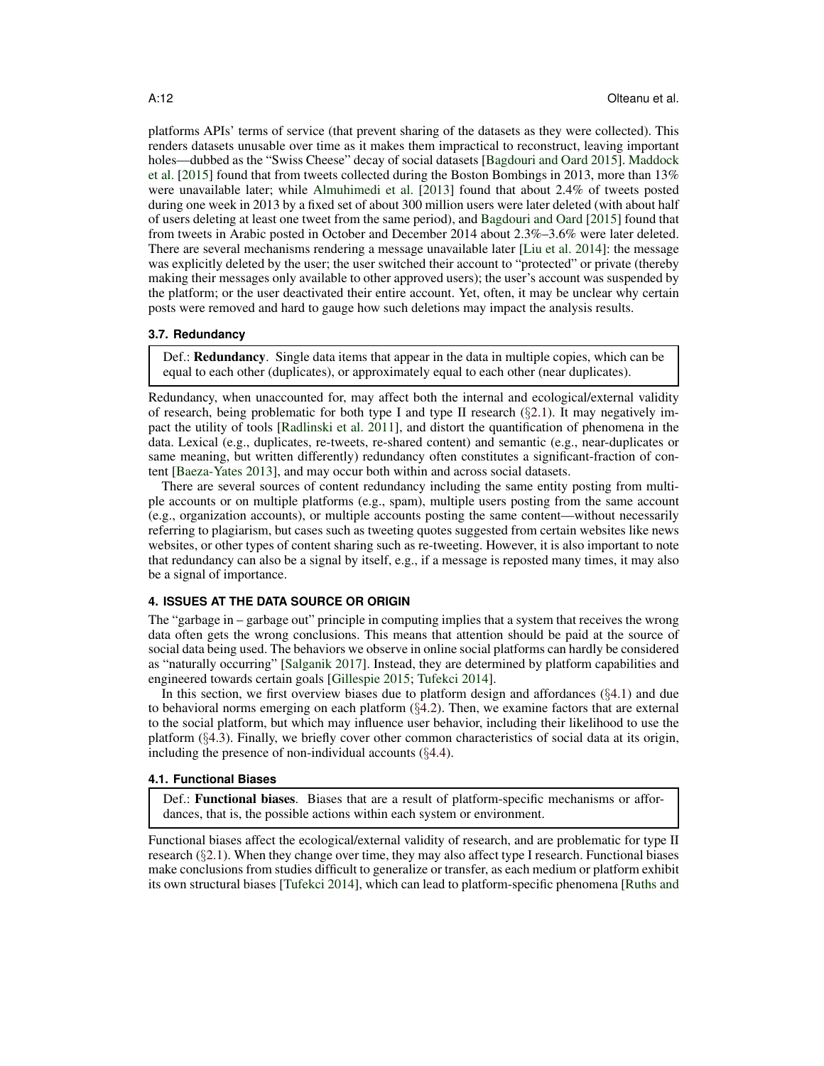platforms APIs' terms of service (that prevent sharing of the datasets as they were collected). This renders datasets unusable over time as it makes them impractical to reconstruct, leaving important holes—dubbed as the "Swiss Cheese" decay of social datasets [Bagdouri and Oard 2015]. Maddock et al. [2015] found that from tweets collected during the Boston Bombings in 2013, more than 13% were unavailable later; while Almuhimedi et al. [2013] found that about 2.4% of tweets posted during one week in 2013 by a fixed set of about 300 million users were later deleted (with about half of users deleting at least one tweet from the same period), and Bagdouri and Oard [2015] found that from tweets in Arabic posted in October and December 2014 about 2.3%–3.6% were later deleted. There are several mechanisms rendering a message unavailable later [Liu et al. 2014]: the message was explicitly deleted by the user; the user switched their account to "protected" or private (thereby making their messages only available to other approved users); the user's account was suspended by the platform; or the user deactivated their entire account. Yet, often, it may be unclear why certain posts were removed and hard to gauge how such deletions may impact the analysis results.

### 3.7. Redundancy

> Def.: **Redundancy**. Single data items that appear in the data in multiple copies, which can be equal to each other (duplicates), or approximately equal to each other (near duplicates).

Redundancy, when unaccounted for, may affect both the internal and ecological/external validity of research, being problematic for both type I and type II research (§2.1). It may negatively impact the utility of tools [Radlinski et al. 2011], and distort the quantification of phenomena in the data. Lexical (e.g., duplicates, re-tweets, re-shared content) and semantic (e.g., near-duplicates or same meaning, but written differently) redundancy often constitutes a significant-fraction of content [Baeza-Yates 2013], and may occur both within and across social datasets.

There are several sources of content redundancy including the same entity posting from multiple accounts or on multiple platforms (e.g., spam), multiple users posting from the same account (e.g., organization accounts), or multiple accounts posting the same content—without necessarily referring to plagiarism, but cases such as tweeting quotes suggested from certain websites like news websites, or other types of content sharing such as re-tweeting. However, it is also important to note that redundancy can also be a signal by itself, e.g., if a message is reposted many times, it may also be a signal of importance.

## 4. ISSUES AT THE DATA SOURCE OR ORIGIN

The "garbage in – garbage out" principle in computing implies that a system that receives the wrong data often gets the wrong conclusions. This means that attention should be paid at the source of social data being used. The behaviors we observe in online social platforms can hardly be considered as "naturally occurring" [Salganik 2017]. Instead, they are determined by platform capabilities and engineered towards certain goals [Gillespie 2015; Tufekci 2014].

In this section, we first overview biases due to platform design and affordances (§4.1) and due to behavioral norms emerging on each platform (§4.2). Then, we examine factors that are external to the social platform, but which may influence user behavior, including their likelihood to use the platform (§4.3). Finally, we briefly cover other common characteristics of social data at its origin, including the presence of non-individual accounts (§4.4).

### 4.1. Functional Biases

> Def.: **Functional biases**. Biases that are a result of platform-specific mechanisms or affordances, that is, the possible actions within each system or environment.

Functional biases affect the ecological/external validity of research, and are problematic for type II research (§2.1). When they change over time, they may also affect type I research. Functional biases make conclusions from studies difficult to generalize or transfer, as each medium or platform exhibit its own structural biases [Tufekci 2014], which can lead to platform-specific phenomena [Ruths and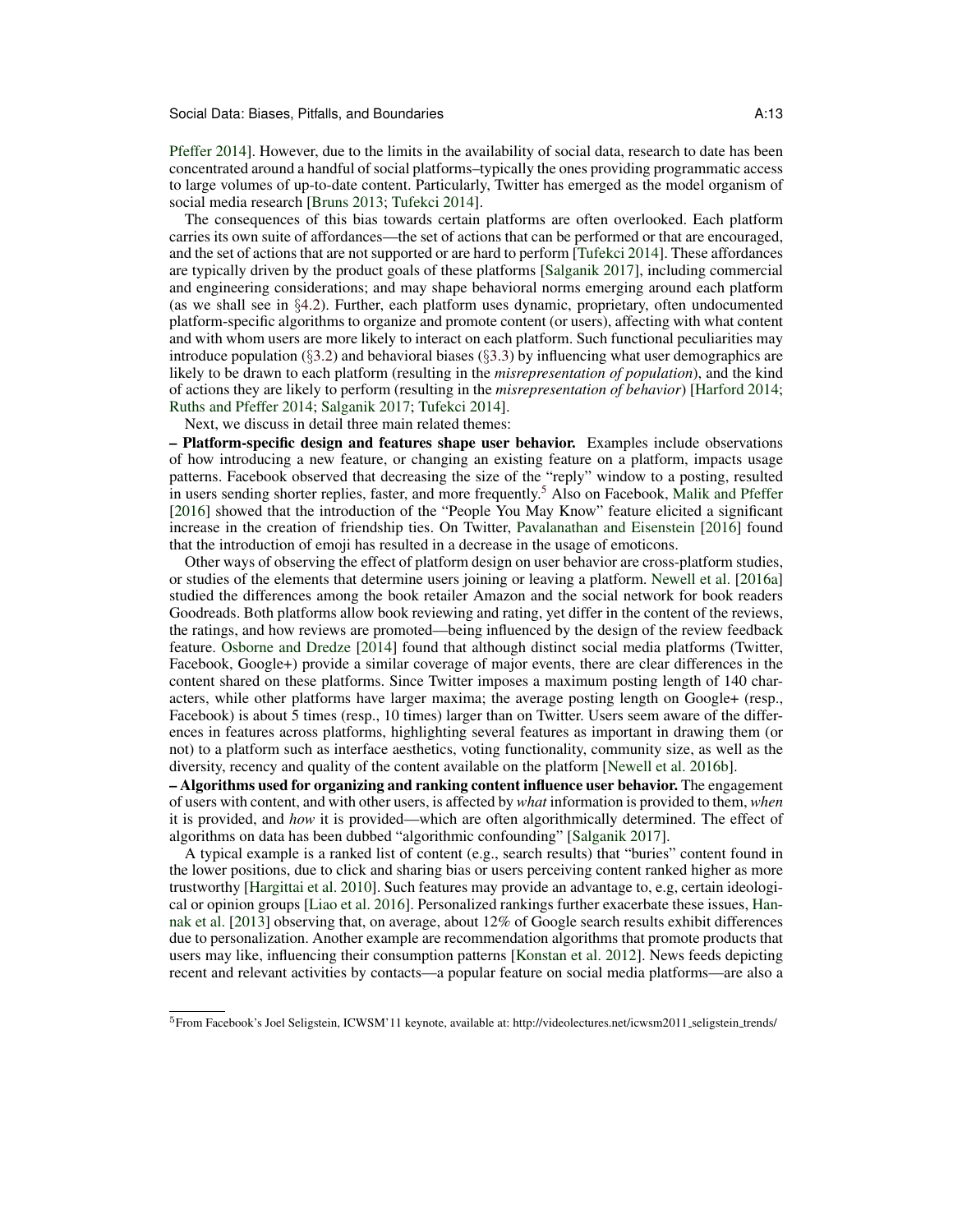Pfeffer 2014]. However, due to the limits in the availability of social data, research to date has been concentrated around a handful of social platforms–typically the ones providing programmatic access to large volumes of up-to-date content. Particularly, Twitter has emerged as the model organism of social media research [Bruns 2013; Tufekci 2014].

The consequences of this bias towards certain platforms are often overlooked. Each platform carries its own suite of affordances—the set of actions that can be performed or that are encouraged, and the set of actions that are not supported or are hard to perform [Tufekci 2014]. These affordances are typically driven by the product goals of these platforms [Salganik 2017], including commercial and engineering considerations; and may shape behavioral norms emerging around each platform (as we shall see in §4.2). Further, each platform uses dynamic, proprietary, often undocumented platform-specific algorithms to organize and promote content (or users), affecting with what content and with whom users are more likely to interact on each platform. Such functional peculiarities may introduce population (§3.2) and behavioral biases (§3.3) by influencing what user demographics are likely to be drawn to each platform (resulting in the *misrepresentation of population*), and the kind of actions they are likely to perform (resulting in the *misrepresentation of behavior*) [Harford 2014; Ruths and Pfeffer 2014; Salganik 2017; Tufekci 2014].

Next, we discuss in detail three main related themes:

**– Platform-specific design and features shape user behavior.** Examples include observations of how introducing a new feature, or changing an existing feature on a platform, impacts usage patterns. Facebook observed that decreasing the size of the "reply" window to a posting, resulted in users sending shorter replies, faster, and more frequently.[5] Also on Facebook, Malik and Pfeffer [2016] showed that the introduction of the "People You May Know" feature elicited a significant increase in the creation of friendship ties. On Twitter, Pavalanathan and Eisenstein [2016] found that the introduction of emoji has resulted in a decrease in the usage of emoticons.

Other ways of observing the effect of platform design on user behavior are cross-platform studies, or studies of the elements that determine users joining or leaving a platform. Newell et al. [2016a] studied the differences among the book retailer Amazon and the social network for book readers Goodreads. Both platforms allow book reviewing and rating, yet differ in the content of the reviews, the ratings, and how reviews are promoted—being influenced by the design of the review feedback feature. Osborne and Dredze [2014] found that although distinct social media platforms (Twitter, Facebook, Google+) provide a similar coverage of major events, there are clear differences in the content shared on these platforms. Since Twitter imposes a maximum posting length of 140 characters, while other platforms have larger maxima; the average posting length on Google+ (resp., Facebook) is about 5 times (resp., 10 times) larger than on Twitter. Users seem aware of the differences in features across platforms, highlighting several features as important in drawing them (or not) to a platform such as interface aesthetics, voting functionality, community size, as well as the diversity, recency and quality of the content available on the platform [Newell et al. 2016b].

**– Algorithms used for organizing and ranking content influence user behavior.** The engagement of users with content, and with other users, is affected by *what* information is provided to them, *when* it is provided, and *how* it is provided—which are often algorithmically determined. The effect of algorithms on data has been dubbed "algorithmic confounding" [Salganik 2017].

A typical example is a ranked list of content (e.g., search results) that "buries" content found in the lower positions, due to click and sharing bias or users perceiving content ranked higher as more trustworthy [Hargittai et al. 2010]. Such features may provide an advantage to, e.g, certain ideological or opinion groups [Liao et al. 2016]. Personalized rankings further exacerbate these issues, Hannak et al. [2013] observing that, on average, about 12% of Google search results exhibit differences due to personalization. Another example are recommendation algorithms that promote products that users may like, influencing their consumption patterns [Konstan et al. 2012]. News feeds depicting recent and relevant activities by contacts—a popular feature on social media platforms—are also a

[5] From Facebook's Joel Seligstein, ICWSM'11 keynote, available at: http://videolectures.net/icwsm2011_seligstein_trends/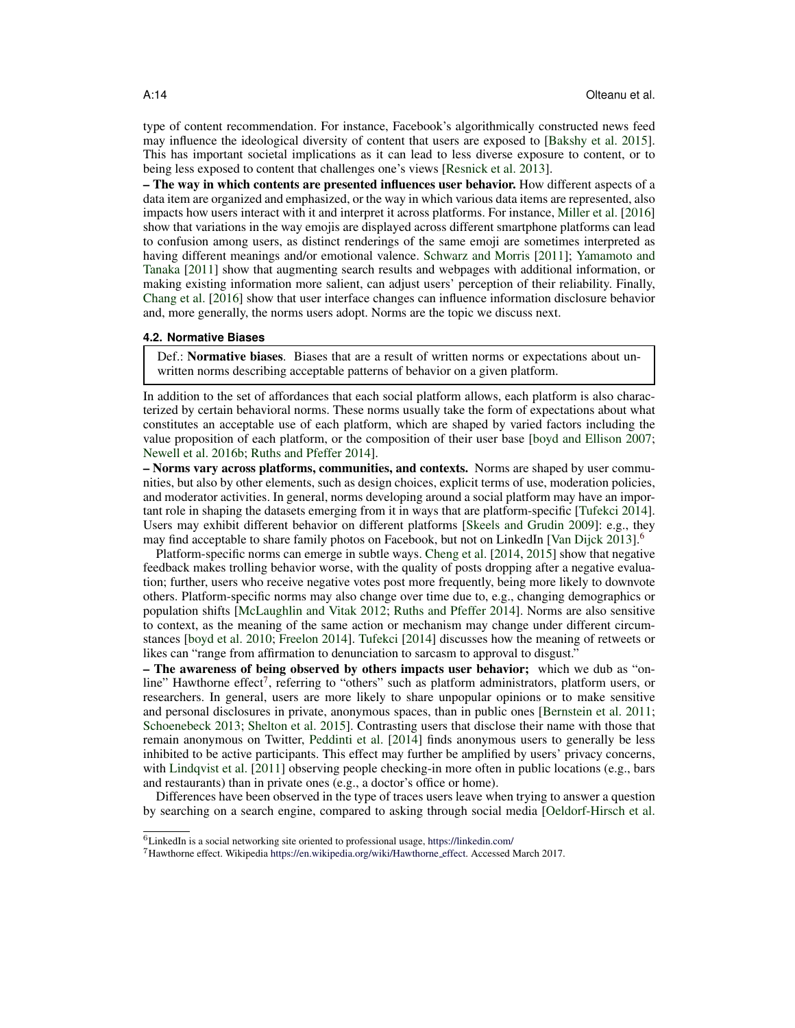type of content recommendation. For instance, Facebook's algorithmically constructed news feed may influence the ideological diversity of content that users are exposed to [Bakshy et al. 2015]. This has important societal implications as it can lead to less diverse exposure to content, or to being less exposed to content that challenges one's views [Resnick et al. 2013].

**– The way in which contents are presented influences user behavior.** How different aspects of a data item are organized and emphasized, or the way in which various data items are represented, also impacts how users interact with it and interpret it across platforms. For instance, Miller et al. [2016] show that variations in the way emojis are displayed across different smartphone platforms can lead to confusion among users, as distinct renderings of the same emoji are sometimes interpreted as having different meanings and/or emotional valence. Schwarz and Morris [2011]; Yamamoto and Tanaka [2011] show that augmenting search results and webpages with additional information, or making existing information more salient, can adjust users' perception of their reliability. Finally, Chang et al. [2016] show that user interface changes can influence information disclosure behavior and, more generally, the norms users adopt. Norms are the topic we discuss next.

### 4.2. Normative Biases

> Def.: **Normative biases**. Biases that are a result of written norms or expectations about unwritten norms describing acceptable patterns of behavior on a given platform.

In addition to the set of affordances that each social platform allows, each platform is also characterized by certain behavioral norms. These norms usually take the form of expectations about what constitutes an acceptable use of each platform, which are shaped by varied factors including the value proposition of each platform, or the composition of their user base [boyd and Ellison 2007; Newell et al. 2016b; Ruths and Pfeffer 2014].

**– Norms vary across platforms, communities, and contexts.** Norms are shaped by user communities, but also by other elements, such as design choices, explicit terms of use, moderation policies, and moderator activities. In general, norms developing around a social platform may have an important role in shaping the datasets emerging from it in ways that are platform-specific [Tufekci 2014]. Users may exhibit different behavior on different platforms [Skeels and Grudin 2009]: e.g., they may find acceptable to share family photos on Facebook, but not on LinkedIn [Van Dijck 2013].[6]

Platform-specific norms can emerge in subtle ways. Cheng et al. [2014, 2015] show that negative feedback makes trolling behavior worse, with the quality of posts dropping after a negative evaluation; further, users who receive negative votes post more frequently, being more likely to downvote others. Platform-specific norms may also change over time due to, e.g., changing demographics or population shifts [McLaughlin and Vitak 2012; Ruths and Pfeffer 2014]. Norms are also sensitive to context, as the meaning of the same action or mechanism may change under different circumstances [boyd et al. 2010; Freelon 2014]. Tufekci [2014] discusses how the meaning of retweets or likes can "range from affirmation to denunciation to sarcasm to approval to disgust."

**– The awareness of being observed by others impacts user behavior;** which we dub as "online" Hawthorne effect[7], referring to "others" such as platform administrators, platform users, or researchers. In general, users are more likely to share unpopular opinions or to make sensitive and personal disclosures in private, anonymous spaces, than in public ones [Bernstein et al. 2011; Schoenebeck 2013; Shelton et al. 2015]. Contrasting users that disclose their name with those that remain anonymous on Twitter, Peddinti et al. [2014] finds anonymous users to generally be less inhibited to be active participants. This effect may further be amplified by users' privacy concerns, with Lindqvist et al. [2011] observing people checking-in more often in public locations (e.g., bars and restaurants) than in private ones (e.g., a doctor's office or home).

Differences have been observed in the type of traces users leave when trying to answer a question by searching on a search engine, compared to asking through social media [Oeldorf-Hirsch et al.

[6] LinkedIn is a social networking site oriented to professional usage, https://linkedin.com/

[7] Hawthorne effect. Wikipedia https://en.wikipedia.org/wiki/Hawthorne_effect. Accessed March 2017.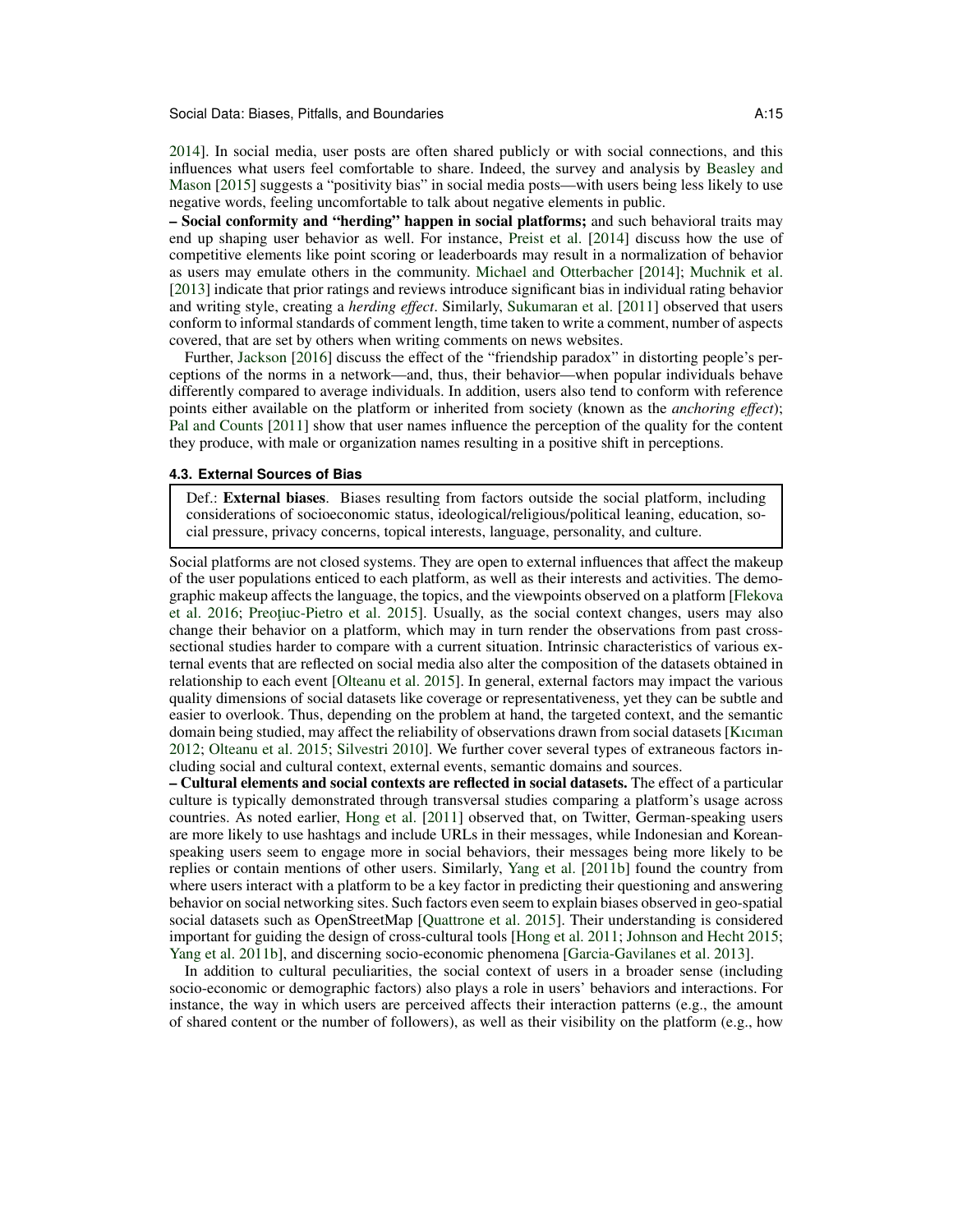2014]. In social media, user posts are often shared publicly or with social connections, and this influences what users feel comfortable to share. Indeed, the survey and analysis by Beasley and Mason [2015] suggests a "positivity bias" in social media posts—with users being less likely to use negative words, feeling uncomfortable to talk about negative elements in public.

– **Social conformity and "herding" happen in social platforms;** and such behavioral traits may end up shaping user behavior as well. For instance, Preist et al. [2014] discuss how the use of competitive elements like point scoring or leaderboards may result in a normalization of behavior as users may emulate others in the community. Michael and Otterbacher [2014]; Muchnik et al. [2013] indicate that prior ratings and reviews introduce significant bias in individual rating behavior and writing style, creating a *herding effect*. Similarly, Sukumaran et al. [2011] observed that users conform to informal standards of comment length, time taken to write a comment, number of aspects covered, that are set by others when writing comments on news websites.

Further, Jackson [2016] discuss the effect of the "friendship paradox" in distorting people's perceptions of the norms in a network—and, thus, their behavior—when popular individuals behave differently compared to average individuals. In addition, users also tend to conform with reference points either available on the platform or inherited from society (known as the *anchoring effect*); Pal and Counts [2011] show that user names influence the perception of the quality for the content they produce, with male or organization names resulting in a positive shift in perceptions.

### 4.3. External Sources of Bias

> Def.: **External biases**. Biases resulting from factors outside the social platform, including considerations of socioeconomic status, ideological/religious/political leaning, education, social pressure, privacy concerns, topical interests, language, personality, and culture.

Social platforms are not closed systems. They are open to external influences that affect the makeup of the user populations enticed to each platform, as well as their interests and activities. The demographic makeup affects the language, the topics, and the viewpoints observed on a platform [Flekova et al. 2016; Preoţiuc-Pietro et al. 2015]. Usually, as the social context changes, users may also change their behavior on a platform, which may in turn render the observations from past cross-sectional studies harder to compare with a current situation. Intrinsic characteristics of various external events that are reflected on social media also alter the composition of the datasets obtained in relationship to each event [Olteanu et al. 2015]. In general, external factors may impact the various quality dimensions of social datasets like coverage or representativeness, yet they can be subtle and easier to overlook. Thus, depending on the problem at hand, the targeted context, and the semantic domain being studied, may affect the reliability of observations drawn from social datasets [Kıcıman 2012; Olteanu et al. 2015; Silvestri 2010]. We further cover several types of extraneous factors including social and cultural context, external events, semantic domains and sources.

– **Cultural elements and social contexts are reflected in social datasets.** The effect of a particular culture is typically demonstrated through transversal studies comparing a platform's usage across countries. As noted earlier, Hong et al. [2011] observed that, on Twitter, German-speaking users are more likely to use hashtags and include URLs in their messages, while Indonesian and Korean-speaking users seem to engage more in social behaviors, their messages being more likely to be replies or contain mentions of other users. Similarly, Yang et al. [2011b] found the country from where users interact with a platform to be a key factor in predicting their questioning and answering behavior on social networking sites. Such factors even seem to explain biases observed in geo-spatial social datasets such as OpenStreetMap [Quattrone et al. 2015]. Their understanding is considered important for guiding the design of cross-cultural tools [Hong et al. 2011; Johnson and Hecht 2015; Yang et al. 2011b], and discerning socio-economic phenomena [Garcia-Gavilanes et al. 2013].

In addition to cultural peculiarities, the social context of users in a broader sense (including socio-economic or demographic factors) also plays a role in users' behaviors and interactions. For instance, the way in which users are perceived affects their interaction patterns (e.g., the amount of shared content or the number of followers), as well as their visibility on the platform (e.g., how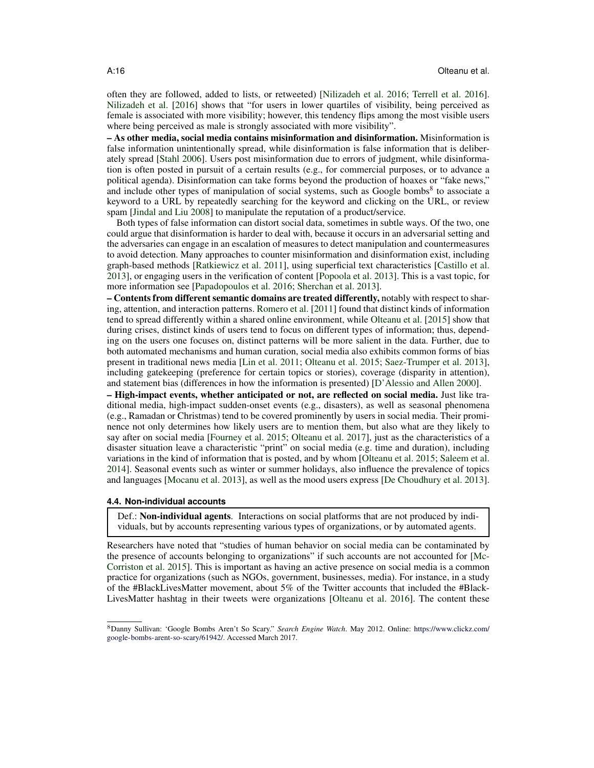often they are followed, added to lists, or retweeted) [Nilizadeh et al. 2016; Terrell et al. 2016]. Nilizadeh et al. [2016] shows that "for users in lower quartiles of visibility, being perceived as female is associated with more visibility; however, this tendency flips among the most visible users where being perceived as male is strongly associated with more visibility".

**– As other media, social media contains misinformation and disinformation.** Misinformation is false information unintentionally spread, while disinformation is false information that is deliberately spread [Stahl 2006]. Users post misinformation due to errors of judgment, while disinformation is often posted in pursuit of a certain results (e.g., for commercial purposes, or to advance a political agenda). Disinformation can take forms beyond the production of hoaxes or "fake news," and include other types of manipulation of social systems, such as Google bombs[8] to associate a keyword to a URL by repeatedly searching for the keyword and clicking on the URL, or review spam [Jindal and Liu 2008] to manipulate the reputation of a product/service.

Both types of false information can distort social data, sometimes in subtle ways. Of the two, one could argue that disinformation is harder to deal with, because it occurs in an adversarial setting and the adversaries can engage in an escalation of measures to detect manipulation and countermeasures to avoid detection. Many approaches to counter misinformation and disinformation exist, including graph-based methods [Ratkiewicz et al. 2011], using superficial text characteristics [Castillo et al. 2013], or engaging users in the verification of content [Popoola et al. 2013]. This is a vast topic, for more information see [Papadopoulos et al. 2016; Sherchan et al. 2013].

**– Contents from different semantic domains are treated differently,** notably with respect to sharing, attention, and interaction patterns. Romero et al. [2011] found that distinct kinds of information tend to spread differently within a shared online environment, while Olteanu et al. [2015] show that during crises, distinct kinds of users tend to focus on different types of information; thus, depending on the users one focuses on, distinct patterns will be more salient in the data. Further, due to both automated mechanisms and human curation, social media also exhibits common forms of bias present in traditional news media [Lin et al. 2011; Olteanu et al. 2015; Saez-Trumper et al. 2013], including gatekeeping (preference for certain topics or stories), coverage (disparity in attention), and statement bias (differences in how the information is presented) [D'Alessio and Allen 2000].

**– High-impact events, whether anticipated or not, are reflected on social media.** Just like traditional media, high-impact sudden-onset events (e.g., disasters), as well as seasonal phenomena (e.g., Ramadan or Christmas) tend to be covered prominently by users in social media. Their prominence not only determines how likely users are to mention them, but also what are they likely to say after on social media [Fourney et al. 2015; Olteanu et al. 2017], just as the characteristics of a disaster situation leave a characteristic "print" on social media (e.g. time and duration), including variations in the kind of information that is posted, and by whom [Olteanu et al. 2015; Saleem et al. 2014]. Seasonal events such as winter or summer holidays, also influence the prevalence of topics and languages [Mocanu et al. 2013], as well as the mood users express [De Choudhury et al. 2013].

### 4.4. Non-individual accounts

> Def.: **Non-individual agents**. Interactions on social platforms that are not produced by individuals, but by accounts representing various types of organizations, or by automated agents.

Researchers have noted that "studies of human behavior on social media can be contaminated by the presence of accounts belonging to organizations" if such accounts are not accounted for [McCorriston et al. 2015]. This is important as having an active presence on social media is a common practice for organizations (such as NGOs, government, businesses, media). For instance, in a study of the #BlackLivesMatter movement, about 5% of the Twitter accounts that included the #BlackLivesMatter hashtag in their tweets were organizations [Olteanu et al. 2016]. The content these

[8] Danny Sullivan: 'Google Bombs Aren't So Scary." *Search Engine Watch*. May 2012. Online: https://www.clickz.com/google-bombs-arent-so-scary/61942/. Accessed March 2017.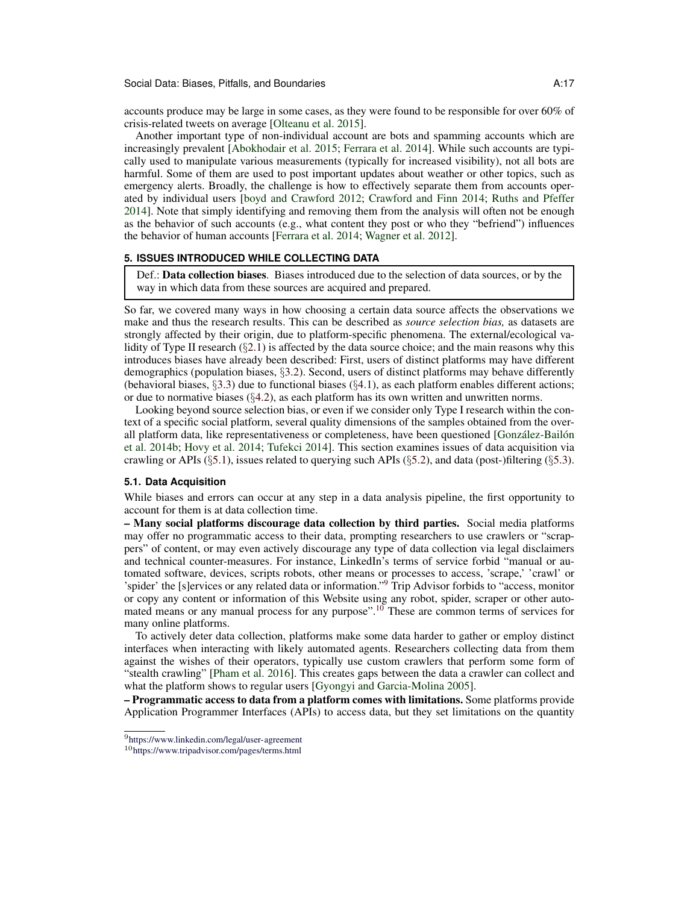accounts produce may be large in some cases, as they were found to be responsible for over 60% of crisis-related tweets on average [Olteanu et al. 2015].

Another important type of non-individual account are bots and spamming accounts which are increasingly prevalent [Abokhodair et al. 2015; Ferrara et al. 2014]. While such accounts are typically used to manipulate various measurements (typically for increased visibility), not all bots are harmful. Some of them are used to post important updates about weather or other topics, such as emergency alerts. Broadly, the challenge is how to effectively separate them from accounts operated by individual users [boyd and Crawford 2012; Crawford and Finn 2014; Ruths and Pfeffer 2014]. Note that simply identifying and removing them from the analysis will often not be enough as the behavior of such accounts (e.g., what content they post or who they "befriend") influences the behavior of human accounts [Ferrara et al. 2014; Wagner et al. 2012].

## 5. ISSUES INTRODUCED WHILE COLLECTING DATA

> Def.: **Data collection biases**. Biases introduced due to the selection of data sources, or by the way in which data from these sources are acquired and prepared.

So far, we covered many ways in how choosing a certain data source affects the observations we make and thus the research results. This can be described as *source selection bias,* as datasets are strongly affected by their origin, due to platform-specific phenomena. The external/ecological validity of Type II research (§2.1) is affected by the data source choice; and the main reasons why this introduces biases have already been described: First, users of distinct platforms may have different demographics (population biases, §3.2). Second, users of distinct platforms may behave differently (behavioral biases, §3.3) due to functional biases (§4.1), as each platform enables different actions; or due to normative biases (§4.2), as each platform has its own written and unwritten norms.

Looking beyond source selection bias, or even if we consider only Type I research within the context of a specific social platform, several quality dimensions of the samples obtained from the overall platform data, like representativeness or completeness, have been questioned [González-Bailón et al. 2014b; Hovy et al. 2014; Tufekci 2014]. This section examines issues of data acquisition via crawling or APIs (§5.1), issues related to querying such APIs (§5.2), and data (post-)filtering (§5.3).

### 5.1. Data Acquisition

While biases and errors can occur at any step in a data analysis pipeline, the first opportunity to account for them is at data collection time.

**– Many social platforms discourage data collection by third parties.** Social media platforms may offer no programmatic access to their data, prompting researchers to use crawlers or "scrappers" of content, or may even actively discourage any type of data collection via legal disclaimers and technical counter-measures. For instance, LinkedIn's terms of service forbid "manual or automated software, devices, scripts robots, other means or processes to access, 'scrape,' 'crawl' or 'spider' the [s]ervices or any related data or information."[9] Trip Advisor forbids to "access, monitor or copy any content or information of this Website using any robot, spider, scraper or other automated means or any manual process for any purpose".[10] These are common terms of services for many online platforms.

To actively deter data collection, platforms make some data harder to gather or employ distinct interfaces when interacting with likely automated agents. Researchers collecting data from them against the wishes of their operators, typically use custom crawlers that perform some form of "stealth crawling" [Pham et al. 2016]. This creates gaps between the data a crawler can collect and what the platform shows to regular users [Gyongyi and Garcia-Molina 2005].

**– Programmatic access to data from a platform comes with limitations.** Some platforms provide Application Programmer Interfaces (APIs) to access data, but they set limitations on the quantity

[9] https://www.linkedin.com/legal/user-agreement

[10] https://www.tripadvisor.com/pages/terms.html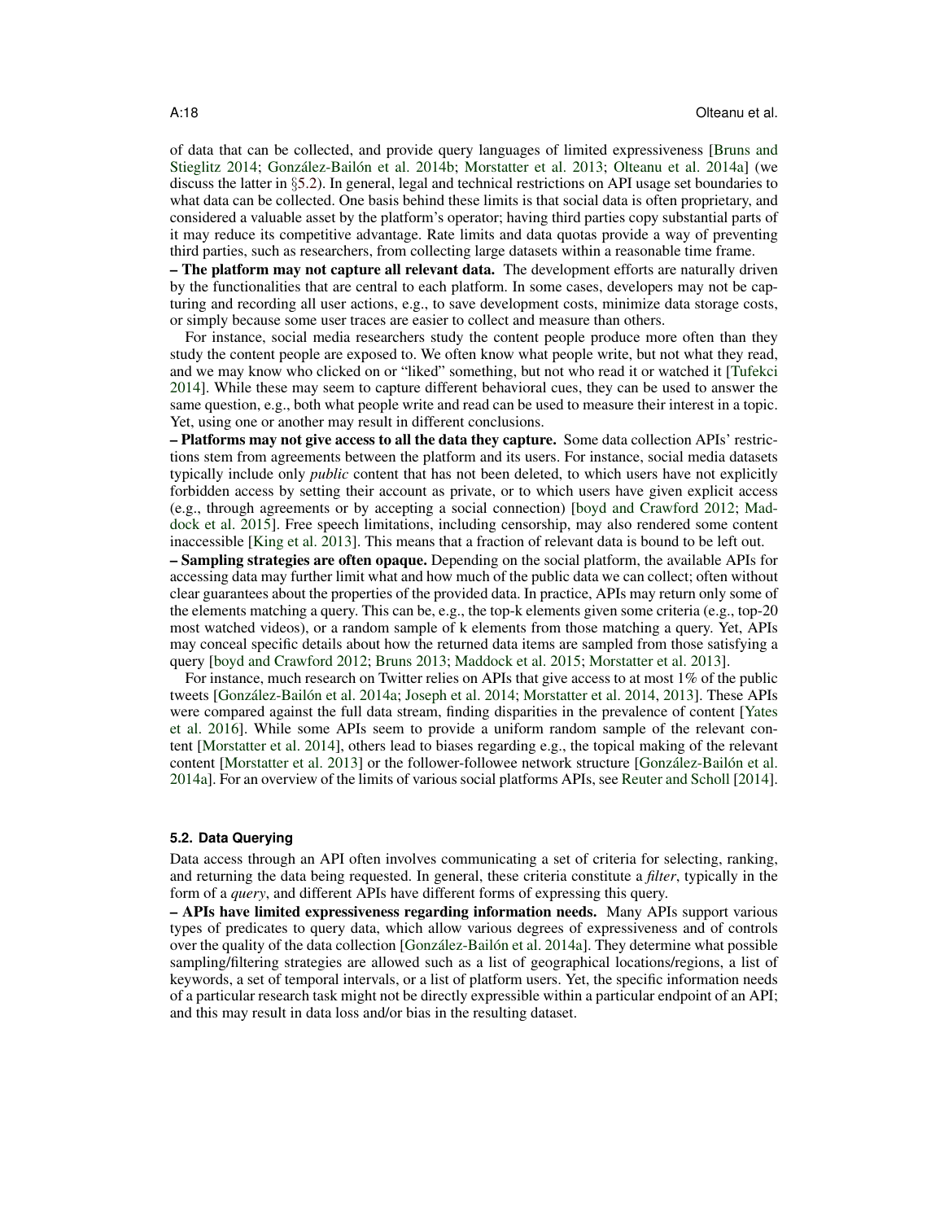of data that can be collected, and provide query languages of limited expressiveness [Bruns and Stieglitz 2014; González-Bailón et al. 2014b; Morstatter et al. 2013; Olteanu et al. 2014a] (we discuss the latter in §5.2). In general, legal and technical restrictions on API usage set boundaries to what data can be collected. One basis behind these limits is that social data is often proprietary, and considered a valuable asset by the platform's operator; having third parties copy substantial parts of it may reduce its competitive advantage. Rate limits and data quotas provide a way of preventing third parties, such as researchers, from collecting large datasets within a reasonable time frame.

**– The platform may not capture all relevant data.** The development efforts are naturally driven by the functionalities that are central to each platform. In some cases, developers may not be capturing and recording all user actions, e.g., to save development costs, minimize data storage costs, or simply because some user traces are easier to collect and measure than others.

For instance, social media researchers study the content people produce more often than they study the content people are exposed to. We often know what people write, but not what they read, and we may know who clicked on or "liked" something, but not who read it or watched it [Tufekci 2014]. While these may seem to capture different behavioral cues, they can be used to answer the same question, e.g., both what people write and read can be used to measure their interest in a topic. Yet, using one or another may result in different conclusions.

**– Platforms may not give access to all the data they capture.** Some data collection APIs' restrictions stem from agreements between the platform and its users. For instance, social media datasets typically include only *public* content that has not been deleted, to which users have not explicitly forbidden access by setting their account as private, or to which users have given explicit access (e.g., through agreements or by accepting a social connection) [boyd and Crawford 2012; Maddock et al. 2015]. Free speech limitations, including censorship, may also rendered some content inaccessible [King et al. 2013]. This means that a fraction of relevant data is bound to be left out.

**– Sampling strategies are often opaque.** Depending on the social platform, the available APIs for accessing data may further limit what and how much of the public data we can collect; often without clear guarantees about the properties of the provided data. In practice, APIs may return only some of the elements matching a query. This can be, e.g., the top-k elements given some criteria (e.g., top-20 most watched videos), or a random sample of k elements from those matching a query. Yet, APIs may conceal specific details about how the returned data items are sampled from those satisfying a query [boyd and Crawford 2012; Bruns 2013; Maddock et al. 2015; Morstatter et al. 2013].

For instance, much research on Twitter relies on APIs that give access to at most 1% of the public tweets [González-Bailón et al. 2014a; Joseph et al. 2014; Morstatter et al. 2014, 2013]. These APIs were compared against the full data stream, finding disparities in the prevalence of content [Yates et al. 2016]. While some APIs seem to provide a uniform random sample of the relevant content [Morstatter et al. 2014], others lead to biases regarding e.g., the topical making of the relevant content [Morstatter et al. 2013] or the follower-followee network structure [González-Bailón et al. 2014a]. For an overview of the limits of various social platforms APIs, see Reuter and Scholl [2014].

### 5.2. Data Querying

Data access through an API often involves communicating a set of criteria for selecting, ranking, and returning the data being requested. In general, these criteria constitute a *filter*, typically in the form of a *query*, and different APIs have different forms of expressing this query.

**– APIs have limited expressiveness regarding information needs.** Many APIs support various types of predicates to query data, which allow various degrees of expressiveness and of controls over the quality of the data collection [González-Bailón et al. 2014a]. They determine what possible sampling/filtering strategies are allowed such as a list of geographical locations/regions, a list of keywords, a set of temporal intervals, or a list of platform users. Yet, the specific information needs of a particular research task might not be directly expressible within a particular endpoint of an API; and this may result in data loss and/or bias in the resulting dataset.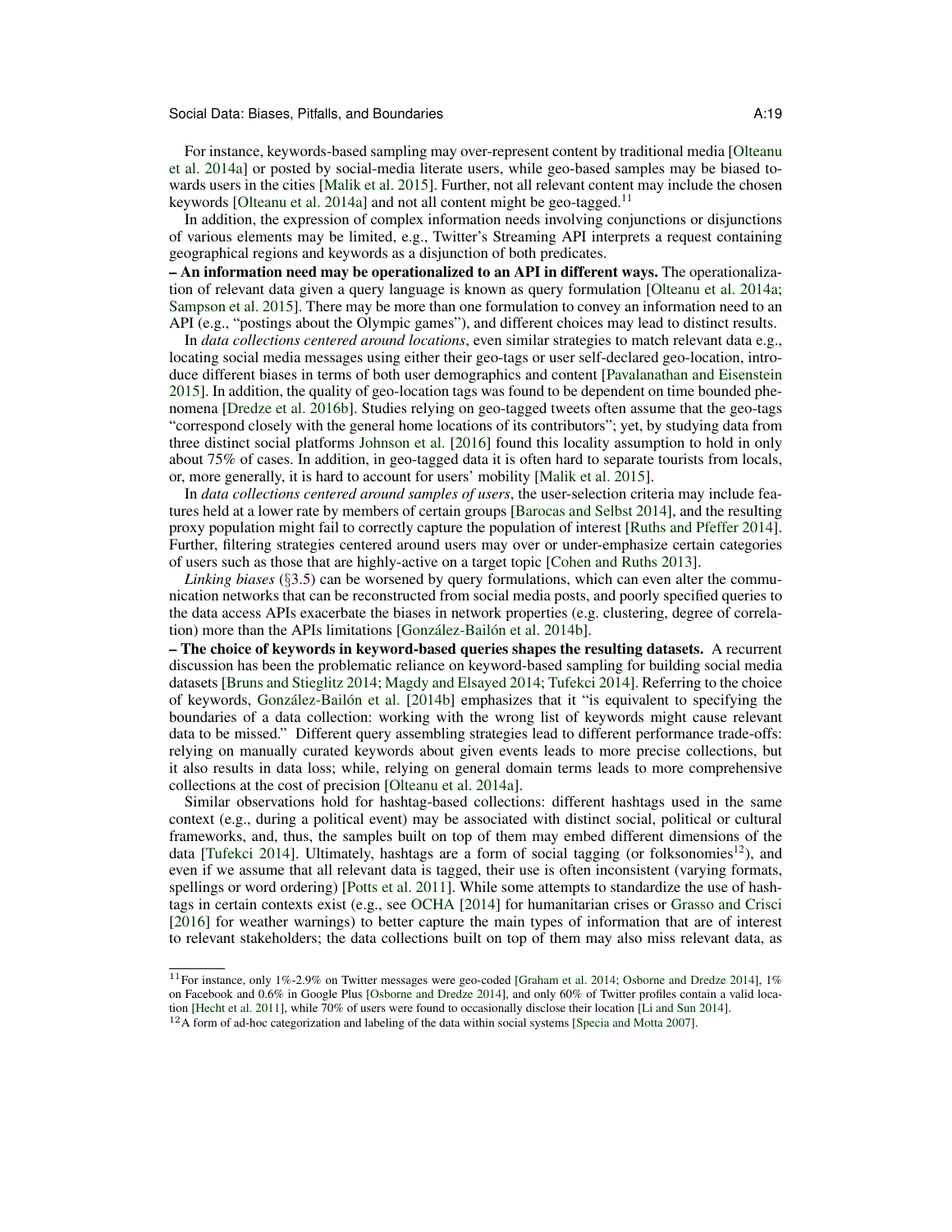For instance, keywords-based sampling may over-represent content by traditional media [Olteanu et al. 2014a] or posted by social-media literate users, while geo-based samples may be biased towards users in the cities [Malik et al. 2015]. Further, not all relevant content may include the chosen keywords [Olteanu et al. 2014a] and not all content might be geo-tagged.[11]

In addition, the expression of complex information needs involving conjunctions or disjunctions of various elements may be limited, e.g., Twitter's Streaming API interprets a request containing geographical regions and keywords as a disjunction of both predicates.

**– An information need may be operationalized to an API in different ways.** The operationalization of relevant data given a query language is known as query formulation [Olteanu et al. 2014a; Sampson et al. 2015]. There may be more than one formulation to convey an information need to an API (e.g., "postings about the Olympic games"), and different choices may lead to distinct results.

In *data collections centered around locations*, even similar strategies to match relevant data e.g., locating social media messages using either their geo-tags or user self-declared geo-location, introduce different biases in terms of both user demographics and content [Pavalanathan and Eisenstein 2015]. In addition, the quality of geo-location tags was found to be dependent on time bounded phenomena [Dredze et al. 2016b]. Studies relying on geo-tagged tweets often assume that the geo-tags "correspond closely with the general home locations of its contributors"; yet, by studying data from three distinct social platforms Johnson et al. [2016] found this locality assumption to hold in only about 75% of cases. In addition, in geo-tagged data it is often hard to separate tourists from locals, or, more generally, it is hard to account for users' mobility [Malik et al. 2015].

In *data collections centered around samples of users*, the user-selection criteria may include features held at a lower rate by members of certain groups [Barocas and Selbst 2014], and the resulting proxy population might fail to correctly capture the population of interest [Ruths and Pfeffer 2014]. Further, filtering strategies centered around users may over or under-emphasize certain categories of users such as those that are highly-active on a target topic [Cohen and Ruths 2013].

*Linking biases* (§3.5) can be worsened by query formulations, which can even alter the communication networks that can be reconstructed from social media posts, and poorly specified queries to the data access APIs exacerbate the biases in network properties (e.g. clustering, degree of correlation) more than the APIs limitations [González-Bailón et al. 2014b].

**– The choice of keywords in keyword-based queries shapes the resulting datasets.** A recurrent discussion has been the problematic reliance on keyword-based sampling for building social media datasets [Bruns and Stieglitz 2014; Magdy and Elsayed 2014; Tufekci 2014]. Referring to the choice of keywords, González-Bailón et al. [2014b] emphasizes that it "is equivalent to specifying the boundaries of a data collection: working with the wrong list of keywords might cause relevant data to be missed." Different query assembling strategies lead to different performance trade-offs: relying on manually curated keywords about given events leads to more precise collections, but it also results in data loss; while, relying on general domain terms leads to more comprehensive collections at the cost of precision [Olteanu et al. 2014a].

Similar observations hold for hashtag-based collections: different hashtags used in the same context (e.g., during a political event) may be associated with distinct social, political or cultural frameworks, and, thus, the samples built on top of them may embed different dimensions of the data [Tufekci 2014]. Ultimately, hashtags are a form of social tagging (or folksonomies[12]), and even if we assume that all relevant data is tagged, their use is often inconsistent (varying formats, spellings or word ordering) [Potts et al. 2011]. While some attempts to standardize the use of hashtags in certain contexts exist (e.g., see OCHA [2014] for humanitarian crises or Grasso and Crisci [2016] for weather warnings) to better capture the main types of information that are of interest to relevant stakeholders; the data collections built on top of them may also miss relevant data, as

[11] For instance, only 1%-2.9% on Twitter messages were geo-coded [Graham et al. 2014; Osborne and Dredze 2014], 1% on Facebook and 0.6% in Google Plus [Osborne and Dredze 2014], and only 60% of Twitter profiles contain a valid location [Hecht et al. 2011], while 70% of users were found to occasionally disclose their location [Li and Sun 2014].

[12] A form of ad-hoc categorization and labeling of the data within social systems [Specia and Motta 2007].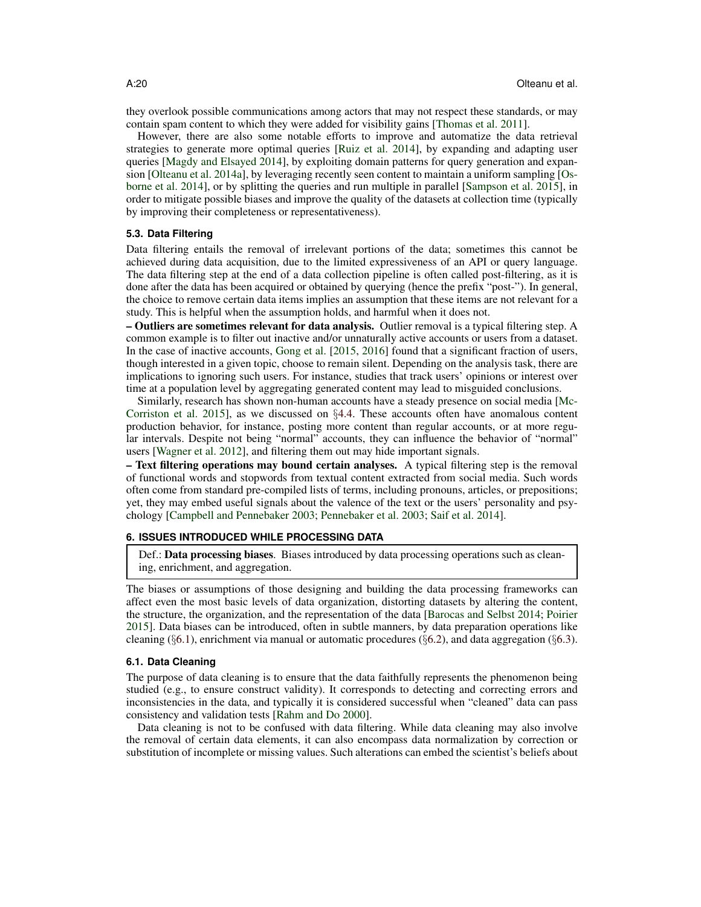they overlook possible communications among actors that may not respect these standards, or may contain spam content to which they were added for visibility gains [Thomas et al. 2011].

However, there are also some notable efforts to improve and automatize the data retrieval strategies to generate more optimal queries [Ruiz et al. 2014], by expanding and adapting user queries [Magdy and Elsayed 2014], by exploiting domain patterns for query generation and expansion [Olteanu et al. 2014a], by leveraging recently seen content to maintain a uniform sampling [Osborne et al. 2014], or by splitting the queries and run multiple in parallel [Sampson et al. 2015], in order to mitigate possible biases and improve the quality of the datasets at collection time (typically by improving their completeness or representativeness).

### 5.3. Data Filtering

Data filtering entails the removal of irrelevant portions of the data; sometimes this cannot be achieved during data acquisition, due to the limited expressiveness of an API or query language. The data filtering step at the end of a data collection pipeline is often called post-filtering, as it is done after the data has been acquired or obtained by querying (hence the prefix "post-"). In general, the choice to remove certain data items implies an assumption that these items are not relevant for a study. This is helpful when the assumption holds, and harmful when it does not.

**– Outliers are sometimes relevant for data analysis.** Outlier removal is a typical filtering step. A common example is to filter out inactive and/or unnaturally active accounts or users from a dataset. In the case of inactive accounts, Gong et al. [2015, 2016] found that a significant fraction of users, though interested in a given topic, choose to remain silent. Depending on the analysis task, there are implications to ignoring such users. For instance, studies that track users' opinions or interest over time at a population level by aggregating generated content may lead to misguided conclusions.

Similarly, research has shown non-human accounts have a steady presence on social media [McCorriston et al. 2015], as we discussed on §4.4. These accounts often have anomalous content production behavior, for instance, posting more content than regular accounts, or at more regular intervals. Despite not being "normal" accounts, they can influence the behavior of "normal" users [Wagner et al. 2012], and filtering them out may hide important signals.

**– Text filtering operations may bound certain analyses.** A typical filtering step is the removal of functional words and stopwords from textual content extracted from social media. Such words often come from standard pre-compiled lists of terms, including pronouns, articles, or prepositions; yet, they may embed useful signals about the valence of the text or the users' personality and psychology [Campbell and Pennebaker 2003; Pennebaker et al. 2003; Saif et al. 2014].

## 6. ISSUES INTRODUCED WHILE PROCESSING DATA

> Def.: **Data processing biases**. Biases introduced by data processing operations such as cleaning, enrichment, and aggregation.

The biases or assumptions of those designing and building the data processing frameworks can affect even the most basic levels of data organization, distorting datasets by altering the content, the structure, the organization, and the representation of the data [Barocas and Selbst 2014; Poirier 2015]. Data biases can be introduced, often in subtle manners, by data preparation operations like cleaning (§6.1), enrichment via manual or automatic procedures (§6.2), and data aggregation (§6.3).

### 6.1. Data Cleaning

The purpose of data cleaning is to ensure that the data faithfully represents the phenomenon being studied (e.g., to ensure construct validity). It corresponds to detecting and correcting errors and inconsistencies in the data, and typically it is considered successful when "cleaned" data can pass consistency and validation tests [Rahm and Do 2000].

Data cleaning is not to be confused with data filtering. While data cleaning may also involve the removal of certain data elements, it can also encompass data normalization by correction or substitution of incomplete or missing values. Such alterations can embed the scientist's beliefs about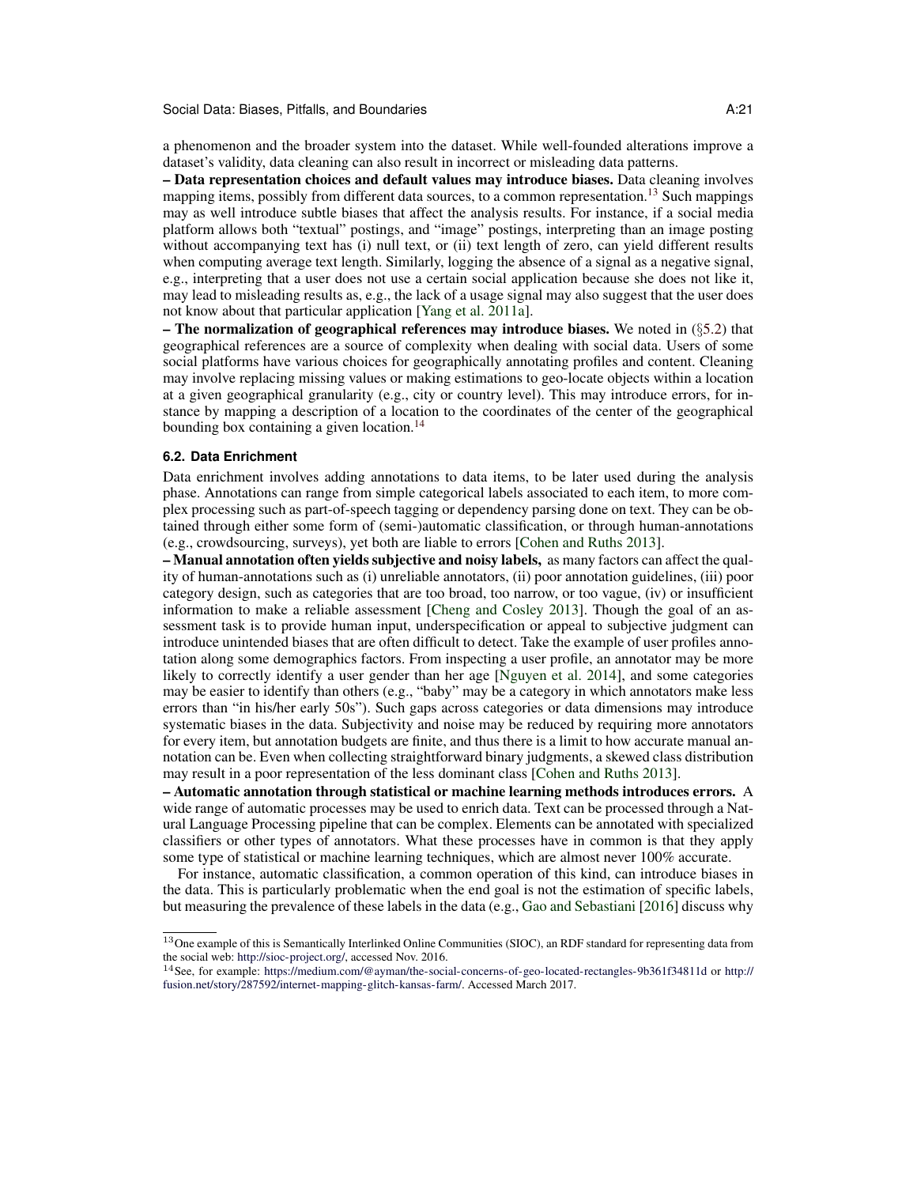a phenomenon and the broader system into the dataset. While well-founded alterations improve a dataset's validity, data cleaning can also result in incorrect or misleading data patterns.

**– Data representation choices and default values may introduce biases.** Data cleaning involves mapping items, possibly from different data sources, to a common representation.[13] Such mappings may as well introduce subtle biases that affect the analysis results. For instance, if a social media platform allows both "textual" postings, and "image" postings, interpreting than an image posting without accompanying text has (i) null text, or (ii) text length of zero, can yield different results when computing average text length. Similarly, logging the absence of a signal as a negative signal, e.g., interpreting that a user does not use a certain social application because she does not like it, may lead to misleading results as, e.g., the lack of a usage signal may also suggest that the user does not know about that particular application [Yang et al. 2011a].

**– The normalization of geographical references may introduce biases.** We noted in (§5.2) that geographical references are a source of complexity when dealing with social data. Users of some social platforms have various choices for geographically annotating profiles and content. Cleaning may involve replacing missing values or making estimations to geo-locate objects within a location at a given geographical granularity (e.g., city or country level). This may introduce errors, for instance by mapping a description of a location to the coordinates of the center of the geographical bounding box containing a given location.[14]

### 6.2. Data Enrichment

Data enrichment involves adding annotations to data items, to be later used during the analysis phase. Annotations can range from simple categorical labels associated to each item, to more complex processing such as part-of-speech tagging or dependency parsing done on text. They can be obtained through either some form of (semi-)automatic classification, or through human-annotations (e.g., crowdsourcing, surveys), yet both are liable to errors [Cohen and Ruths 2013].

**– Manual annotation often yields subjective and noisy labels,** as many factors can affect the quality of human-annotations such as (i) unreliable annotators, (ii) poor annotation guidelines, (iii) poor category design, such as categories that are too broad, too narrow, or too vague, (iv) or insufficient information to make a reliable assessment [Cheng and Cosley 2013]. Though the goal of an assessment task is to provide human input, underspecification or appeal to subjective judgment can introduce unintended biases that are often difficult to detect. Take the example of user profiles annotation along some demographics factors. From inspecting a user profile, an annotator may be more likely to correctly identify a user gender than her age [Nguyen et al. 2014], and some categories may be easier to identify than others (e.g., "baby" may be a category in which annotators make less errors than "in his/her early 50s"). Such gaps across categories or data dimensions may introduce systematic biases in the data. Subjectivity and noise may be reduced by requiring more annotators for every item, but annotation budgets are finite, and thus there is a limit to how accurate manual annotation can be. Even when collecting straightforward binary judgments, a skewed class distribution may result in a poor representation of the less dominant class [Cohen and Ruths 2013].

**– Automatic annotation through statistical or machine learning methods introduces errors.** A wide range of automatic processes may be used to enrich data. Text can be processed through a Natural Language Processing pipeline that can be complex. Elements can be annotated with specialized classifiers or other types of annotators. What these processes have in common is that they apply some type of statistical or machine learning techniques, which are almost never 100% accurate.

For instance, automatic classification, a common operation of this kind, can introduce biases in the data. This is particularly problematic when the end goal is not the estimation of specific labels, but measuring the prevalence of these labels in the data (e.g., Gao and Sebastiani [2016] discuss why

---

[13] One example of this is Semantically Interlinked Online Communities (SIOC), an RDF standard for representing data from the social web: http://sioc-project.org/, accessed Nov. 2016.

[14] See, for example: https://medium.com/@ayman/the-social-concerns-of-geo-located-rectangles-9b361f34811d or http://fusion.net/story/287592/internet-mapping-glitch-kansas-farm/. Accessed March 2017.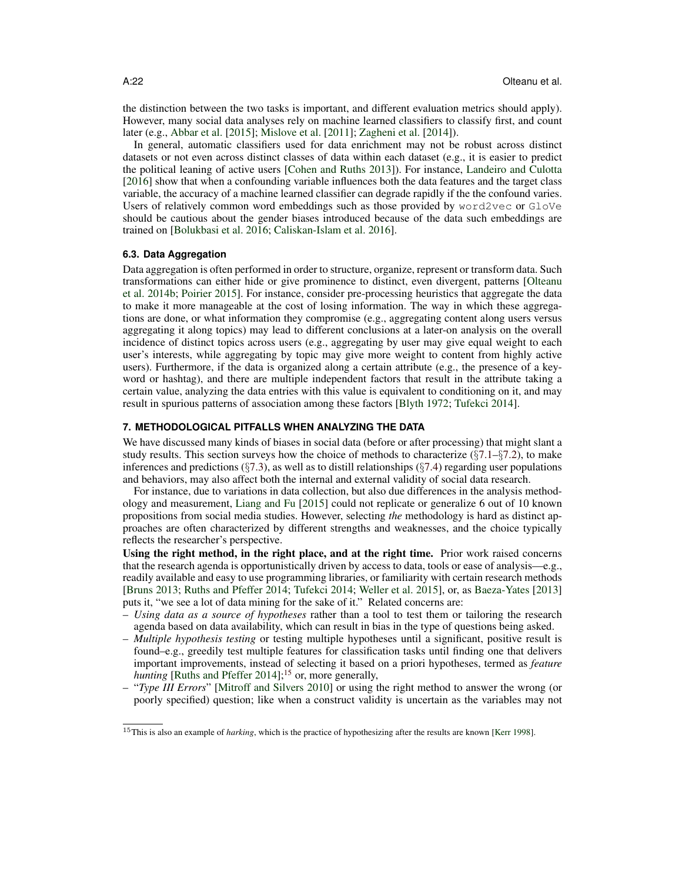the distinction between the two tasks is important, and different evaluation metrics should apply). However, many social data analyses rely on machine learned classifiers to classify first, and count later (e.g., Abbar et al. [2015]; Mislove et al. [2011]; Zagheni et al. [2014]).

In general, automatic classifiers used for data enrichment may not be robust across distinct datasets or not even across distinct classes of data within each dataset (e.g., it is easier to predict the political leaning of active users [Cohen and Ruths 2013]). For instance, Landeiro and Culotta [2016] show that when a confounding variable influences both the data features and the target class variable, the accuracy of a machine learned classifier can degrade rapidly if the the confound varies. Users of relatively common word embeddings such as those provided by `word2vec` or `GloVe` should be cautious about the gender biases introduced because of the data such embeddings are trained on [Bolukbasi et al. 2016; Caliskan-Islam et al. 2016].

### 6.3. Data Aggregation

Data aggregation is often performed in order to structure, organize, represent or transform data. Such transformations can either hide or give prominence to distinct, even divergent, patterns [Olteanu et al. 2014b; Poirier 2015]. For instance, consider pre-processing heuristics that aggregate the data to make it more manageable at the cost of losing information. The way in which these aggregations are done, or what information they compromise (e.g., aggregating content along users versus aggregating it along topics) may lead to different conclusions at a later-on analysis on the overall incidence of distinct topics across users (e.g., aggregating by user may give equal weight to each user's interests, while aggregating by topic may give more weight to content from highly active users). Furthermore, if the data is organized along a certain attribute (e.g., the presence of a keyword or hashtag), and there are multiple independent factors that result in the attribute taking a certain value, analyzing the data entries with this value is equivalent to conditioning on it, and may result in spurious patterns of association among these factors [Blyth 1972; Tufekci 2014].

## 7. METHODOLOGICAL PITFALLS WHEN ANALYZING THE DATA

We have discussed many kinds of biases in social data (before or after processing) that might slant a study results. This section surveys how the choice of methods to characterize (§7.1–§7.2), to make inferences and predictions (§7.3), as well as to distill relationships (§7.4) regarding user populations and behaviors, may also affect both the internal and external validity of social data research.

For instance, due to variations in data collection, but also due differences in the analysis methodology and measurement, Liang and Fu [2015] could not replicate or generalize 6 out of 10 known propositions from social media studies. However, selecting *the* methodology is hard as distinct approaches are often characterized by different strengths and weaknesses, and the choice typically reflects the researcher's perspective.

**Using the right method, in the right place, and at the right time.** Prior work raised concerns that the research agenda is opportunistically driven by access to data, tools or ease of analysis—e.g., readily available and easy to use programming libraries, or familiarity with certain research methods [Bruns 2013; Ruths and Pfeffer 2014; Tufekci 2014; Weller et al. 2015], or, as Baeza-Yates [2013] puts it, "we see a lot of data mining for the sake of it." Related concerns are:

- *Using data as a source of hypotheses* rather than a tool to test them or tailoring the research agenda based on data availability, which can result in bias in the type of questions being asked.
- *Multiple hypothesis testing* or testing multiple hypotheses until a significant, positive result is found–e.g., greedily test multiple features for classification tasks until finding one that delivers important improvements, instead of selecting it based on a priori hypotheses, termed as *feature hunting* [Ruths and Pfeffer 2014];[15] or, more generally,
- "*Type III Errors*" [Mitroff and Silvers 2010] or using the right method to answer the wrong (or poorly specified) question; like when a construct validity is uncertain as the variables may not

[15] This is also an example of *harking*, which is the practice of hypothesizing after the results are known [Kerr 1998].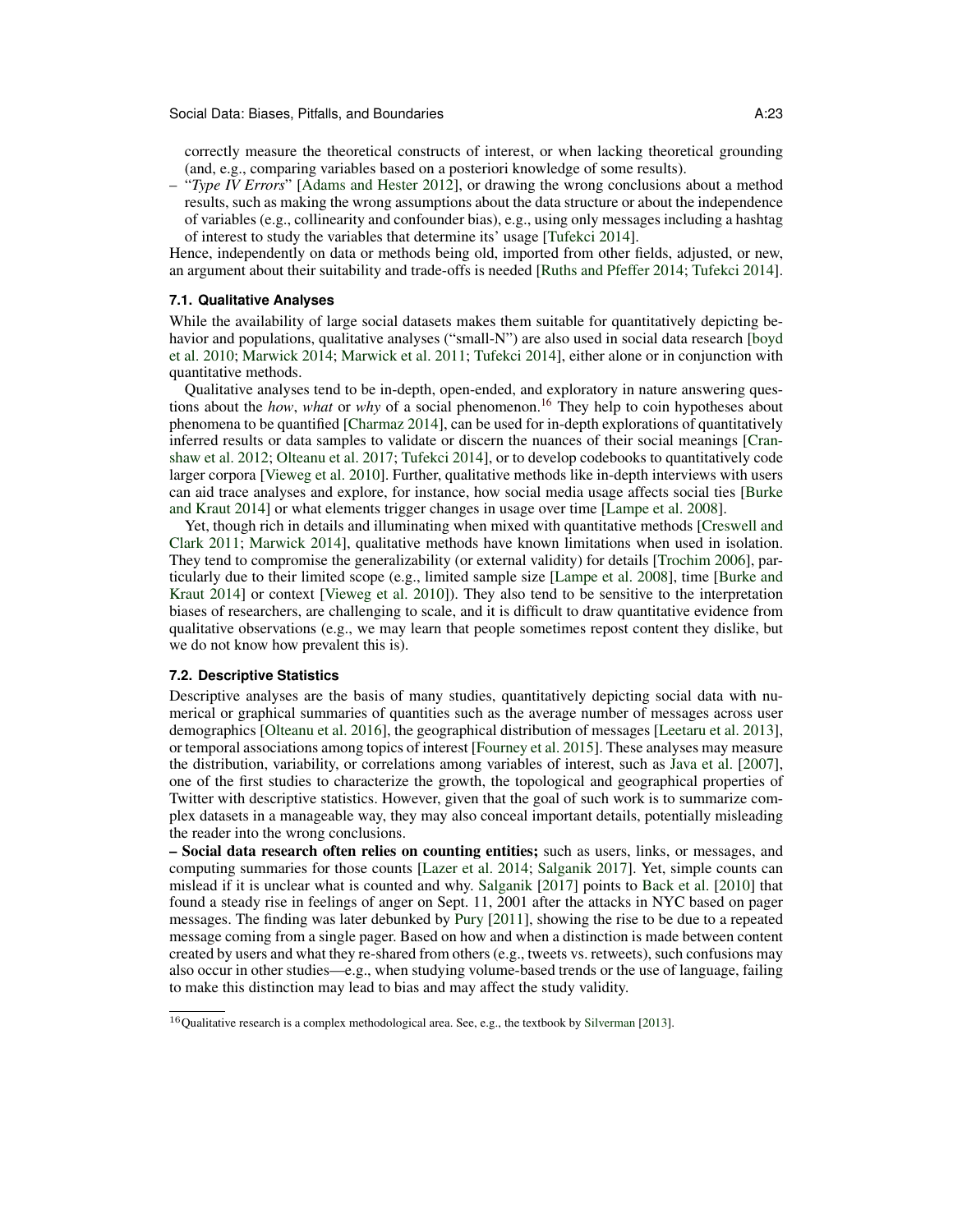correctly measure the theoretical constructs of interest, or when lacking theoretical grounding (and, e.g., comparing variables based on a posteriori knowledge of some results).

– "*Type IV Errors*" [Adams and Hester 2012], or drawing the wrong conclusions about a method results, such as making the wrong assumptions about the data structure or about the independence of variables (e.g., collinearity and confounder bias), e.g., using only messages including a hashtag of interest to study the variables that determine its' usage [Tufekci 2014].

Hence, independently on data or methods being old, imported from other fields, adjusted, or new, an argument about their suitability and trade-offs is needed [Ruths and Pfeffer 2014; Tufekci 2014].

### 7.1. Qualitative Analyses

While the availability of large social datasets makes them suitable for quantitatively depicting behavior and populations, qualitative analyses ("small-N") are also used in social data research [boyd et al. 2010; Marwick 2014; Marwick et al. 2011; Tufekci 2014], either alone or in conjunction with quantitative methods.

Qualitative analyses tend to be in-depth, open-ended, and exploratory in nature answering questions about the *how*, *what* or *why* of a social phenomenon.[16] They help to coin hypotheses about phenomena to be quantified [Charmaz 2014], can be used for in-depth explorations of quantitatively inferred results or data samples to validate or discern the nuances of their social meanings [Cranshaw et al. 2012; Olteanu et al. 2017; Tufekci 2014], or to develop codebooks to quantitatively code larger corpora [Vieweg et al. 2010]. Further, qualitative methods like in-depth interviews with users can aid trace analyses and explore, for instance, how social media usage affects social ties [Burke and Kraut 2014] or what elements trigger changes in usage over time [Lampe et al. 2008].

Yet, though rich in details and illuminating when mixed with quantitative methods [Creswell and Clark 2011; Marwick 2014], qualitative methods have known limitations when used in isolation. They tend to compromise the generalizability (or external validity) for details [Trochim 2006], particularly due to their limited scope (e.g., limited sample size [Lampe et al. 2008], time [Burke and Kraut 2014] or context [Vieweg et al. 2010]). They also tend to be sensitive to the interpretation biases of researchers, are challenging to scale, and it is difficult to draw quantitative evidence from qualitative observations (e.g., we may learn that people sometimes repost content they dislike, but we do not know how prevalent this is).

### 7.2. Descriptive Statistics

Descriptive analyses are the basis of many studies, quantitatively depicting social data with numerical or graphical summaries of quantities such as the average number of messages across user demographics [Olteanu et al. 2016], the geographical distribution of messages [Leetaru et al. 2013], or temporal associations among topics of interest [Fourney et al. 2015]. These analyses may measure the distribution, variability, or correlations among variables of interest, such as Java et al. [2007], one of the first studies to characterize the growth, the topological and geographical properties of Twitter with descriptive statistics. However, given that the goal of such work is to summarize complex datasets in a manageable way, they may also conceal important details, potentially misleading the reader into the wrong conclusions.

**– Social data research often relies on counting entities;** such as users, links, or messages, and computing summaries for those counts [Lazer et al. 2014; Salganik 2017]. Yet, simple counts can mislead if it is unclear what is counted and why. Salganik [2017] points to Back et al. [2010] that found a steady rise in feelings of anger on Sept. 11, 2001 after the attacks in NYC based on pager messages. The finding was later debunked by Pury [2011], showing the rise to be due to a repeated message coming from a single pager. Based on how and when a distinction is made between content created by users and what they re-shared from others (e.g., tweets vs. retweets), such confusions may also occur in other studies—e.g., when studying volume-based trends or the use of language, failing to make this distinction may lead to bias and may affect the study validity.

[16] Qualitative research is a complex methodological area. See, e.g., the textbook by Silverman [2013].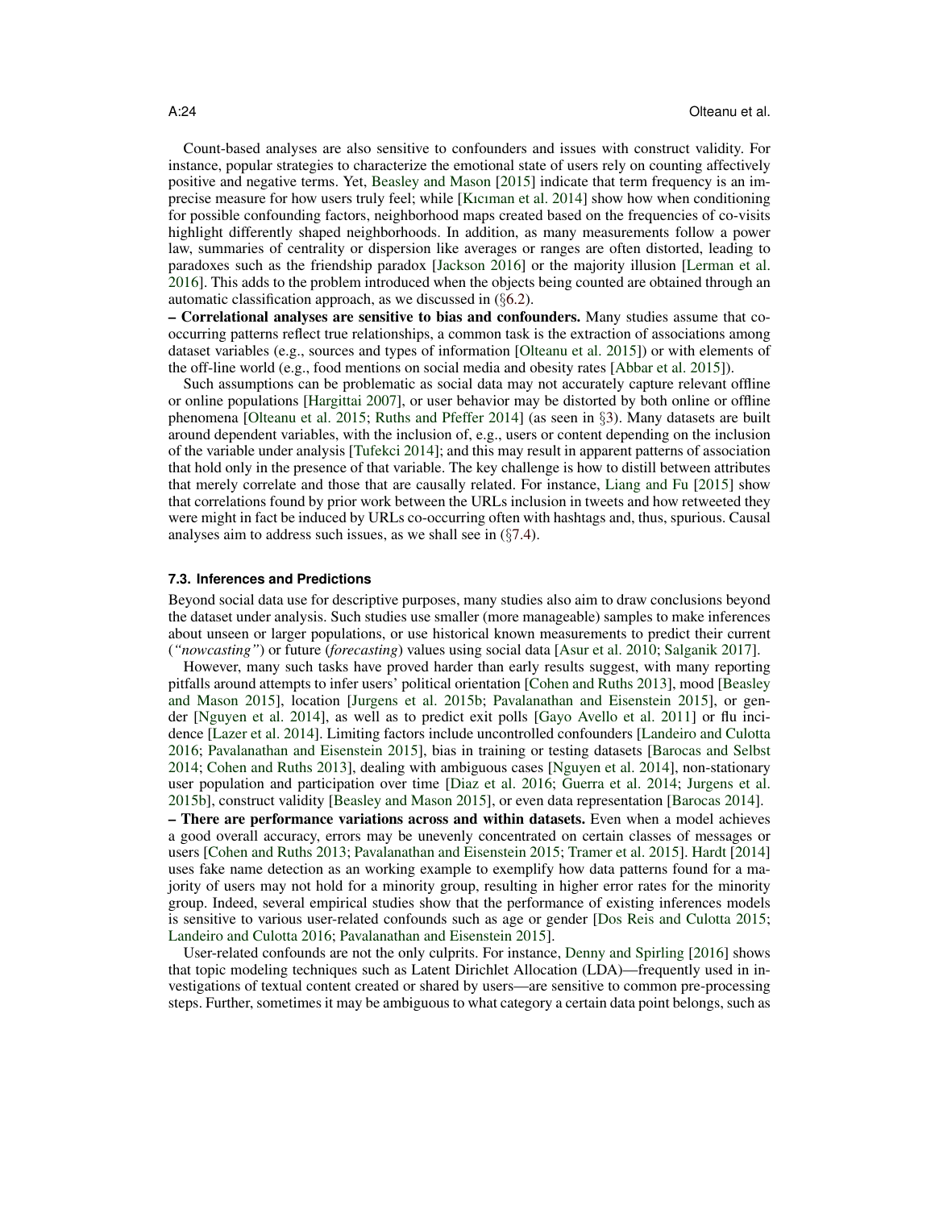Count-based analyses are also sensitive to confounders and issues with construct validity. For instance, popular strategies to characterize the emotional state of users rely on counting affectively positive and negative terms. Yet, Beasley and Mason [2015] indicate that term frequency is an imprecise measure for how users truly feel; while [Kıcıman et al. 2014] show how when conditioning for possible confounding factors, neighborhood maps created based on the frequencies of co-visits highlight differently shaped neighborhoods. In addition, as many measurements follow a power law, summaries of centrality or dispersion like averages or ranges are often distorted, leading to paradoxes such as the friendship paradox [Jackson 2016] or the majority illusion [Lerman et al. 2016]. This adds to the problem introduced when the objects being counted are obtained through an automatic classification approach, as we discussed in (§6.2).

**– Correlational analyses are sensitive to bias and confounders.** Many studies assume that co-occurring patterns reflect true relationships, a common task is the extraction of associations among dataset variables (e.g., sources and types of information [Olteanu et al. 2015]) or with elements of the off-line world (e.g., food mentions on social media and obesity rates [Abbar et al. 2015]).

Such assumptions can be problematic as social data may not accurately capture relevant offline or online populations [Hargittai 2007], or user behavior may be distorted by both online or offline phenomena [Olteanu et al. 2015; Ruths and Pfeffer 2014] (as seen in §3). Many datasets are built around dependent variables, with the inclusion of, e.g., users or content depending on the inclusion of the variable under analysis [Tufekci 2014]; and this may result in apparent patterns of association that hold only in the presence of that variable. The key challenge is how to distill between attributes that merely correlate and those that are causally related. For instance, Liang and Fu [2015] show that correlations found by prior work between the URLs inclusion in tweets and how retweeted they were might in fact be induced by URLs co-occurring often with hashtags and, thus, spurious. Causal analyses aim to address such issues, as we shall see in (§7.4).

### 7.3. Inferences and Predictions

Beyond social data use for descriptive purposes, many studies also aim to draw conclusions beyond the dataset under analysis. Such studies use smaller (more manageable) samples to make inferences about unseen or larger populations, or use historical known measurements to predict their current (*"nowcasting"*) or future (*forecasting*) values using social data [Asur et al. 2010; Salganik 2017].

However, many such tasks have proved harder than early results suggest, with many reporting pitfalls around attempts to infer users' political orientation [Cohen and Ruths 2013], mood [Beasley and Mason 2015], location [Jurgens et al. 2015b; Pavalanathan and Eisenstein 2015], or gender [Nguyen et al. 2014], as well as to predict exit polls [Gayo Avello et al. 2011] or flu incidence [Lazer et al. 2014]. Limiting factors include uncontrolled confounders [Landeiro and Culotta 2016; Pavalanathan and Eisenstein 2015], bias in training or testing datasets [Barocas and Selbst 2014; Cohen and Ruths 2013], dealing with ambiguous cases [Nguyen et al. 2014], non-stationary user population and participation over time [Diaz et al. 2016; Guerra et al. 2014; Jurgens et al. 2015b], construct validity [Beasley and Mason 2015], or even data representation [Barocas 2014].

**– There are performance variations across and within datasets.** Even when a model achieves a good overall accuracy, errors may be unevenly concentrated on certain classes of messages or users [Cohen and Ruths 2013; Pavalanathan and Eisenstein 2015; Tramer et al. 2015]. Hardt [2014] uses fake name detection as an working example to exemplify how data patterns found for a majority of users may not hold for a minority group, resulting in higher error rates for the minority group. Indeed, several empirical studies show that the performance of existing inferences models is sensitive to various user-related confounds such as age or gender [Dos Reis and Culotta 2015; Landeiro and Culotta 2016; Pavalanathan and Eisenstein 2015].

User-related confounds are not the only culprits. For instance, Denny and Spirling [2016] shows that topic modeling techniques such as Latent Dirichlet Allocation (LDA)—frequently used in investigations of textual content created or shared by users—are sensitive to common pre-processing steps. Further, sometimes it may be ambiguous to what category a certain data point belongs, such as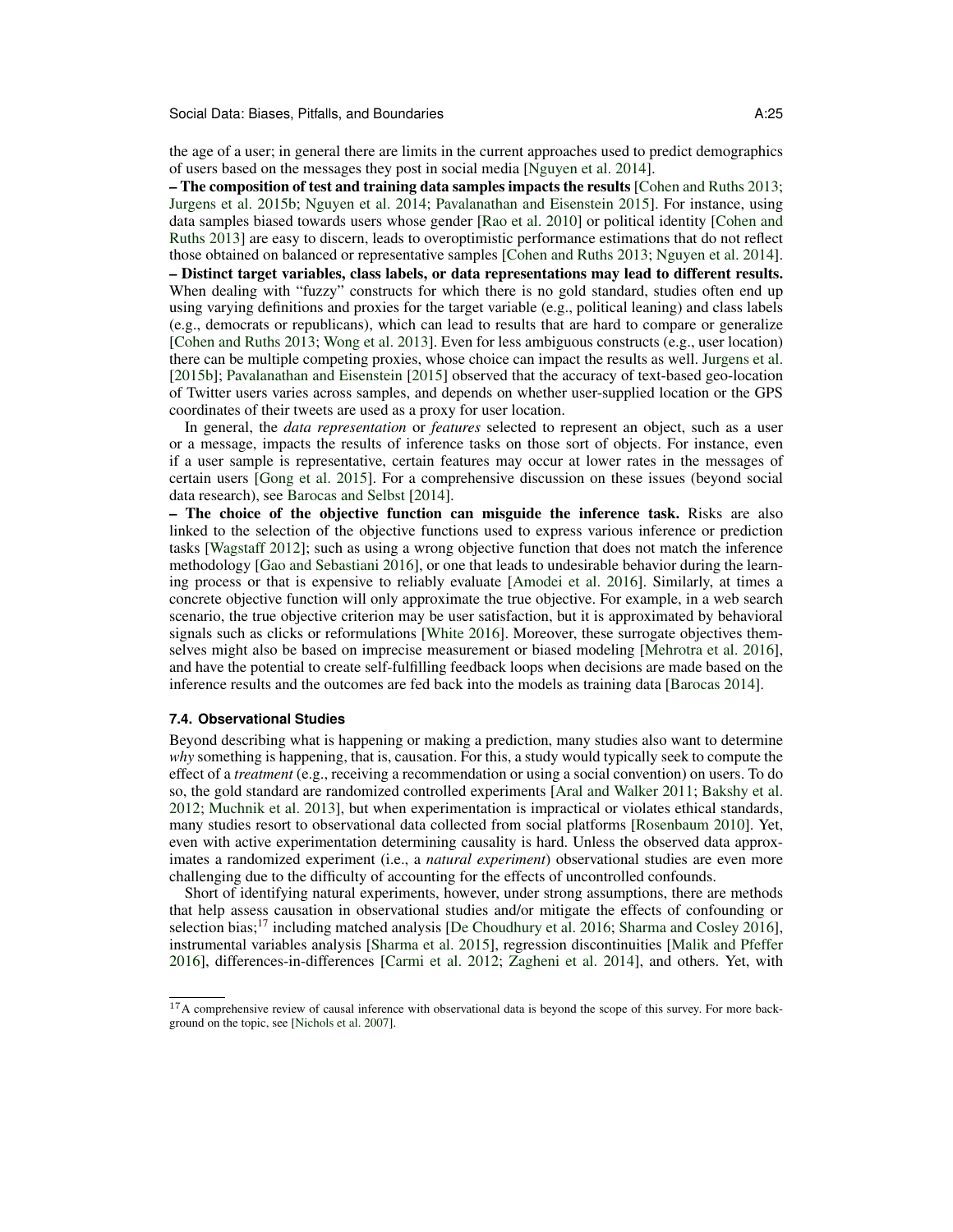the age of a user; in general there are limits in the current approaches used to predict demographics of users based on the messages they post in social media [Nguyen et al. 2014].

**– The composition of test and training data samples impacts the results** [Cohen and Ruths 2013; Jurgens et al. 2015b; Nguyen et al. 2014; Pavalanathan and Eisenstein 2015]. For instance, using data samples biased towards users whose gender [Rao et al. 2010] or political identity [Cohen and Ruths 2013] are easy to discern, leads to overoptimistic performance estimations that do not reflect those obtained on balanced or representative samples [Cohen and Ruths 2013; Nguyen et al. 2014].

**– Distinct target variables, class labels, or data representations may lead to different results.** When dealing with "fuzzy" constructs for which there is no gold standard, studies often end up using varying definitions and proxies for the target variable (e.g., political leaning) and class labels (e.g., democrats or republicans), which can lead to results that are hard to compare or generalize [Cohen and Ruths 2013; Wong et al. 2013]. Even for less ambiguous constructs (e.g., user location) there can be multiple competing proxies, whose choice can impact the results as well. Jurgens et al. [2015b]; Pavalanathan and Eisenstein [2015] observed that the accuracy of text-based geo-location of Twitter users varies across samples, and depends on whether user-supplied location or the GPS coordinates of their tweets are used as a proxy for user location.

In general, the *data representation* or *features* selected to represent an object, such as a user or a message, impacts the results of inference tasks on those sort of objects. For instance, even if a user sample is representative, certain features may occur at lower rates in the messages of certain users [Gong et al. 2015]. For a comprehensive discussion on these issues (beyond social data research), see Barocas and Selbst [2014].

**– The choice of the objective function can misguide the inference task.** Risks are also linked to the selection of the objective functions used to express various inference or prediction tasks [Wagstaff 2012]; such as using a wrong objective function that does not match the inference methodology [Gao and Sebastiani 2016], or one that leads to undesirable behavior during the learning process or that is expensive to reliably evaluate [Amodei et al. 2016]. Similarly, at times a concrete objective function will only approximate the true objective. For example, in a web search scenario, the true objective criterion may be user satisfaction, but it is approximated by behavioral signals such as clicks or reformulations [White 2016]. Moreover, these surrogate objectives themselves might also be based on imprecise measurement or biased modeling [Mehrotra et al. 2016], and have the potential to create self-fulfilling feedback loops when decisions are made based on the inference results and the outcomes are fed back into the models as training data [Barocas 2014].

### 7.4. Observational Studies

Beyond describing what is happening or making a prediction, many studies also want to determine *why* something is happening, that is, causation. For this, a study would typically seek to compute the effect of a *treatment* (e.g., receiving a recommendation or using a social convention) on users. To do so, the gold standard are randomized controlled experiments [Aral and Walker 2011; Bakshy et al. 2012; Muchnik et al. 2013], but when experimentation is impractical or violates ethical standards, many studies resort to observational data collected from social platforms [Rosenbaum 2010]. Yet, even with active experimentation determining causality is hard. Unless the observed data approximates a randomized experiment (i.e., a *natural experiment*) observational studies are even more challenging due to the difficulty of accounting for the effects of uncontrolled confounds.

Short of identifying natural experiments, however, under strong assumptions, there are methods that help assess causation in observational studies and/or mitigate the effects of confounding or selection bias;[17] including matched analysis [De Choudhury et al. 2016; Sharma and Cosley 2016], instrumental variables analysis [Sharma et al. 2015], regression discontinuities [Malik and Pfeffer 2016], differences-in-differences [Carmi et al. 2012; Zagheni et al. 2014], and others. Yet, with

[17] A comprehensive review of causal inference with observational data is beyond the scope of this survey. For more background on the topic, see [Nichols et al. 2007].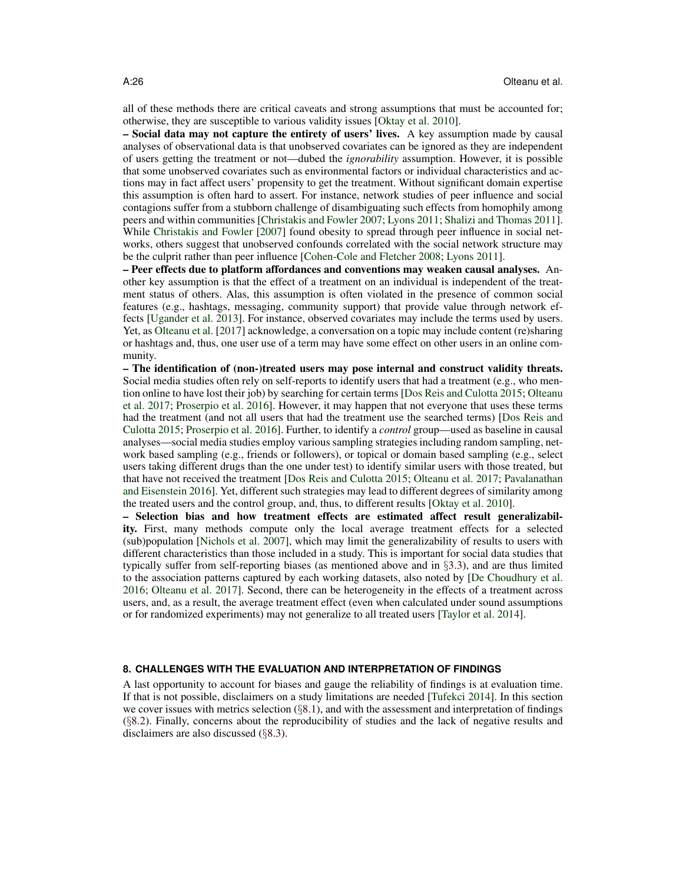all of these methods there are critical caveats and strong assumptions that must be accounted for; otherwise, they are susceptible to various validity issues [Oktay et al. 2010].

**– Social data may not capture the entirety of users' lives.** A key assumption made by causal analyses of observational data is that unobserved covariates can be ignored as they are independent of users getting the treatment or not—dubed the *ignorability* assumption. However, it is possible that some unobserved covariates such as environmental factors or individual characteristics and actions may in fact affect users' propensity to get the treatment. Without significant domain expertise this assumption is often hard to assert. For instance, network studies of peer influence and social contagions suffer from a stubborn challenge of disambiguating such effects from homophily among peers and within communities [Christakis and Fowler 2007; Lyons 2011; Shalizi and Thomas 2011]. While Christakis and Fowler [2007] found obesity to spread through peer influence in social networks, others suggest that unobserved confounds correlated with the social network structure may be the culprit rather than peer influence [Cohen-Cole and Fletcher 2008; Lyons 2011].

**– Peer effects due to platform affordances and conventions may weaken causal analyses.** Another key assumption is that the effect of a treatment on an individual is independent of the treatment status of others. Alas, this assumption is often violated in the presence of common social features (e.g., hashtags, messaging, community support) that provide value through network effects [Ugander et al. 2013]. For instance, observed covariates may include the terms used by users. Yet, as Olteanu et al. [2017] acknowledge, a conversation on a topic may include content (re)sharing or hashtags and, thus, one user use of a term may have some effect on other users in an online community.

**– The identification of (non-)treated users may pose internal and construct validity threats.** Social media studies often rely on self-reports to identify users that had a treatment (e.g., who mention online to have lost their job) by searching for certain terms [Dos Reis and Culotta 2015; Olteanu et al. 2017; Proserpio et al. 2016]. However, it may happen that not everyone that uses these terms had the treatment (and not all users that had the treatment use the searched terms) [Dos Reis and Culotta 2015; Proserpio et al. 2016]. Further, to identify a *control* group—used as baseline in causal analyses—social media studies employ various sampling strategies including random sampling, network based sampling (e.g., friends or followers), or topical or domain based sampling (e.g., select users taking different drugs than the one under test) to identify similar users with those treated, but that have not received the treatment [Dos Reis and Culotta 2015; Olteanu et al. 2017; Pavalanathan and Eisenstein 2016]. Yet, different such strategies may lead to different degrees of similarity among the treated users and the control group, and, thus, to different results [Oktay et al. 2010].

**– Selection bias and how treatment effects are estimated affect result generalizability.** First, many methods compute only the local average treatment effects for a selected (sub)population [Nichols et al. 2007], which may limit the generalizability of results to users with different characteristics than those included in a study. This is important for social data studies that typically suffer from self-reporting biases (as mentioned above and in §3.3), and are thus limited to the association patterns captured by each working datasets, also noted by [De Choudhury et al. 2016; Olteanu et al. 2017]. Second, there can be heterogeneity in the effects of a treatment across users, and, as a result, the average treatment effect (even when calculated under sound assumptions or for randomized experiments) may not generalize to all treated users [Taylor et al. 2014].

## 8. CHALLENGES WITH THE EVALUATION AND INTERPRETATION OF FINDINGS

A last opportunity to account for biases and gauge the reliability of findings is at evaluation time. If that is not possible, disclaimers on a study limitations are needed [Tufekci 2014]. In this section we cover issues with metrics selection (§8.1), and with the assessment and interpretation of findings (§8.2). Finally, concerns about the reproducibility of studies and the lack of negative results and disclaimers are also discussed (§8.3).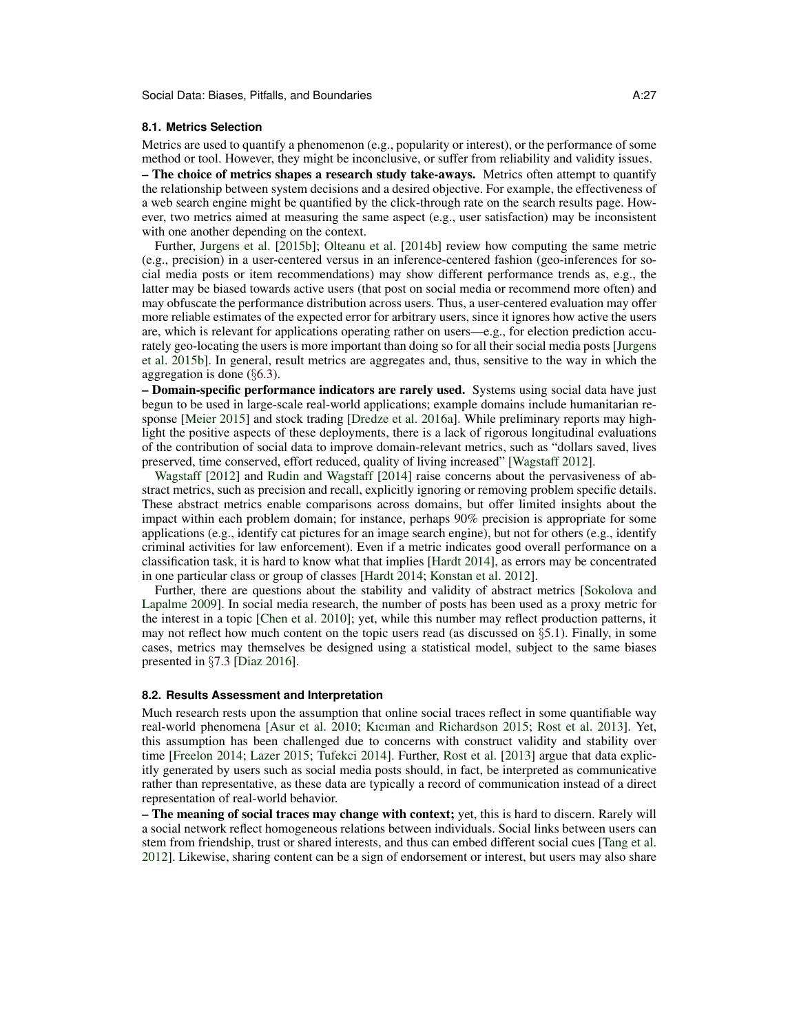### 8.1. Metrics Selection

Metrics are used to quantify a phenomenon (e.g., popularity or interest), or the performance of some method or tool. However, they might be inconclusive, or suffer from reliability and validity issues.

**– The choice of metrics shapes a research study take-aways.** Metrics often attempt to quantify the relationship between system decisions and a desired objective. For example, the effectiveness of a web search engine might be quantified by the click-through rate on the search results page. However, two metrics aimed at measuring the same aspect (e.g., user satisfaction) may be inconsistent with one another depending on the context.

Further, Jurgens et al. [2015b]; Olteanu et al. [2014b] review how computing the same metric (e.g., precision) in a user-centered versus in an inference-centered fashion (geo-inferences for social media posts or item recommendations) may show different performance trends as, e.g., the latter may be biased towards active users (that post on social media or recommend more often) and may obfuscate the performance distribution across users. Thus, a user-centered evaluation may offer more reliable estimates of the expected error for arbitrary users, since it ignores how active the users are, which is relevant for applications operating rather on users—e.g., for election prediction accurately geo-locating the users is more important than doing so for all their social media posts [Jurgens et al. 2015b]. In general, result metrics are aggregates and, thus, sensitive to the way in which the aggregation is done (§6.3).

**– Domain-specific performance indicators are rarely used.** Systems using social data have just begun to be used in large-scale real-world applications; example domains include humanitarian response [Meier 2015] and stock trading [Dredze et al. 2016a]. While preliminary reports may highlight the positive aspects of these deployments, there is a lack of rigorous longitudinal evaluations of the contribution of social data to improve domain-relevant metrics, such as "dollars saved, lives preserved, time conserved, effort reduced, quality of living increased" [Wagstaff 2012].

Wagstaff [2012] and Rudin and Wagstaff [2014] raise concerns about the pervasiveness of abstract metrics, such as precision and recall, explicitly ignoring or removing problem specific details. These abstract metrics enable comparisons across domains, but offer limited insights about the impact within each problem domain; for instance, perhaps 90% precision is appropriate for some applications (e.g., identify cat pictures for an image search engine), but not for others (e.g., identify criminal activities for law enforcement). Even if a metric indicates good overall performance on a classification task, it is hard to know what that implies [Hardt 2014], as errors may be concentrated in one particular class or group of classes [Hardt 2014; Konstan et al. 2012].

Further, there are questions about the stability and validity of abstract metrics [Sokolova and Lapalme 2009]. In social media research, the number of posts has been used as a proxy metric for the interest in a topic [Chen et al. 2010]; yet, while this number may reflect production patterns, it may not reflect how much content on the topic users read (as discussed on §5.1). Finally, in some cases, metrics may themselves be designed using a statistical model, subject to the same biases presented in §7.3 [Diaz 2016].

### 8.2. Results Assessment and Interpretation

Much research rests upon the assumption that online social traces reflect in some quantifiable way real-world phenomena [Asur et al. 2010; Kıcıman and Richardson 2015; Rost et al. 2013]. Yet, this assumption has been challenged due to concerns with construct validity and stability over time [Freelon 2014; Lazer 2015; Tufekci 2014]. Further, Rost et al. [2013] argue that data explicitly generated by users such as social media posts should, in fact, be interpreted as communicative rather than representative, as these data are typically a record of communication instead of a direct representation of real-world behavior.

**– The meaning of social traces may change with context;** yet, this is hard to discern. Rarely will a social network reflect homogeneous relations between individuals. Social links between users can stem from friendship, trust or shared interests, and thus can embed different social cues [Tang et al. 2012]. Likewise, sharing content can be a sign of endorsement or interest, but users may also share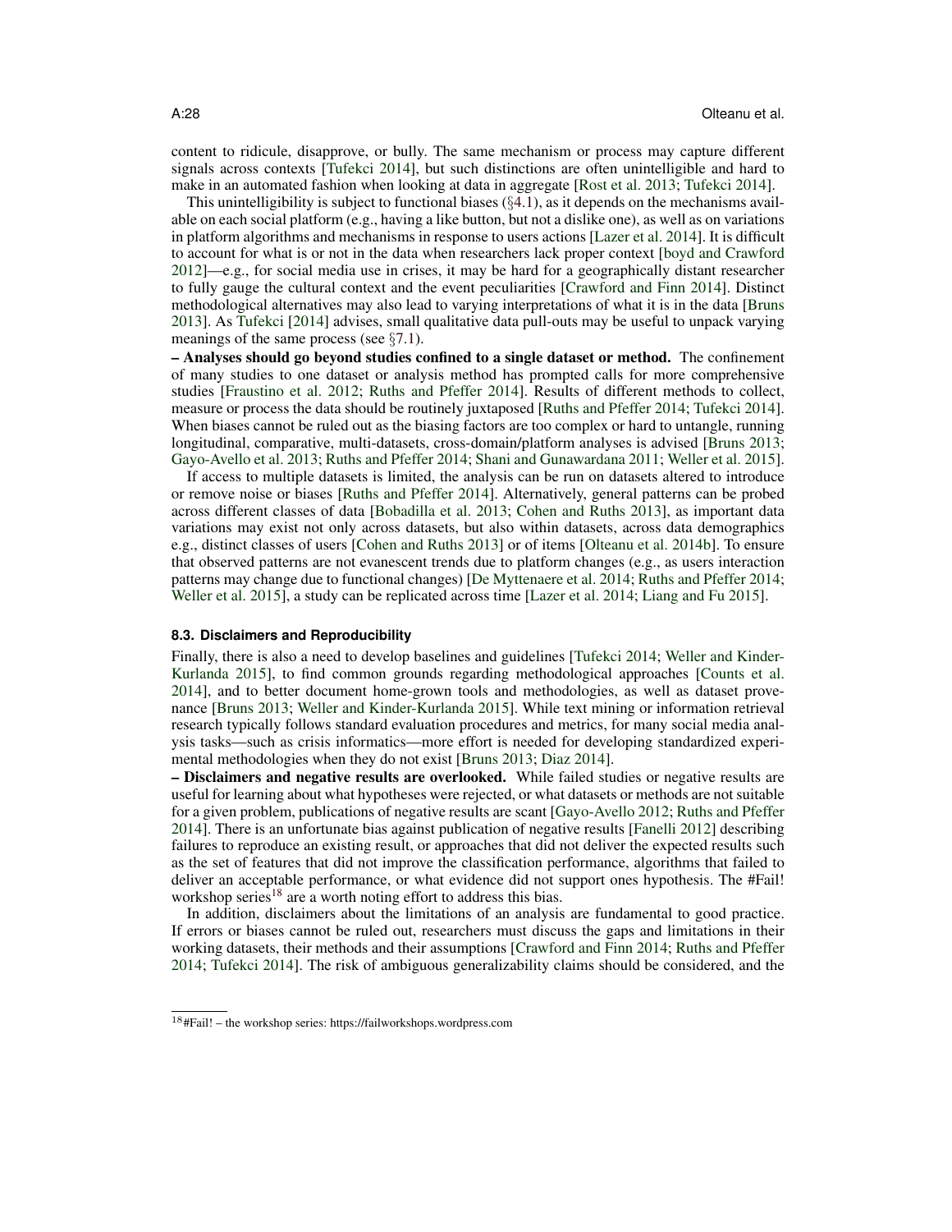content to ridicule, disapprove, or bully. The same mechanism or process may capture different signals across contexts [Tufekci 2014], but such distinctions are often unintelligible and hard to make in an automated fashion when looking at data in aggregate [Rost et al. 2013; Tufekci 2014].

This unintelligibility is subject to functional biases (§4.1), as it depends on the mechanisms available on each social platform (e.g., having a like button, but not a dislike one), as well as on variations in platform algorithms and mechanisms in response to users actions [Lazer et al. 2014]. It is difficult to account for what is or not in the data when researchers lack proper context [boyd and Crawford 2012]—e.g., for social media use in crises, it may be hard for a geographically distant researcher to fully gauge the cultural context and the event peculiarities [Crawford and Finn 2014]. Distinct methodological alternatives may also lead to varying interpretations of what it is in the data [Bruns 2013]. As Tufekci [2014] advises, small qualitative data pull-outs may be useful to unpack varying meanings of the same process (see §7.1).

**– Analyses should go beyond studies confined to a single dataset or method.** The confinement of many studies to one dataset or analysis method has prompted calls for more comprehensive studies [Fraustino et al. 2012; Ruths and Pfeffer 2014]. Results of different methods to collect, measure or process the data should be routinely juxtaposed [Ruths and Pfeffer 2014; Tufekci 2014]. When biases cannot be ruled out as the biasing factors are too complex or hard to untangle, running longitudinal, comparative, multi-datasets, cross-domain/platform analyses is advised [Bruns 2013; Gayo-Avello et al. 2013; Ruths and Pfeffer 2014; Shani and Gunawardana 2011; Weller et al. 2015].

If access to multiple datasets is limited, the analysis can be run on datasets altered to introduce or remove noise or biases [Ruths and Pfeffer 2014]. Alternatively, general patterns can be probed across different classes of data [Bobadilla et al. 2013; Cohen and Ruths 2013], as important data variations may exist not only across datasets, but also within datasets, across data demographics e.g., distinct classes of users [Cohen and Ruths 2013] or of items [Olteanu et al. 2014b]. To ensure that observed patterns are not evanescent trends due to platform changes (e.g., as users interaction patterns may change due to functional changes) [De Myttenaere et al. 2014; Ruths and Pfeffer 2014; Weller et al. 2015], a study can be replicated across time [Lazer et al. 2014; Liang and Fu 2015].

### 8.3. Disclaimers and Reproducibility

Finally, there is also a need to develop baselines and guidelines [Tufekci 2014; Weller and Kinder-Kurlanda 2015], to find common grounds regarding methodological approaches [Counts et al. 2014], and to better document home-grown tools and methodologies, as well as dataset provenance [Bruns 2013; Weller and Kinder-Kurlanda 2015]. While text mining or information retrieval research typically follows standard evaluation procedures and metrics, for many social media analysis tasks—such as crisis informatics—more effort is needed for developing standardized experimental methodologies when they do not exist [Bruns 2013; Diaz 2014].

**– Disclaimers and negative results are overlooked.** While failed studies or negative results are useful for learning about what hypotheses were rejected, or what datasets or methods are not suitable for a given problem, publications of negative results are scant [Gayo-Avello 2012; Ruths and Pfeffer 2014]. There is an unfortunate bias against publication of negative results [Fanelli 2012] describing failures to reproduce an existing result, or approaches that did not deliver the expected results such as the set of features that did not improve the classification performance, algorithms that failed to deliver an acceptable performance, or what evidence did not support ones hypothesis. The #Fail! workshop series[18] are a worth noting effort to address this bias.

In addition, disclaimers about the limitations of an analysis are fundamental to good practice. If errors or biases cannot be ruled out, researchers must discuss the gaps and limitations in their working datasets, their methods and their assumptions [Crawford and Finn 2014; Ruths and Pfeffer 2014; Tufekci 2014]. The risk of ambiguous generalizability claims should be considered, and the

[18] #Fail! – the workshop series: https://failworkshops.wordpress.com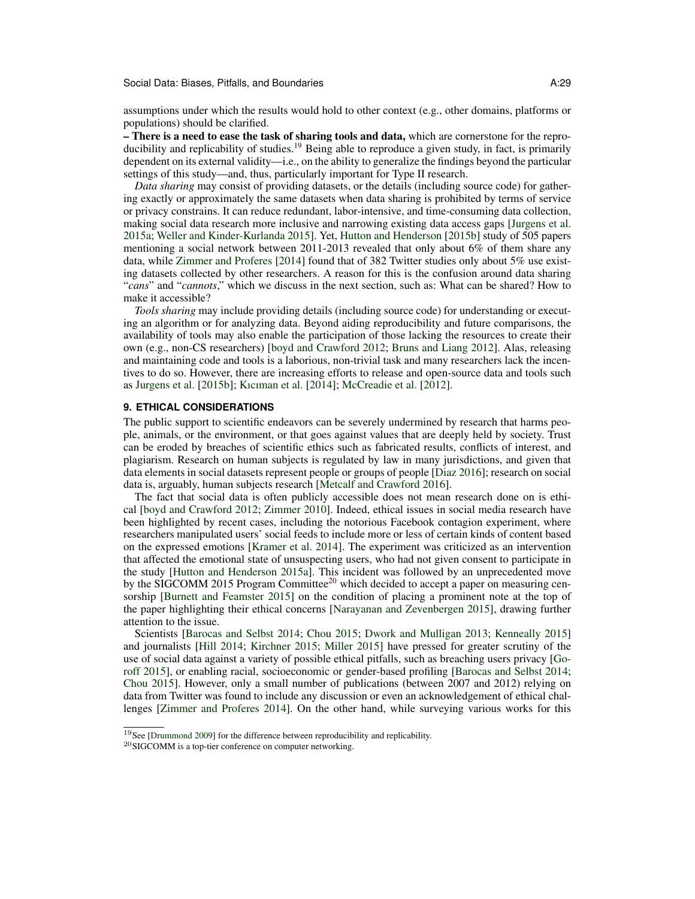assumptions under which the results would hold to other context (e.g., other domains, platforms or populations) should be clarified.

**– There is a need to ease the task of sharing tools and data,** which are cornerstone for the reproducibility and replicability of studies.[19] Being able to reproduce a given study, in fact, is primarily dependent on its external validity—i.e., on the ability to generalize the findings beyond the particular settings of this study—and, thus, particularly important for Type II research.

*Data sharing* may consist of providing datasets, or the details (including source code) for gathering exactly or approximately the same datasets when data sharing is prohibited by terms of service or privacy constrains. It can reduce redundant, labor-intensive, and time-consuming data collection, making social data research more inclusive and narrowing existing data access gaps [Jurgens et al. 2015a; Weller and Kinder-Kurlanda 2015]. Yet, Hutton and Henderson [2015b] study of 505 papers mentioning a social network between 2011-2013 revealed that only about 6% of them share any data, while Zimmer and Proferes [2014] found that of 382 Twitter studies only about 5% use existing datasets collected by other researchers. A reason for this is the confusion around data sharing "*cans*" and "*cannots*," which we discuss in the next section, such as: What can be shared? How to make it accessible?

*Tools sharing* may include providing details (including source code) for understanding or executing an algorithm or for analyzing data. Beyond aiding reproducibility and future comparisons, the availability of tools may also enable the participation of those lacking the resources to create their own (e.g., non-CS researchers) [boyd and Crawford 2012; Bruns and Liang 2012]. Alas, releasing and maintaining code and tools is a laborious, non-trivial task and many researchers lack the incentives to do so. However, there are increasing efforts to release and open-source data and tools such as Jurgens et al. [2015b]; Kıcıman et al. [2014]; McCreadie et al. [2012].

## 9. ETHICAL CONSIDERATIONS

The public support to scientific endeavors can be severely undermined by research that harms people, animals, or the environment, or that goes against values that are deeply held by society. Trust can be eroded by breaches of scientific ethics such as fabricated results, conflicts of interest, and plagiarism. Research on human subjects is regulated by law in many jurisdictions, and given that data elements in social datasets represent people or groups of people [Diaz 2016]; research on social data is, arguably, human subjects research [Metcalf and Crawford 2016].

The fact that social data is often publicly accessible does not mean research done on is ethical [boyd and Crawford 2012; Zimmer 2010]. Indeed, ethical issues in social media research have been highlighted by recent cases, including the notorious Facebook contagion experiment, where researchers manipulated users' social feeds to include more or less of certain kinds of content based on the expressed emotions [Kramer et al. 2014]. The experiment was criticized as an intervention that affected the emotional state of unsuspecting users, who had not given consent to participate in the study [Hutton and Henderson 2015a]. This incident was followed by an unprecedented move by the SIGCOMM 2015 Program Committee[20] which decided to accept a paper on measuring censorship [Burnett and Feamster 2015] on the condition of placing a prominent note at the top of the paper highlighting their ethical concerns [Narayanan and Zevenbergen 2015], drawing further attention to the issue.

Scientists [Barocas and Selbst 2014; Chou 2015; Dwork and Mulligan 2013; Kenneally 2015] and journalists [Hill 2014; Kirchner 2015; Miller 2015] have pressed for greater scrutiny of the use of social data against a variety of possible ethical pitfalls, such as breaching users privacy [Goroff 2015], or enabling racial, socioeconomic or gender-based profiling [Barocas and Selbst 2014; Chou 2015]. However, only a small number of publications (between 2007 and 2012) relying on data from Twitter was found to include any discussion or even an acknowledgement of ethical challenges [Zimmer and Proferes 2014]. On the other hand, while surveying various works for this

[19] See [Drummond 2009] for the difference between reproducibility and replicability.

[20] SIGCOMM is a top-tier conference on computer networking.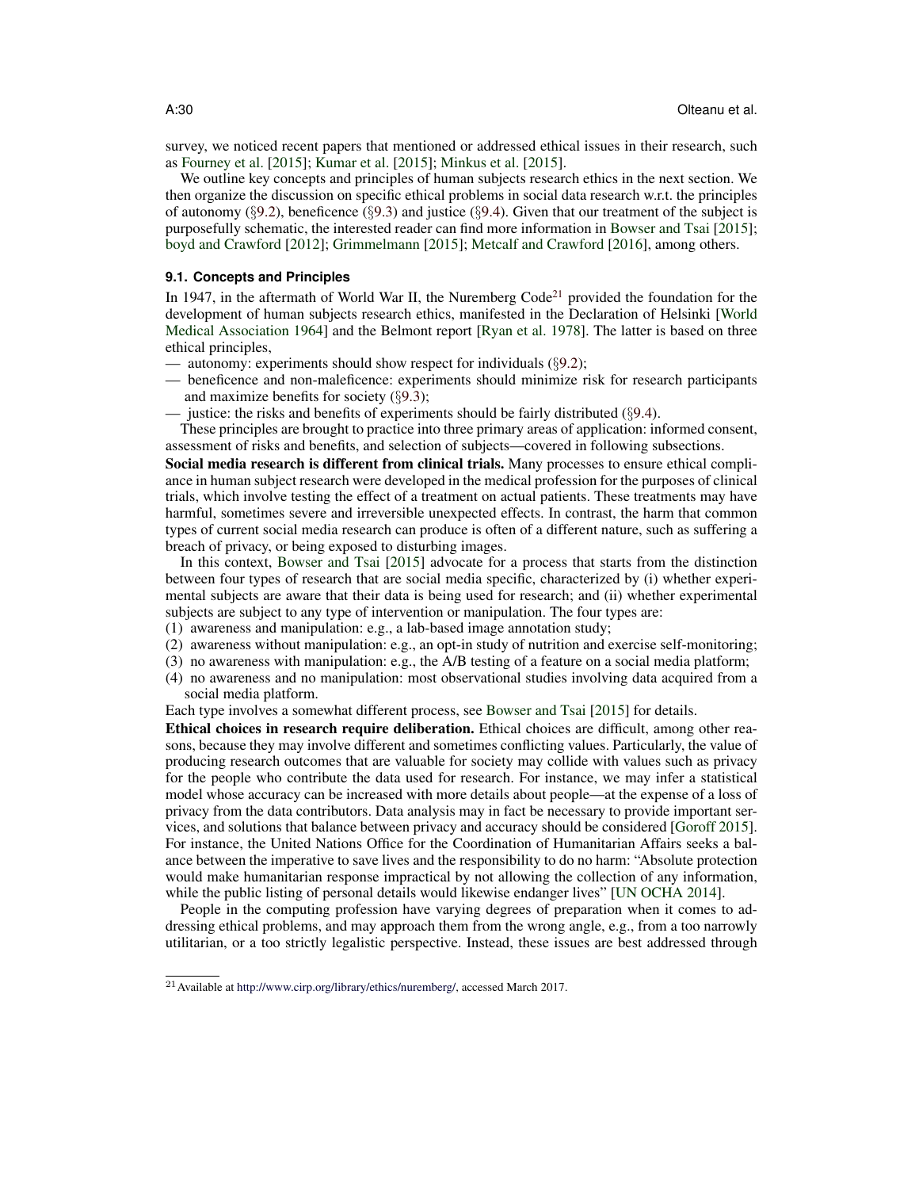survey, we noticed recent papers that mentioned or addressed ethical issues in their research, such as Fourney et al. [2015]; Kumar et al. [2015]; Minkus et al. [2015].

We outline key concepts and principles of human subjects research ethics in the next section. We then organize the discussion on specific ethical problems in social data research w.r.t. the principles of autonomy (§9.2), beneficence (§9.3) and justice (§9.4). Given that our treatment of the subject is purposefully schematic, the interested reader can find more information in Bowser and Tsai [2015]; boyd and Crawford [2012]; Grimmelmann [2015]; Metcalf and Crawford [2016], among others.

### 9.1. Concepts and Principles

In 1947, in the aftermath of World War II, the Nuremberg Code[21] provided the foundation for the development of human subjects research ethics, manifested in the Declaration of Helsinki [World Medical Association 1964] and the Belmont report [Ryan et al. 1978]. The latter is based on three ethical principles,

- autonomy: experiments should show respect for individuals (§9.2);
- beneficence and non-maleficence: experiments should minimize risk for research participants and maximize benefits for society (§9.3);
- justice: the risks and benefits of experiments should be fairly distributed (§9.4).

These principles are brought to practice into three primary areas of application: informed consent, assessment of risks and benefits, and selection of subjects—covered in following subsections.

**Social media research is different from clinical trials.** Many processes to ensure ethical compliance in human subject research were developed in the medical profession for the purposes of clinical trials, which involve testing the effect of a treatment on actual patients. These treatments may have harmful, sometimes severe and irreversible unexpected effects. In contrast, the harm that common types of current social media research can produce is often of a different nature, such as suffering a breach of privacy, or being exposed to disturbing images.

In this context, Bowser and Tsai [2015] advocate for a process that starts from the distinction between four types of research that are social media specific, characterized by (i) whether experimental subjects are aware that their data is being used for research; and (ii) whether experimental subjects are subject to any type of intervention or manipulation. The four types are:

(1) awareness and manipulation: e.g., a lab-based image annotation study;
(2) awareness without manipulation: e.g., an opt-in study of nutrition and exercise self-monitoring;
(3) no awareness with manipulation: e.g., the A/B testing of a feature on a social media platform;
(4) no awareness and no manipulation: most observational studies involving data acquired from a social media platform.

Each type involves a somewhat different process, see Bowser and Tsai [2015] for details.

**Ethical choices in research require deliberation.** Ethical choices are difficult, among other reasons, because they may involve different and sometimes conflicting values. Particularly, the value of producing research outcomes that are valuable for society may collide with values such as privacy for the people who contribute the data used for research. For instance, we may infer a statistical model whose accuracy can be increased with more details about people—at the expense of a loss of privacy from the data contributors. Data analysis may in fact be necessary to provide important services, and solutions that balance between privacy and accuracy should be considered [Goroff 2015]. For instance, the United Nations Office for the Coordination of Humanitarian Affairs seeks a balance between the imperative to save lives and the responsibility to do no harm: "Absolute protection would make humanitarian response impractical by not allowing the collection of any information, while the public listing of personal details would likewise endanger lives" [UN OCHA 2014].

People in the computing profession have varying degrees of preparation when it comes to addressing ethical problems, and may approach them from the wrong angle, e.g., from a too narrowly utilitarian, or a too strictly legalistic perspective. Instead, these issues are best addressed through

[21] Available at http://www.cirp.org/library/ethics/nuremberg/, accessed March 2017.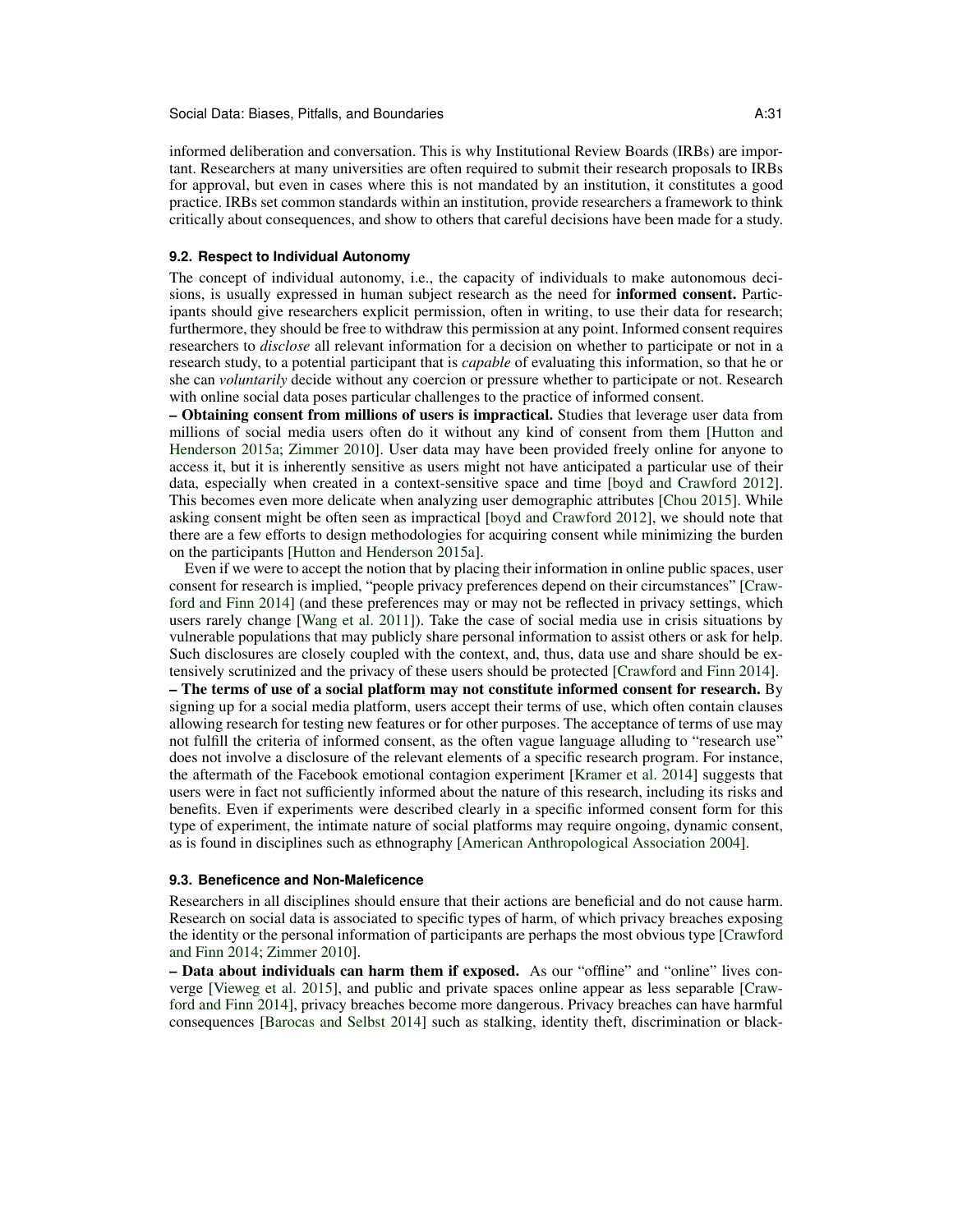informed deliberation and conversation. This is why Institutional Review Boards (IRBs) are important. Researchers at many universities are often required to submit their research proposals to IRBs for approval, but even in cases where this is not mandated by an institution, it constitutes a good practice. IRBs set common standards within an institution, provide researchers a framework to think critically about consequences, and show to others that careful decisions have been made for a study.

### 9.2. Respect to Individual Autonomy

The concept of individual autonomy, i.e., the capacity of individuals to make autonomous decisions, is usually expressed in human subject research as the need for **informed consent.** Participants should give researchers explicit permission, often in writing, to use their data for research; furthermore, they should be free to withdraw this permission at any point. Informed consent requires researchers to *disclose* all relevant information for a decision on whether to participate or not in a research study, to a potential participant that is *capable* of evaluating this information, so that he or she can *voluntarily* decide without any coercion or pressure whether to participate or not. Research with online social data poses particular challenges to the practice of informed consent.

**– Obtaining consent from millions of users is impractical.** Studies that leverage user data from millions of social media users often do it without any kind of consent from them [Hutton and Henderson 2015a; Zimmer 2010]. User data may have been provided freely online for anyone to access it, but it is inherently sensitive as users might not have anticipated a particular use of their data, especially when created in a context-sensitive space and time [boyd and Crawford 2012]. This becomes even more delicate when analyzing user demographic attributes [Chou 2015]. While asking consent might be often seen as impractical [boyd and Crawford 2012], we should note that there are a few efforts to design methodologies for acquiring consent while minimizing the burden on the participants [Hutton and Henderson 2015a].

Even if we were to accept the notion that by placing their information in online public spaces, user consent for research is implied, "people privacy preferences depend on their circumstances" [Crawford and Finn 2014] (and these preferences may or may not be reflected in privacy settings, which users rarely change [Wang et al. 2011]). Take the case of social media use in crisis situations by vulnerable populations that may publicly share personal information to assist others or ask for help. Such disclosures are closely coupled with the context, and, thus, data use and share should be extensively scrutinized and the privacy of these users should be protected [Crawford and Finn 2014].

**– The terms of use of a social platform may not constitute informed consent for research.** By signing up for a social media platform, users accept their terms of use, which often contain clauses allowing research for testing new features or for other purposes. The acceptance of terms of use may not fulfill the criteria of informed consent, as the often vague language alluding to "research use" does not involve a disclosure of the relevant elements of a specific research program. For instance, the aftermath of the Facebook emotional contagion experiment [Kramer et al. 2014] suggests that users were in fact not sufficiently informed about the nature of this research, including its risks and benefits. Even if experiments were described clearly in a specific informed consent form for this type of experiment, the intimate nature of social platforms may require ongoing, dynamic consent, as is found in disciplines such as ethnography [American Anthropological Association 2004].

### 9.3. Beneficence and Non-Maleficence

Researchers in all disciplines should ensure that their actions are beneficial and do not cause harm. Research on social data is associated to specific types of harm, of which privacy breaches exposing the identity or the personal information of participants are perhaps the most obvious type [Crawford and Finn 2014; Zimmer 2010].

**– Data about individuals can harm them if exposed.** As our "offline" and "online" lives converge [Vieweg et al. 2015], and public and private spaces online appear as less separable [Crawford and Finn 2014], privacy breaches become more dangerous. Privacy breaches can have harmful consequences [Barocas and Selbst 2014] such as stalking, identity theft, discrimination or black-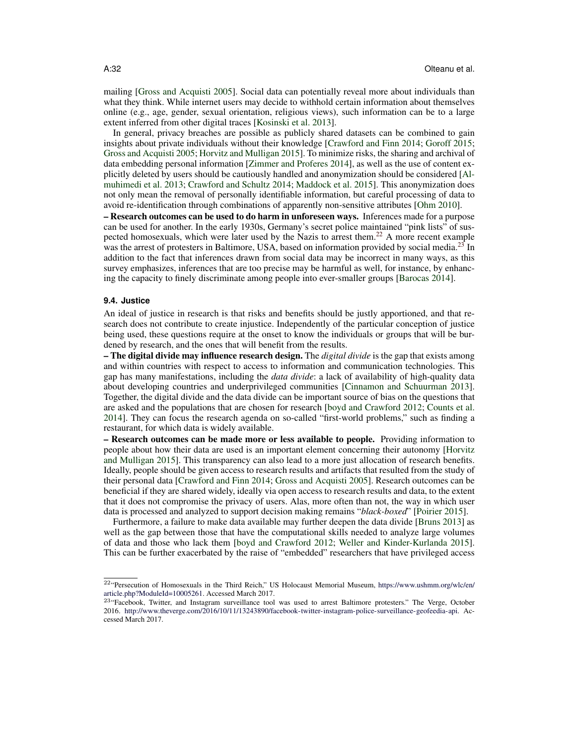mailing [Gross and Acquisti 2005]. Social data can potentially reveal more about individuals than what they think. While internet users may decide to withhold certain information about themselves online (e.g., age, gender, sexual orientation, religious views), such information can be to a large extent inferred from other digital traces [Kosinski et al. 2013].

In general, privacy breaches are possible as publicly shared datasets can be combined to gain insights about private individuals without their knowledge [Crawford and Finn 2014; Goroff 2015; Gross and Acquisti 2005; Horvitz and Mulligan 2015]. To minimize risks, the sharing and archival of data embedding personal information [Zimmer and Proferes 2014], as well as the use of content explicitly deleted by users should be cautiously handled and anonymization should be considered [Almuhimedi et al. 2013; Crawford and Schultz 2014; Maddock et al. 2015]. This anonymization does not only mean the removal of personally identifiable information, but careful processing of data to avoid re-identification through combinations of apparently non-sensitive attributes [Ohm 2010].

**– Research outcomes can be used to do harm in unforeseen ways.** Inferences made for a purpose can be used for another. In the early 1930s, Germany's secret police maintained "pink lists" of suspected homosexuals, which were later used by the Nazis to arrest them.[22] A more recent example was the arrest of protesters in Baltimore, USA, based on information provided by social media.[23] In addition to the fact that inferences drawn from social data may be incorrect in many ways, as this survey emphasizes, inferences that are too precise may be harmful as well, for instance, by enhancing the capacity to finely discriminate among people into ever-smaller groups [Barocas 2014].

### 9.4. Justice

An ideal of justice in research is that risks and benefits should be justly apportioned, and that research does not contribute to create injustice. Independently of the particular conception of justice being used, these questions require at the onset to know the individuals or groups that will be burdened by research, and the ones that will benefit from the results.

**– The digital divide may influence research design.** The *digital divide* is the gap that exists among and within countries with respect to access to information and communication technologies. This gap has many manifestations, including the *data divide*: a lack of availability of high-quality data about developing countries and underprivileged communities [Cinnamon and Schuurman 2013]. Together, the digital divide and the data divide can be important source of bias on the questions that are asked and the populations that are chosen for research [boyd and Crawford 2012; Counts et al. 2014]. They can focus the research agenda on so-called "first-world problems," such as finding a restaurant, for which data is widely available.

**– Research outcomes can be made more or less available to people.** Providing information to people about how their data are used is an important element concerning their autonomy [Horvitz and Mulligan 2015]. This transparency can also lead to a more just allocation of research benefits. Ideally, people should be given access to research results and artifacts that resulted from the study of their personal data [Crawford and Finn 2014; Gross and Acquisti 2005]. Research outcomes can be beneficial if they are shared widely, ideally via open access to research results and data, to the extent that it does not compromise the privacy of users. Alas, more often than not, the way in which user data is processed and analyzed to support decision making remains "*black-boxed*" [Poirier 2015].

Furthermore, a failure to make data available may further deepen the data divide [Bruns 2013] as well as the gap between those that have the computational skills needed to analyze large volumes of data and those who lack them [boyd and Crawford 2012; Weller and Kinder-Kurlanda 2015]. This can be further exacerbated by the raise of "embedded" researchers that have privileged access

[22] "Persecution of Homosexuals in the Third Reich," US Holocaust Memorial Museum, https://www.ushmm.org/wlc/en/article.php?ModuleId=10005261. Accessed March 2017.

[23] "Facebook, Twitter, and Instagram surveillance tool was used to arrest Baltimore protesters." The Verge, October 2016. http://www.theverge.com/2016/10/11/13243890/facebook-twitter-instagram-police-surveillance-geofeedia-api. Accessed March 2017.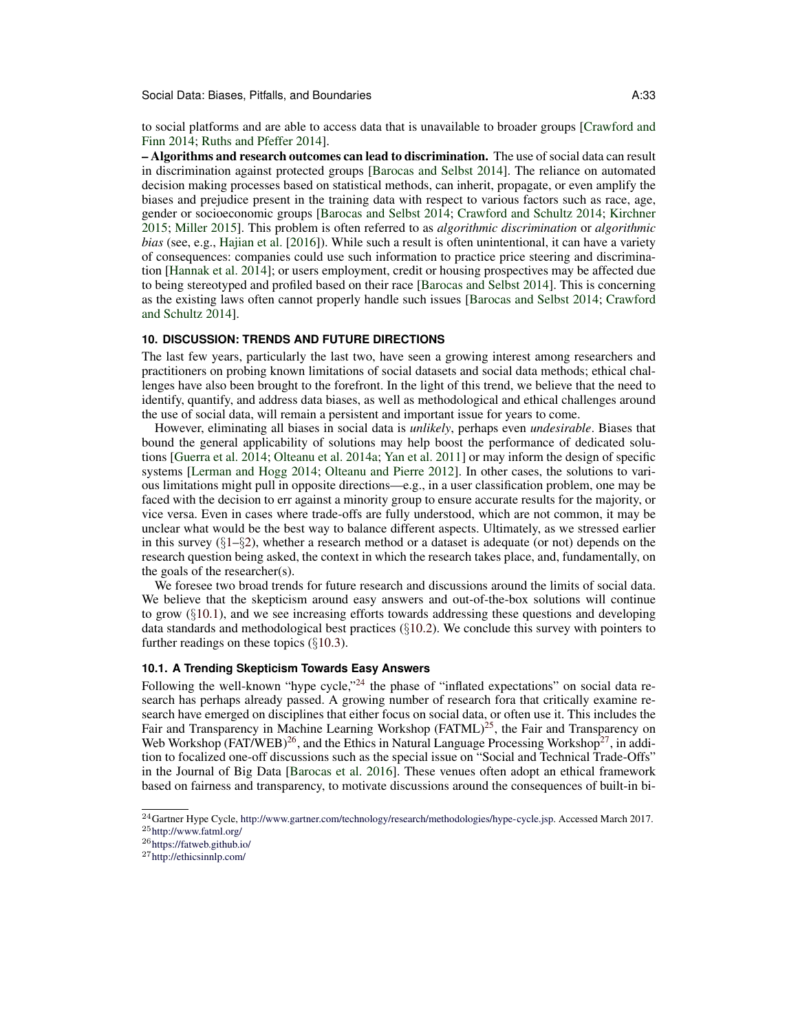to social platforms and are able to access data that is unavailable to broader groups [Crawford and Finn 2014; Ruths and Pfeffer 2014].

**– Algorithms and research outcomes can lead to discrimination.** The use of social data can result in discrimination against protected groups [Barocas and Selbst 2014]. The reliance on automated decision making processes based on statistical methods, can inherit, propagate, or even amplify the biases and prejudice present in the training data with respect to various factors such as race, age, gender or socioeconomic groups [Barocas and Selbst 2014; Crawford and Schultz 2014; Kirchner 2015; Miller 2015]. This problem is often referred to as *algorithmic discrimination* or *algorithmic bias* (see, e.g., Hajian et al. [2016]). While such a result is often unintentional, it can have a variety of consequences: companies could use such information to practice price steering and discrimination [Hannak et al. 2014]; or users employment, credit or housing prospectives may be affected due to being stereotyped and profiled based on their race [Barocas and Selbst 2014]. This is concerning as the existing laws often cannot properly handle such issues [Barocas and Selbst 2014; Crawford and Schultz 2014].

## 10. DISCUSSION: TRENDS AND FUTURE DIRECTIONS

The last few years, particularly the last two, have seen a growing interest among researchers and practitioners on probing known limitations of social datasets and social data methods; ethical challenges have also been brought to the forefront. In the light of this trend, we believe that the need to identify, quantify, and address data biases, as well as methodological and ethical challenges around the use of social data, will remain a persistent and important issue for years to come.

However, eliminating all biases in social data is *unlikely*, perhaps even *undesirable*. Biases that bound the general applicability of solutions may help boost the performance of dedicated solutions [Guerra et al. 2014; Olteanu et al. 2014a; Yan et al. 2011] or may inform the design of specific systems [Lerman and Hogg 2014; Olteanu and Pierre 2012]. In other cases, the solutions to various limitations might pull in opposite directions—e.g., in a user classification problem, one may be faced with the decision to err against a minority group to ensure accurate results for the majority, or vice versa. Even in cases where trade-offs are fully understood, which are not common, it may be unclear what would be the best way to balance different aspects. Ultimately, as we stressed earlier in this survey (§1–§2), whether a research method or a dataset is adequate (or not) depends on the research question being asked, the context in which the research takes place, and, fundamentally, on the goals of the researcher(s).

We foresee two broad trends for future research and discussions around the limits of social data. We believe that the skepticism around easy answers and out-of-the-box solutions will continue to grow (§10.1), and we see increasing efforts towards addressing these questions and developing data standards and methodological best practices (§10.2). We conclude this survey with pointers to further readings on these topics (§10.3).

### 10.1. A Trending Skepticism Towards Easy Answers

Following the well-known "hype cycle,"[24] the phase of "inflated expectations" on social data research has perhaps already passed. A growing number of research fora that critically examine research have emerged on disciplines that either focus on social data, or often use it. This includes the Fair and Transparency in Machine Learning Workshop (FATML)[25], the Fair and Transparency on Web Workshop (FAT/WEB)[26], and the Ethics in Natural Language Processing Workshop[27], in addition to focalized one-off discussions such as the special issue on "Social and Technical Trade-Offs" in the Journal of Big Data [Barocas et al. 2016]. These venues often adopt an ethical framework based on fairness and transparency, to motivate discussions around the consequences of built-in bi-

[24] Gartner Hype Cycle, http://www.gartner.com/technology/research/methodologies/hype-cycle.jsp. Accessed March 2017.

[25] http://www.fatml.org/

[26] https://fatweb.github.io/

[27] http://ethicsinnlp.com/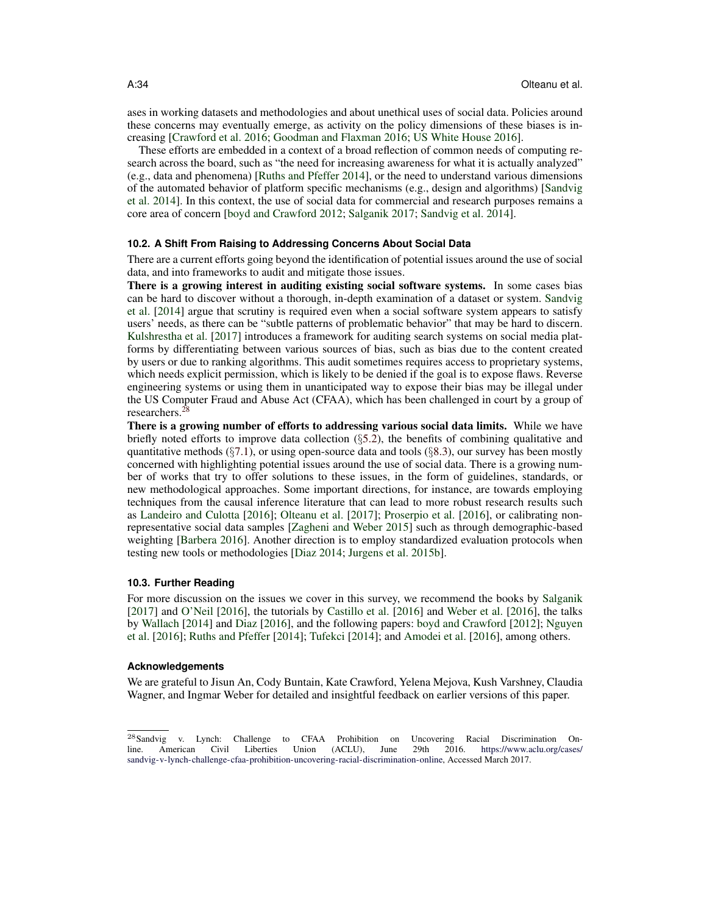ases in working datasets and methodologies and about unethical uses of social data. Policies around these concerns may eventually emerge, as activity on the policy dimensions of these biases is increasing [Crawford et al. 2016; Goodman and Flaxman 2016; US White House 2016].

These efforts are embedded in a context of a broad reflection of common needs of computing research across the board, such as "the need for increasing awareness for what it is actually analyzed" (e.g., data and phenomena) [Ruths and Pfeffer 2014], or the need to understand various dimensions of the automated behavior of platform specific mechanisms (e.g., design and algorithms) [Sandvig et al. 2014]. In this context, the use of social data for commercial and research purposes remains a core area of concern [boyd and Crawford 2012; Salganik 2017; Sandvig et al. 2014].

### 10.2. A Shift From Raising to Addressing Concerns About Social Data

There are a current efforts going beyond the identification of potential issues around the use of social data, and into frameworks to audit and mitigate those issues.

**There is a growing interest in auditing existing social software systems.** In some cases bias can be hard to discover without a thorough, in-depth examination of a dataset or system. Sandvig et al. [2014] argue that scrutiny is required even when a social software system appears to satisfy users' needs, as there can be "subtle patterns of problematic behavior" that may be hard to discern. Kulshrestha et al. [2017] introduces a framework for auditing search systems on social media platforms by differentiating between various sources of bias, such as bias due to the content created by users or due to ranking algorithms. This audit sometimes requires access to proprietary systems, which needs explicit permission, which is likely to be denied if the goal is to expose flaws. Reverse engineering systems or using them in unanticipated way to expose their bias may be illegal under the US Computer Fraud and Abuse Act (CFAA), which has been challenged in court by a group of researchers.[28]

**There is a growing number of efforts to addressing various social data limits.** While we have briefly noted efforts to improve data collection (§5.2), the benefits of combining qualitative and quantitative methods (§7.1), or using open-source data and tools (§8.3), our survey has been mostly concerned with highlighting potential issues around the use of social data. There is a growing number of works that try to offer solutions to these issues, in the form of guidelines, standards, or new methodological approaches. Some important directions, for instance, are towards employing techniques from the causal inference literature that can lead to more robust research results such as Landeiro and Culotta [2016]; Olteanu et al. [2017]; Proserpio et al. [2016], or calibrating non-representative social data samples [Zagheni and Weber 2015] such as through demographic-based weighting [Barbera 2016]. Another direction is to employ standardized evaluation protocols when testing new tools or methodologies [Diaz 2014; Jurgens et al. 2015b].

### 10.3. Further Reading

For more discussion on the issues we cover in this survey, we recommend the books by Salganik [2017] and O'Neil [2016], the tutorials by Castillo et al. [2016] and Weber et al. [2016], the talks by Wallach [2014] and Diaz [2016], and the following papers: boyd and Crawford [2012]; Nguyen et al. [2016]; Ruths and Pfeffer [2014]; Tufekci [2014]; and Amodei et al. [2016], among others.

### Acknowledgements

We are grateful to Jisun An, Cody Buntain, Kate Crawford, Yelena Mejova, Kush Varshney, Claudia Wagner, and Ingmar Weber for detailed and insightful feedback on earlier versions of this paper.

---

[28] Sandvig v. Lynch: Challenge to CFAA Prohibition on Uncovering Racial Discrimination Online. American Civil Liberties Union (ACLU), June 29th 2016. https://www.aclu.org/cases/sandvig-v-lynch-challenge-cfaa-prohibition-uncovering-racial-discrimination-online, Accessed March 2017.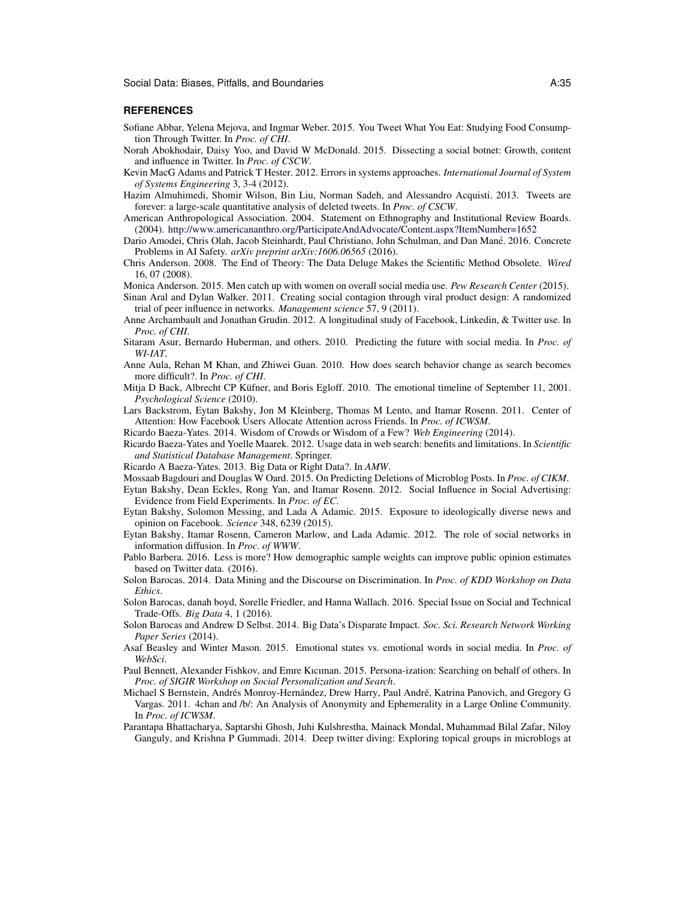## REFERENCES

Sofiane Abbar, Yelena Mejova, and Ingmar Weber. 2015. You Tweet What You Eat: Studying Food Consumption Through Twitter. In *Proc. of CHI*.

Norah Abokhodair, Daisy Yoo, and David W McDonald. 2015. Dissecting a social botnet: Growth, content and influence in Twitter. In *Proc. of CSCW*.

Kevin MacG Adams and Patrick T Hester. 2012. Errors in systems approaches. *International Journal of System of Systems Engineering* 3, 3-4 (2012).

Hazim Almuhimedi, Shomir Wilson, Bin Liu, Norman Sadeh, and Alessandro Acquisti. 2013. Tweets are forever: a large-scale quantitative analysis of deleted tweets. In *Proc. of CSCW*.

American Anthropological Association. 2004. Statement on Ethnography and Institutional Review Boards. (2004). http://www.americananthro.org/ParticipateAndAdvocate/Content.aspx?ItemNumber=1652

Dario Amodei, Chris Olah, Jacob Steinhardt, Paul Christiano, John Schulman, and Dan Mané. 2016. Concrete Problems in AI Safety. *arXiv preprint arXiv:1606.06565* (2016).

Chris Anderson. 2008. The End of Theory: The Data Deluge Makes the Scientific Method Obsolete. *Wired* 16, 07 (2008).

Monica Anderson. 2015. Men catch up with women on overall social media use. *Pew Research Center* (2015).

Sinan Aral and Dylan Walker. 2011. Creating social contagion through viral product design: A randomized trial of peer influence in networks. *Management science* 57, 9 (2011).

Anne Archambault and Jonathan Grudin. 2012. A longitudinal study of Facebook, Linkedin, & Twitter use. In *Proc. of CHI*.

Sitaram Asur, Bernardo Huberman, and others. 2010. Predicting the future with social media. In *Proc. of WI-IAT*.

Anne Aula, Rehan M Khan, and Zhiwei Guan. 2010. How does search behavior change as search becomes more difficult?. In *Proc. of CHI*.

Mitja D Back, Albrecht CP Küfner, and Boris Egloff. 2010. The emotional timeline of September 11, 2001. *Psychological Science* (2010).

Lars Backstrom, Eytan Bakshy, Jon M Kleinberg, Thomas M Lento, and Itamar Rosenn. 2011. Center of Attention: How Facebook Users Allocate Attention across Friends. In *Proc. of ICWSM*.

Ricardo Baeza-Yates. 2014. Wisdom of Crowds or Wisdom of a Few? *Web Engineering* (2014).

Ricardo Baeza-Yates and Yoelle Maarek. 2012. Usage data in web search: benefits and limitations. In *Scientific and Statistical Database Management*. Springer.

Ricardo A Baeza-Yates. 2013. Big Data or Right Data?. In *AMW*.

Mossaab Bagdouri and Douglas W Oard. 2015. On Predicting Deletions of Microblog Posts. In *Proc. of CIKM*.

Eytan Bakshy, Dean Eckles, Rong Yan, and Itamar Rosenn. 2012. Social Influence in Social Advertising: Evidence from Field Experiments. In *Proc. of EC*.

Eytan Bakshy, Solomon Messing, and Lada A Adamic. 2015. Exposure to ideologically diverse news and opinion on Facebook. *Science* 348, 6239 (2015).

Eytan Bakshy, Itamar Rosenn, Cameron Marlow, and Lada Adamic. 2012. The role of social networks in information diffusion. In *Proc. of WWW*.

Pablo Barbera. 2016. Less is more? How demographic sample weights can improve public opinion estimates based on Twitter data. (2016).

Solon Barocas. 2014. Data Mining and the Discourse on Discrimination. In *Proc. of KDD Workshop on Data Ethics*.

Solon Barocas, danah boyd, Sorelle Friedler, and Hanna Wallach. 2016. Special Issue on Social and Technical Trade-Offs. *Big Data* 4, 1 (2016).

Solon Barocas and Andrew D Selbst. 2014. Big Data's Disparate Impact. *Soc. Sci. Research Network Working Paper Series* (2014).

Asaf Beasley and Winter Mason. 2015. Emotional states vs. emotional words in social media. In *Proc. of WebSci*.

Paul Bennett, Alexander Fishkov, and Emre Kıcıman. 2015. Persona-ization: Searching on behalf of others. In *Proc. of SIGIR Workshop on Social Personalization and Search*.

Michael S Bernstein, Andrés Monroy-Hernández, Drew Harry, Paul André, Katrina Panovich, and Gregory G Vargas. 2011. 4chan and /b/: An Analysis of Anonymity and Ephemerality in a Large Online Community. In *Proc. of ICWSM*.

Parantapa Bhattacharya, Saptarshi Ghosh, Juhi Kulshrestha, Mainack Mondal, Muhammad Bilal Zafar, Niloy Ganguly, and Krishna P Gummadi. 2014. Deep twitter diving: Exploring topical groups in microblogs at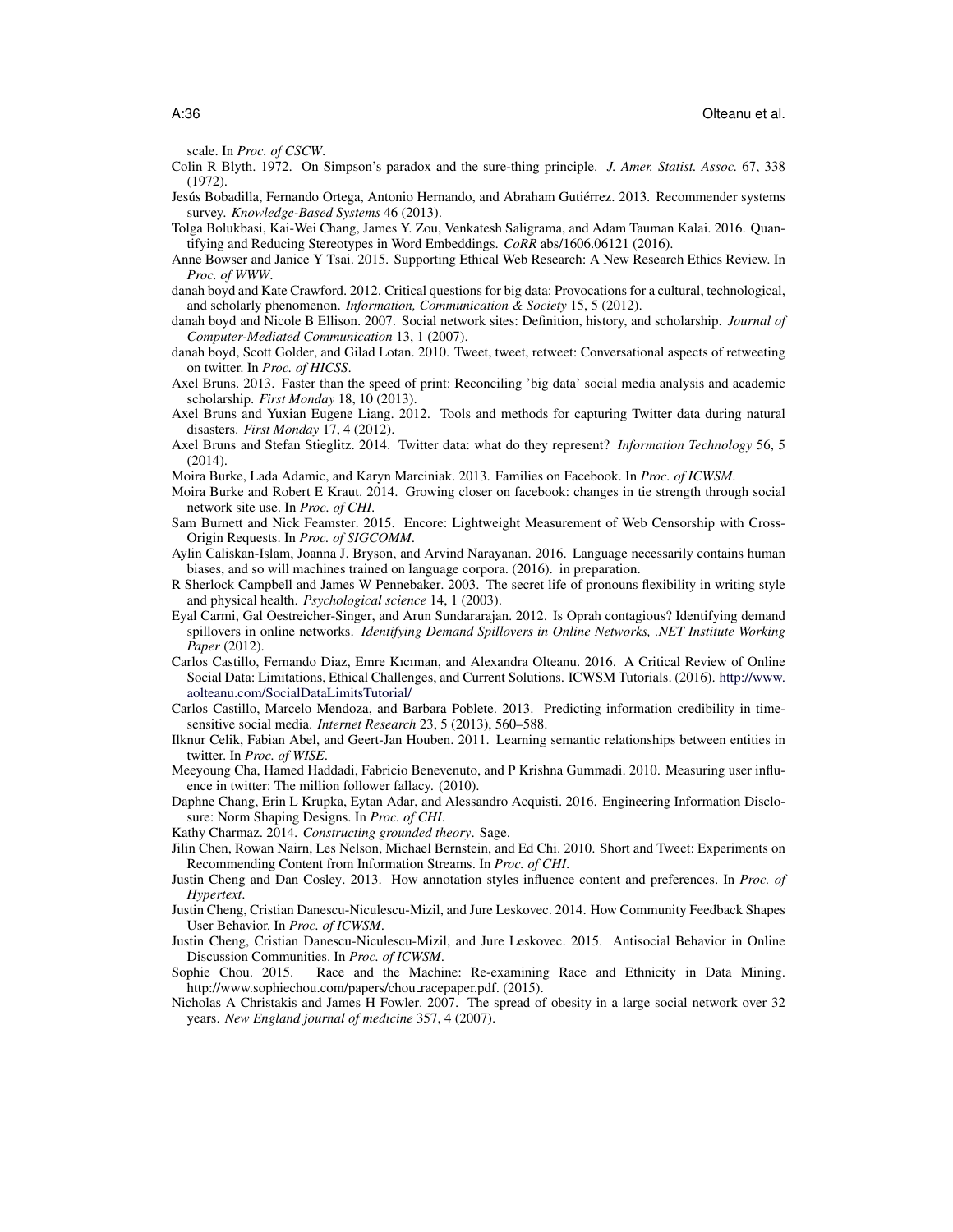scale. In *Proc. of CSCW*.

Colin R Blyth. 1972. On Simpson's paradox and the sure-thing principle. *J. Amer. Statist. Assoc.* 67, 338 (1972).

Jesús Bobadilla, Fernando Ortega, Antonio Hernando, and Abraham Gutiérrez. 2013. Recommender systems survey. *Knowledge-Based Systems* 46 (2013).

Tolga Bolukbasi, Kai-Wei Chang, James Y. Zou, Venkatesh Saligrama, and Adam Tauman Kalai. 2016. Quantifying and Reducing Stereotypes in Word Embeddings. *CoRR* abs/1606.06121 (2016).

Anne Bowser and Janice Y Tsai. 2015. Supporting Ethical Web Research: A New Research Ethics Review. In *Proc. of WWW*.

danah boyd and Kate Crawford. 2012. Critical questions for big data: Provocations for a cultural, technological, and scholarly phenomenon. *Information, Communication & Society* 15, 5 (2012).

danah boyd and Nicole B Ellison. 2007. Social network sites: Definition, history, and scholarship. *Journal of Computer-Mediated Communication* 13, 1 (2007).

danah boyd, Scott Golder, and Gilad Lotan. 2010. Tweet, tweet, retweet: Conversational aspects of retweeting on twitter. In *Proc. of HICSS*.

Axel Bruns. 2013. Faster than the speed of print: Reconciling 'big data' social media analysis and academic scholarship. *First Monday* 18, 10 (2013).

Axel Bruns and Yuxian Eugene Liang. 2012. Tools and methods for capturing Twitter data during natural disasters. *First Monday* 17, 4 (2012).

Axel Bruns and Stefan Stieglitz. 2014. Twitter data: what do they represent? *Information Technology* 56, 5 (2014).

Moira Burke, Lada Adamic, and Karyn Marciniak. 2013. Families on Facebook. In *Proc. of ICWSM*.

Moira Burke and Robert E Kraut. 2014. Growing closer on facebook: changes in tie strength through social network site use. In *Proc. of CHI*.

Sam Burnett and Nick Feamster. 2015. Encore: Lightweight Measurement of Web Censorship with Cross-Origin Requests. In *Proc. of SIGCOMM*.

Aylin Caliskan-Islam, Joanna J. Bryson, and Arvind Narayanan. 2016. Language necessarily contains human biases, and so will machines trained on language corpora. (2016). in preparation.

R Sherlock Campbell and James W Pennebaker. 2003. The secret life of pronouns flexibility in writing style and physical health. *Psychological science* 14, 1 (2003).

Eyal Carmi, Gal Oestreicher-Singer, and Arun Sundararajan. 2012. Is Oprah contagious? Identifying demand spillovers in online networks. *Identifying Demand Spillovers in Online Networks, .NET Institute Working Paper* (2012).

Carlos Castillo, Fernando Diaz, Emre Kıcıman, and Alexandra Olteanu. 2016. A Critical Review of Online Social Data: Limitations, Ethical Challenges, and Current Solutions. ICWSM Tutorials. (2016). http://www.aolteanu.com/SocialDataLimitsTutorial/

Carlos Castillo, Marcelo Mendoza, and Barbara Poblete. 2013. Predicting information credibility in time-sensitive social media. *Internet Research* 23, 5 (2013), 560–588.

Ilknur Celik, Fabian Abel, and Geert-Jan Houben. 2011. Learning semantic relationships between entities in twitter. In *Proc. of WISE*.

Meeyoung Cha, Hamed Haddadi, Fabricio Benevenuto, and P Krishna Gummadi. 2010. Measuring user influence in twitter: The million follower fallacy. (2010).

Daphne Chang, Erin L Krupka, Eytan Adar, and Alessandro Acquisti. 2016. Engineering Information Disclosure: Norm Shaping Designs. In *Proc. of CHI*.

Kathy Charmaz. 2014. *Constructing grounded theory*. Sage.

Jilin Chen, Rowan Nairn, Les Nelson, Michael Bernstein, and Ed Chi. 2010. Short and Tweet: Experiments on Recommending Content from Information Streams. In *Proc. of CHI*.

Justin Cheng and Dan Cosley. 2013. How annotation styles influence content and preferences. In *Proc. of Hypertext*.

Justin Cheng, Cristian Danescu-Niculescu-Mizil, and Jure Leskovec. 2014. How Community Feedback Shapes User Behavior. In *Proc. of ICWSM*.

Justin Cheng, Cristian Danescu-Niculescu-Mizil, and Jure Leskovec. 2015. Antisocial Behavior in Online Discussion Communities. In *Proc. of ICWSM*.

Sophie Chou. 2015. Race and the Machine: Re-examining Race and Ethnicity in Data Mining. http://www.sophiechou.com/papers/chou_racepaper.pdf. (2015).

Nicholas A Christakis and James H Fowler. 2007. The spread of obesity in a large social network over 32 years. *New England journal of medicine* 357, 4 (2007).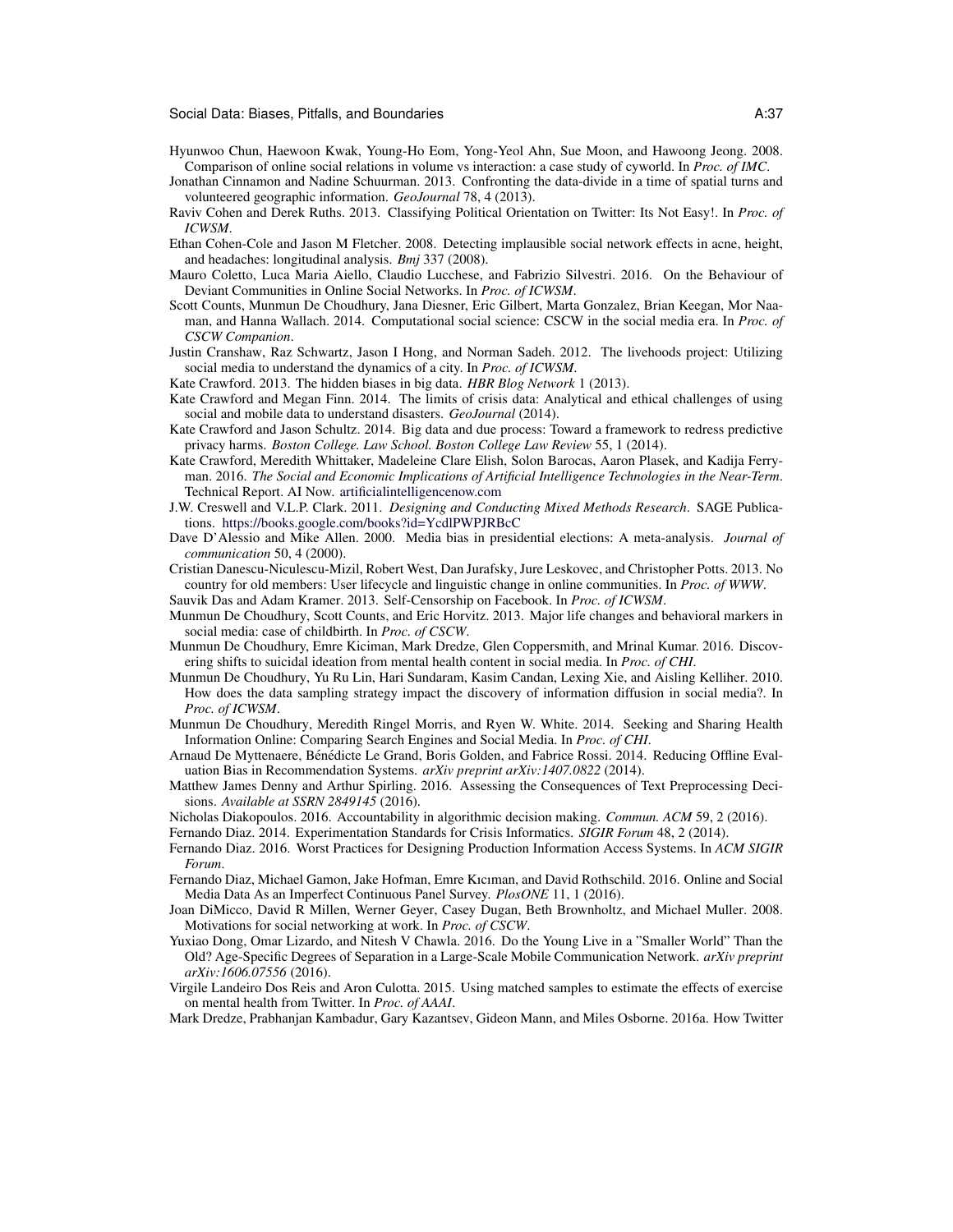Hyunwoo Chun, Haewoon Kwak, Young-Ho Eom, Yong-Yeol Ahn, Sue Moon, and Hawoong Jeong. 2008. Comparison of online social relations in volume vs interaction: a case study of cyworld. In *Proc. of IMC*.

Jonathan Cinnamon and Nadine Schuurman. 2013. Confronting the data-divide in a time of spatial turns and volunteered geographic information. *GeoJournal* 78, 4 (2013).

Raviv Cohen and Derek Ruths. 2013. Classifying Political Orientation on Twitter: Its Not Easy!. In *Proc. of ICWSM*.

Ethan Cohen-Cole and Jason M Fletcher. 2008. Detecting implausible social network effects in acne, height, and headaches: longitudinal analysis. *Bmj* 337 (2008).

Mauro Coletto, Luca Maria Aiello, Claudio Lucchese, and Fabrizio Silvestri. 2016. On the Behaviour of Deviant Communities in Online Social Networks. In *Proc. of ICWSM*.

Scott Counts, Munmun De Choudhury, Jana Diesner, Eric Gilbert, Marta Gonzalez, Brian Keegan, Mor Naaman, and Hanna Wallach. 2014. Computational social science: CSCW in the social media era. In *Proc. of CSCW Companion*.

Justin Cranshaw, Raz Schwartz, Jason I Hong, and Norman Sadeh. 2012. The livehoods project: Utilizing social media to understand the dynamics of a city. In *Proc. of ICWSM*.

Kate Crawford. 2013. The hidden biases in big data. *HBR Blog Network* 1 (2013).

Kate Crawford and Megan Finn. 2014. The limits of crisis data: Analytical and ethical challenges of using social and mobile data to understand disasters. *GeoJournal* (2014).

Kate Crawford and Jason Schultz. 2014. Big data and due process: Toward a framework to redress predictive privacy harms. *Boston College. Law School. Boston College Law Review* 55, 1 (2014).

Kate Crawford, Meredith Whittaker, Madeleine Clare Elish, Solon Barocas, Aaron Plasek, and Kadija Ferryman. 2016. *The Social and Economic Implications of Artificial Intelligence Technologies in the Near-Term*. Technical Report. AI Now. artificialintelligencenow.com

J.W. Creswell and V.L.P. Clark. 2011. *Designing and Conducting Mixed Methods Research*. SAGE Publications. https://books.google.com/books?id=YcdlPWPJRBcC

Dave D'Alessio and Mike Allen. 2000. Media bias in presidential elections: A meta-analysis. *Journal of communication* 50, 4 (2000).

Cristian Danescu-Niculescu-Mizil, Robert West, Dan Jurafsky, Jure Leskovec, and Christopher Potts. 2013. No country for old members: User lifecycle and linguistic change in online communities. In *Proc. of WWW*.

Sauvik Das and Adam Kramer. 2013. Self-Censorship on Facebook. In *Proc. of ICWSM*.

Munmun De Choudhury, Scott Counts, and Eric Horvitz. 2013. Major life changes and behavioral markers in social media: case of childbirth. In *Proc. of CSCW*.

Munmun De Choudhury, Emre Kiciman, Mark Dredze, Glen Coppersmith, and Mrinal Kumar. 2016. Discovering shifts to suicidal ideation from mental health content in social media. In *Proc. of CHI*.

Munmun De Choudhury, Yu Ru Lin, Hari Sundaram, Kasim Candan, Lexing Xie, and Aisling Kelliher. 2010. How does the data sampling strategy impact the discovery of information diffusion in social media?. In *Proc. of ICWSM*.

Munmun De Choudhury, Meredith Ringel Morris, and Ryen W. White. 2014. Seeking and Sharing Health Information Online: Comparing Search Engines and Social Media. In *Proc. of CHI*.

Arnaud De Myttenaere, Bénédicte Le Grand, Boris Golden, and Fabrice Rossi. 2014. Reducing Offline Evaluation Bias in Recommendation Systems. *arXiv preprint arXiv:1407.0822* (2014).

Matthew James Denny and Arthur Spirling. 2016. Assessing the Consequences of Text Preprocessing Decisions. *Available at SSRN 2849145* (2016).

Nicholas Diakopoulos. 2016. Accountability in algorithmic decision making. *Commun. ACM* 59, 2 (2016).

Fernando Diaz. 2014. Experimentation Standards for Crisis Informatics. *SIGIR Forum* 48, 2 (2014).

Fernando Diaz. 2016. Worst Practices for Designing Production Information Access Systems. In *ACM SIGIR Forum*.

Fernando Diaz, Michael Gamon, Jake Hofman, Emre Kıcıman, and David Rothschild. 2016. Online and Social Media Data As an Imperfect Continuous Panel Survey. *PlosONE* 11, 1 (2016).

Joan DiMicco, David R Millen, Werner Geyer, Casey Dugan, Beth Brownholtz, and Michael Muller. 2008. Motivations for social networking at work. In *Proc. of CSCW*.

Yuxiao Dong, Omar Lizardo, and Nitesh V Chawla. 2016. Do the Young Live in a "Smaller World" Than the Old? Age-Specific Degrees of Separation in a Large-Scale Mobile Communication Network. *arXiv preprint arXiv:1606.07556* (2016).

Virgile Landeiro Dos Reis and Aron Culotta. 2015. Using matched samples to estimate the effects of exercise on mental health from Twitter. In *Proc. of AAAI*.

Mark Dredze, Prabhanjan Kambadur, Gary Kazantsev, Gideon Mann, and Miles Osborne. 2016a. How Twitter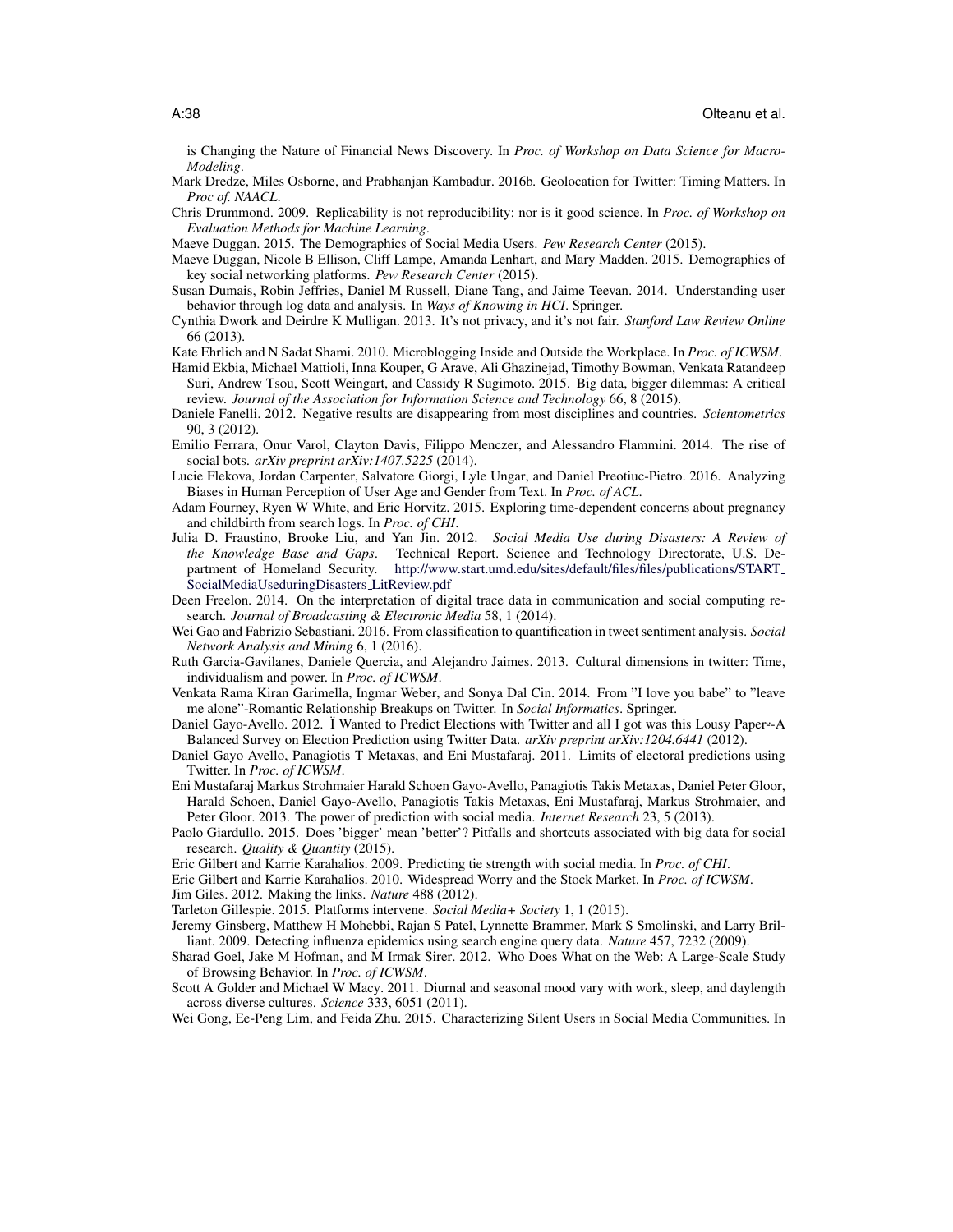is Changing the Nature of Financial News Discovery. In *Proc. of Workshop on Data Science for Macro-Modeling*.

Mark Dredze, Miles Osborne, and Prabhanjan Kambadur. 2016b. Geolocation for Twitter: Timing Matters. In *Proc of. NAACL*.

Chris Drummond. 2009. Replicability is not reproducibility: nor is it good science. In *Proc. of Workshop on Evaluation Methods for Machine Learning*.

Maeve Duggan. 2015. The Demographics of Social Media Users. *Pew Research Center* (2015).

Maeve Duggan, Nicole B Ellison, Cliff Lampe, Amanda Lenhart, and Mary Madden. 2015. Demographics of key social networking platforms. *Pew Research Center* (2015).

Susan Dumais, Robin Jeffries, Daniel M Russell, Diane Tang, and Jaime Teevan. 2014. Understanding user behavior through log data and analysis. In *Ways of Knowing in HCI*. Springer.

Cynthia Dwork and Deirdre K Mulligan. 2013. It's not privacy, and it's not fair. *Stanford Law Review Online* 66 (2013).

Kate Ehrlich and N Sadat Shami. 2010. Microblogging Inside and Outside the Workplace. In *Proc. of ICWSM*.

Hamid Ekbia, Michael Mattioli, Inna Kouper, G Arave, Ali Ghazinejad, Timothy Bowman, Venkata Ratandeep Suri, Andrew Tsou, Scott Weingart, and Cassidy R Sugimoto. 2015. Big data, bigger dilemmas: A critical review. *Journal of the Association for Information Science and Technology* 66, 8 (2015).

Daniele Fanelli. 2012. Negative results are disappearing from most disciplines and countries. *Scientometrics* 90, 3 (2012).

Emilio Ferrara, Onur Varol, Clayton Davis, Filippo Menczer, and Alessandro Flammini. 2014. The rise of social bots. *arXiv preprint arXiv:1407.5225* (2014).

Lucie Flekova, Jordan Carpenter, Salvatore Giorgi, Lyle Ungar, and Daniel Preotiuc-Pietro. 2016. Analyzing Biases in Human Perception of User Age and Gender from Text. In *Proc. of ACL*.

Adam Fourney, Ryen W White, and Eric Horvitz. 2015. Exploring time-dependent concerns about pregnancy and childbirth from search logs. In *Proc. of CHI*.

Julia D. Fraustino, Brooke Liu, and Yan Jin. 2012. *Social Media Use during Disasters: A Review of the Knowledge Base and Gaps*. Technical Report. Science and Technology Directorate, U.S. Department of Homeland Security. http://www.start.umd.edu/sites/default/files/files/publications/START_SocialMediaUseduringDisasters_LitReview.pdf

Deen Freelon. 2014. On the interpretation of digital trace data in communication and social computing research. *Journal of Broadcasting & Electronic Media* 58, 1 (2014).

Wei Gao and Fabrizio Sebastiani. 2016. From classification to quantification in tweet sentiment analysis. *Social Network Analysis and Mining* 6, 1 (2016).

Ruth Garcia-Gavilanes, Daniele Quercia, and Alejandro Jaimes. 2013. Cultural dimensions in twitter: Time, individualism and power. In *Proc. of ICWSM*.

Venkata Rama Kiran Garimella, Ingmar Weber, and Sonya Dal Cin. 2014. From "I love you babe" to "leave me alone"-Romantic Relationship Breakups on Twitter. In *Social Informatics*. Springer.

Daniel Gayo-Avello. 2012. Ï Wanted to Predict Elections with Twitter and all I got was this Lousy Paper-̈-A Balanced Survey on Election Prediction using Twitter Data. *arXiv preprint arXiv:1204.6441* (2012).

Daniel Gayo Avello, Panagiotis T Metaxas, and Eni Mustafaraj. 2011. Limits of electoral predictions using Twitter. In *Proc. of ICWSM*.

Eni Mustafaraj Markus Strohmaier Harald Schoen Gayo-Avello, Panagiotis Takis Metaxas, Daniel Peter Gloor, Harald Schoen, Daniel Gayo-Avello, Panagiotis Takis Metaxas, Eni Mustafaraj, Markus Strohmaier, and Peter Gloor. 2013. The power of prediction with social media. *Internet Research* 23, 5 (2013).

Paolo Giardullo. 2015. Does 'bigger' mean 'better'? Pitfalls and shortcuts associated with big data for social research. *Quality & Quantity* (2015).

Eric Gilbert and Karrie Karahalios. 2009. Predicting tie strength with social media. In *Proc. of CHI*.

Eric Gilbert and Karrie Karahalios. 2010. Widespread Worry and the Stock Market. In *Proc. of ICWSM*.

Jim Giles. 2012. Making the links. *Nature* 488 (2012).

Tarleton Gillespie. 2015. Platforms intervene. *Social Media+ Society* 1, 1 (2015).

Jeremy Ginsberg, Matthew H Mohebbi, Rajan S Patel, Lynnette Brammer, Mark S Smolinski, and Larry Brilliant. 2009. Detecting influenza epidemics using search engine query data. *Nature* 457, 7232 (2009).

Sharad Goel, Jake M Hofman, and M Irmak Sirer. 2012. Who Does What on the Web: A Large-Scale Study of Browsing Behavior. In *Proc. of ICWSM*.

Scott A Golder and Michael W Macy. 2011. Diurnal and seasonal mood vary with work, sleep, and daylength across diverse cultures. *Science* 333, 6051 (2011).

Wei Gong, Ee-Peng Lim, and Feida Zhu. 2015. Characterizing Silent Users in Social Media Communities. In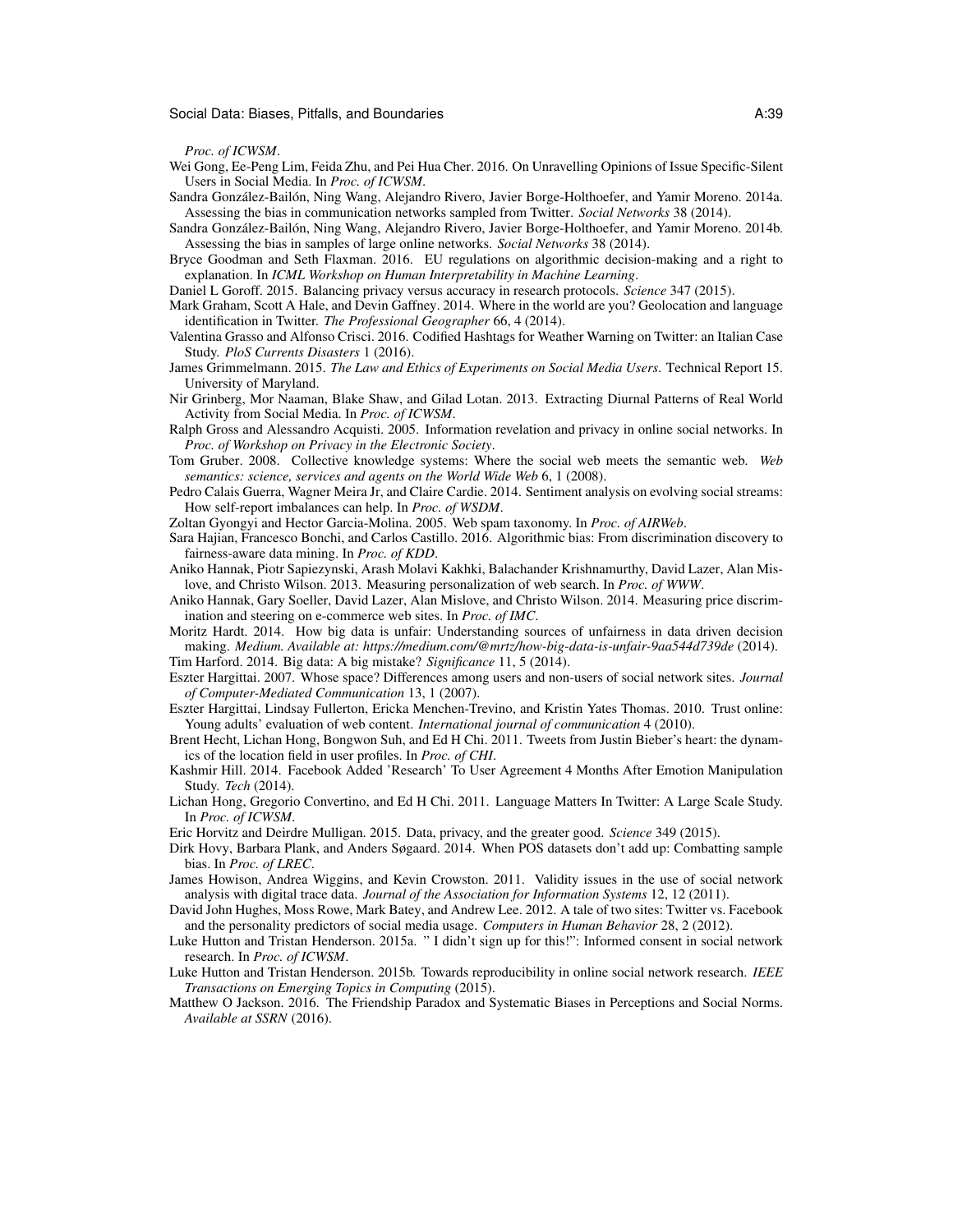*Proc. of ICWSM*.

Wei Gong, Ee-Peng Lim, Feida Zhu, and Pei Hua Cher. 2016. On Unravelling Opinions of Issue Specific-Silent Users in Social Media. In *Proc. of ICWSM*.

Sandra González-Bailón, Ning Wang, Alejandro Rivero, Javier Borge-Holthoefer, and Yamir Moreno. 2014a. Assessing the bias in communication networks sampled from Twitter. *Social Networks* 38 (2014).

Sandra González-Bailón, Ning Wang, Alejandro Rivero, Javier Borge-Holthoefer, and Yamir Moreno. 2014b. Assessing the bias in samples of large online networks. *Social Networks* 38 (2014).

Bryce Goodman and Seth Flaxman. 2016. EU regulations on algorithmic decision-making and a right to explanation. In *ICML Workshop on Human Interpretability in Machine Learning*.

Daniel L Goroff. 2015. Balancing privacy versus accuracy in research protocols. *Science* 347 (2015).

Mark Graham, Scott A Hale, and Devin Gaffney. 2014. Where in the world are you? Geolocation and language identification in Twitter. *The Professional Geographer* 66, 4 (2014).

Valentina Grasso and Alfonso Crisci. 2016. Codified Hashtags for Weather Warning on Twitter: an Italian Case Study. *PloS Currents Disasters* 1 (2016).

James Grimmelmann. 2015. *The Law and Ethics of Experiments on Social Media Users*. Technical Report 15. University of Maryland.

Nir Grinberg, Mor Naaman, Blake Shaw, and Gilad Lotan. 2013. Extracting Diurnal Patterns of Real World Activity from Social Media. In *Proc. of ICWSM*.

Ralph Gross and Alessandro Acquisti. 2005. Information revelation and privacy in online social networks. In *Proc. of Workshop on Privacy in the Electronic Society*.

Tom Gruber. 2008. Collective knowledge systems: Where the social web meets the semantic web. *Web semantics: science, services and agents on the World Wide Web* 6, 1 (2008).

Pedro Calais Guerra, Wagner Meira Jr, and Claire Cardie. 2014. Sentiment analysis on evolving social streams: How self-report imbalances can help. In *Proc. of WSDM*.

Zoltan Gyongyi and Hector Garcia-Molina. 2005. Web spam taxonomy. In *Proc. of AIRWeb*.

Sara Hajian, Francesco Bonchi, and Carlos Castillo. 2016. Algorithmic bias: From discrimination discovery to fairness-aware data mining. In *Proc. of KDD*.

Aniko Hannak, Piotr Sapiezynski, Arash Molavi Kakhki, Balachander Krishnamurthy, David Lazer, Alan Mislove, and Christo Wilson. 2013. Measuring personalization of web search. In *Proc. of WWW*.

Aniko Hannak, Gary Soeller, David Lazer, Alan Mislove, and Christo Wilson. 2014. Measuring price discrimination and steering on e-commerce web sites. In *Proc. of IMC*.

Moritz Hardt. 2014. How big data is unfair: Understanding sources of unfairness in data driven decision making. *Medium. Available at: https://medium.com/@mrtz/how-big-data-is-unfair-9aa544d739de* (2014).

Tim Harford. 2014. Big data: A big mistake? *Significance* 11, 5 (2014).

Eszter Hargittai. 2007. Whose space? Differences among users and non-users of social network sites. *Journal of Computer-Mediated Communication* 13, 1 (2007).

Eszter Hargittai, Lindsay Fullerton, Ericka Menchen-Trevino, and Kristin Yates Thomas. 2010. Trust online: Young adults' evaluation of web content. *International journal of communication* 4 (2010).

Brent Hecht, Lichan Hong, Bongwon Suh, and Ed H Chi. 2011. Tweets from Justin Bieber's heart: the dynamics of the location field in user profiles. In *Proc. of CHI*.

Kashmir Hill. 2014. Facebook Added 'Research' To User Agreement 4 Months After Emotion Manipulation Study. *Tech* (2014).

Lichan Hong, Gregorio Convertino, and Ed H Chi. 2011. Language Matters In Twitter: A Large Scale Study. In *Proc. of ICWSM*.

Eric Horvitz and Deirdre Mulligan. 2015. Data, privacy, and the greater good. *Science* 349 (2015).

Dirk Hovy, Barbara Plank, and Anders Søgaard. 2014. When POS datasets don't add up: Combatting sample bias. In *Proc. of LREC*.

James Howison, Andrea Wiggins, and Kevin Crowston. 2011. Validity issues in the use of social network analysis with digital trace data. *Journal of the Association for Information Systems* 12, 12 (2011).

David John Hughes, Moss Rowe, Mark Batey, and Andrew Lee. 2012. A tale of two sites: Twitter vs. Facebook and the personality predictors of social media usage. *Computers in Human Behavior* 28, 2 (2012).

Luke Hutton and Tristan Henderson. 2015a. " I didn't sign up for this!": Informed consent in social network research. In *Proc. of ICWSM*.

Luke Hutton and Tristan Henderson. 2015b. Towards reproducibility in online social network research. *IEEE Transactions on Emerging Topics in Computing* (2015).

Matthew O Jackson. 2016. The Friendship Paradox and Systematic Biases in Perceptions and Social Norms. *Available at SSRN* (2016).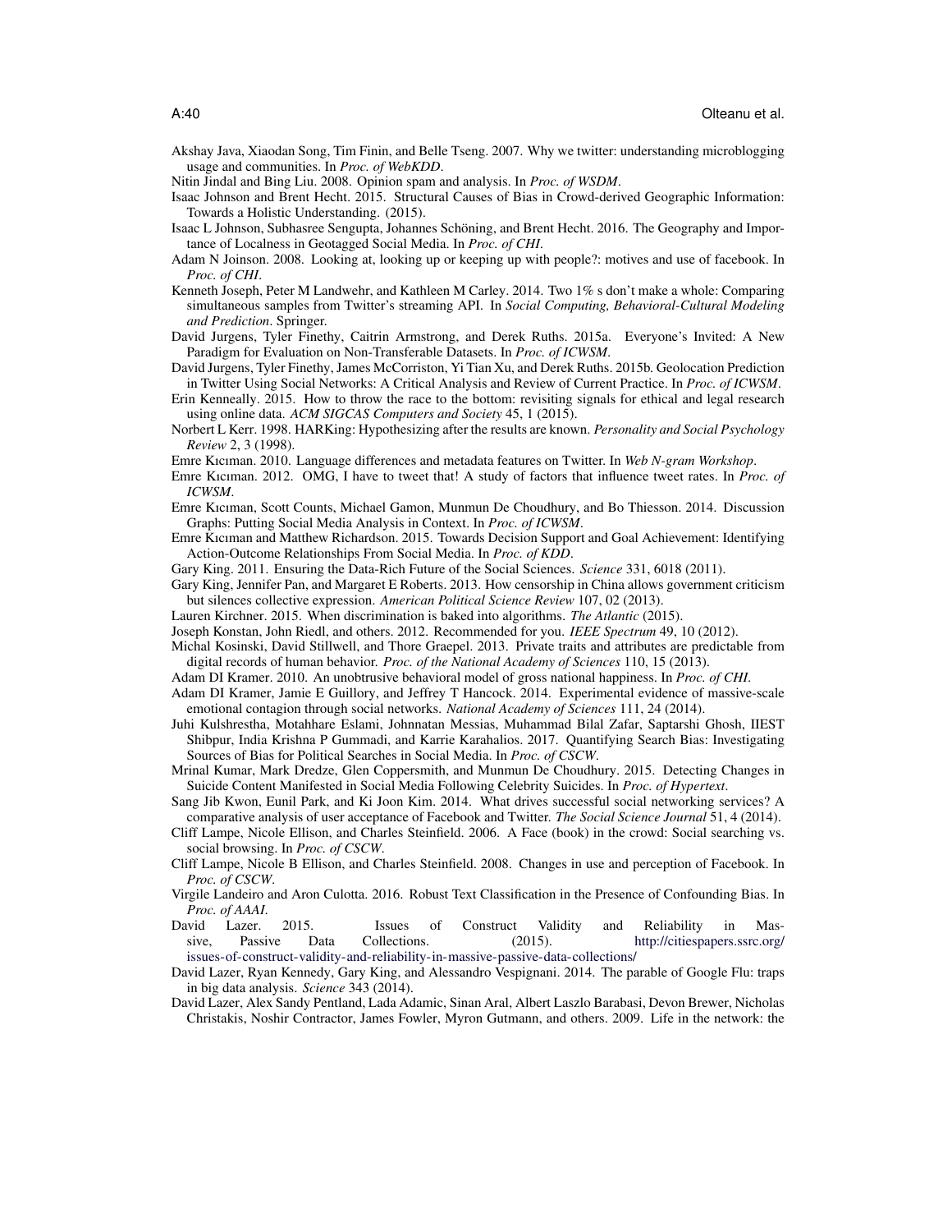Akshay Java, Xiaodan Song, Tim Finin, and Belle Tseng. 2007. Why we twitter: understanding microblogging usage and communities. In *Proc. of WebKDD*.

Nitin Jindal and Bing Liu. 2008. Opinion spam and analysis. In *Proc. of WSDM*.

Isaac Johnson and Brent Hecht. 2015. Structural Causes of Bias in Crowd-derived Geographic Information: Towards a Holistic Understanding. (2015).

Isaac L Johnson, Subhasree Sengupta, Johannes Schöning, and Brent Hecht. 2016. The Geography and Importance of Localness in Geotagged Social Media. In *Proc. of CHI*.

Adam N Joinson. 2008. Looking at, looking up or keeping up with people?: motives and use of facebook. In *Proc. of CHI*.

Kenneth Joseph, Peter M Landwehr, and Kathleen M Carley. 2014. Two 1% s don't make a whole: Comparing simultaneous samples from Twitter's streaming API. In *Social Computing, Behavioral-Cultural Modeling and Prediction*. Springer.

David Jurgens, Tyler Finethy, Caitrin Armstrong, and Derek Ruths. 2015a. Everyone's Invited: A New Paradigm for Evaluation on Non-Transferable Datasets. In *Proc. of ICWSM*.

David Jurgens, Tyler Finethy, James McCorriston, Yi Tian Xu, and Derek Ruths. 2015b. Geolocation Prediction in Twitter Using Social Networks: A Critical Analysis and Review of Current Practice. In *Proc. of ICWSM*.

Erin Kenneally. 2015. How to throw the race to the bottom: revisiting signals for ethical and legal research using online data. *ACM SIGCAS Computers and Society* 45, 1 (2015).

Norbert L Kerr. 1998. HARKing: Hypothesizing after the results are known. *Personality and Social Psychology Review* 2, 3 (1998).

Emre Kıcıman. 2010. Language differences and metadata features on Twitter. In *Web N-gram Workshop*.

Emre Kıcıman. 2012. OMG, I have to tweet that! A study of factors that influence tweet rates. In *Proc. of ICWSM*.

Emre Kıcıman, Scott Counts, Michael Gamon, Munmun De Choudhury, and Bo Thiesson. 2014. Discussion Graphs: Putting Social Media Analysis in Context. In *Proc. of ICWSM*.

Emre Kıcıman and Matthew Richardson. 2015. Towards Decision Support and Goal Achievement: Identifying Action-Outcome Relationships From Social Media. In *Proc. of KDD*.

Gary King. 2011. Ensuring the Data-Rich Future of the Social Sciences. *Science* 331, 6018 (2011).

Gary King, Jennifer Pan, and Margaret E Roberts. 2013. How censorship in China allows government criticism but silences collective expression. *American Political Science Review* 107, 02 (2013).

Lauren Kirchner. 2015. When discrimination is baked into algorithms. *The Atlantic* (2015).

Joseph Konstan, John Riedl, and others. 2012. Recommended for you. *IEEE Spectrum* 49, 10 (2012).

Michal Kosinski, David Stillwell, and Thore Graepel. 2013. Private traits and attributes are predictable from digital records of human behavior. *Proc. of the National Academy of Sciences* 110, 15 (2013).

Adam DI Kramer. 2010. An unobtrusive behavioral model of gross national happiness. In *Proc. of CHI*.

Adam DI Kramer, Jamie E Guillory, and Jeffrey T Hancock. 2014. Experimental evidence of massive-scale emotional contagion through social networks. *National Academy of Sciences* 111, 24 (2014).

Juhi Kulshrestha, Motahhare Eslami, Johnnatan Messias, Muhammad Bilal Zafar, Saptarshi Ghosh, IIEST Shibpur, India Krishna P Gummadi, and Karrie Karahalios. 2017. Quantifying Search Bias: Investigating Sources of Bias for Political Searches in Social Media. In *Proc. of CSCW*.

Mrinal Kumar, Mark Dredze, Glen Coppersmith, and Munmun De Choudhury. 2015. Detecting Changes in Suicide Content Manifested in Social Media Following Celebrity Suicides. In *Proc. of Hypertext*.

Sang Jib Kwon, Eunil Park, and Ki Joon Kim. 2014. What drives successful social networking services? A comparative analysis of user acceptance of Facebook and Twitter. *The Social Science Journal* 51, 4 (2014).

Cliff Lampe, Nicole Ellison, and Charles Steinfield. 2006. A Face (book) in the crowd: Social searching vs. social browsing. In *Proc. of CSCW*.

Cliff Lampe, Nicole B Ellison, and Charles Steinfield. 2008. Changes in use and perception of Facebook. In *Proc. of CSCW*.

Virgile Landeiro and Aron Culotta. 2016. Robust Text Classification in the Presence of Confounding Bias. In *Proc. of AAAI*.

David Lazer. 2015. Issues of Construct Validity and Reliability in Massive, Passive Data Collections. (2015). http://citiespapers.ssrc.org/issues-of-construct-validity-and-reliability-in-massive-passive-data-collections/

David Lazer, Ryan Kennedy, Gary King, and Alessandro Vespignani. 2014. The parable of Google Flu: traps in big data analysis. *Science* 343 (2014).

David Lazer, Alex Sandy Pentland, Lada Adamic, Sinan Aral, Albert Laszlo Barabasi, Devon Brewer, Nicholas Christakis, Noshir Contractor, James Fowler, Myron Gutmann, and others. 2009. Life in the network: the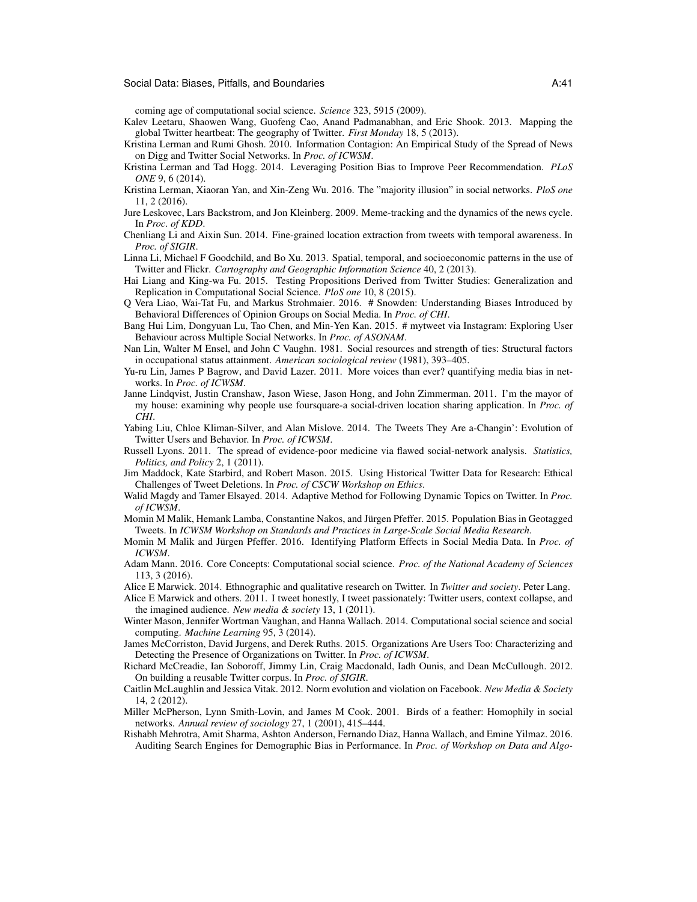coming age of computational social science. *Science* 323, 5915 (2009).

Kalev Leetaru, Shaowen Wang, Guofeng Cao, Anand Padmanabhan, and Eric Shook. 2013. Mapping the global Twitter heartbeat: The geography of Twitter. *First Monday* 18, 5 (2013).

Kristina Lerman and Rumi Ghosh. 2010. Information Contagion: An Empirical Study of the Spread of News on Digg and Twitter Social Networks. In *Proc. of ICWSM*.

Kristina Lerman and Tad Hogg. 2014. Leveraging Position Bias to Improve Peer Recommendation. *PLoS ONE* 9, 6 (2014).

Kristina Lerman, Xiaoran Yan, and Xin-Zeng Wu. 2016. The "majority illusion" in social networks. *PloS one* 11, 2 (2016).

Jure Leskovec, Lars Backstrom, and Jon Kleinberg. 2009. Meme-tracking and the dynamics of the news cycle. In *Proc. of KDD*.

Chenliang Li and Aixin Sun. 2014. Fine-grained location extraction from tweets with temporal awareness. In *Proc. of SIGIR*.

Linna Li, Michael F Goodchild, and Bo Xu. 2013. Spatial, temporal, and socioeconomic patterns in the use of Twitter and Flickr. *Cartography and Geographic Information Science* 40, 2 (2013).

Hai Liang and King-wa Fu. 2015. Testing Propositions Derived from Twitter Studies: Generalization and Replication in Computational Social Science. *PloS one* 10, 8 (2015).

Q Vera Liao, Wai-Tat Fu, and Markus Strohmaier. 2016. # Snowden: Understanding Biases Introduced by Behavioral Differences of Opinion Groups on Social Media. In *Proc. of CHI*.

Bang Hui Lim, Dongyuan Lu, Tao Chen, and Min-Yen Kan. 2015. # mytweet via Instagram: Exploring User Behaviour across Multiple Social Networks. In *Proc. of ASONAM*.

Nan Lin, Walter M Ensel, and John C Vaughn. 1981. Social resources and strength of ties: Structural factors in occupational status attainment. *American sociological review* (1981), 393–405.

Yu-ru Lin, James P Bagrow, and David Lazer. 2011. More voices than ever? quantifying media bias in networks. In *Proc. of ICWSM*.

Janne Lindqvist, Justin Cranshaw, Jason Wiese, Jason Hong, and John Zimmerman. 2011. I'm the mayor of my house: examining why people use foursquare-a social-driven location sharing application. In *Proc. of CHI*.

Yabing Liu, Chloe Kliman-Silver, and Alan Mislove. 2014. The Tweets They Are a-Changin': Evolution of Twitter Users and Behavior. In *Proc. of ICWSM*.

Russell Lyons. 2011. The spread of evidence-poor medicine via flawed social-network analysis. *Statistics, Politics, and Policy* 2, 1 (2011).

Jim Maddock, Kate Starbird, and Robert Mason. 2015. Using Historical Twitter Data for Research: Ethical Challenges of Tweet Deletions. In *Proc. of CSCW Workshop on Ethics*.

Walid Magdy and Tamer Elsayed. 2014. Adaptive Method for Following Dynamic Topics on Twitter. In *Proc. of ICWSM*.

Momin M Malik, Hemank Lamba, Constantine Nakos, and Jürgen Pfeffer. 2015. Population Bias in Geotagged Tweets. In *ICWSM Workshop on Standards and Practices in Large-Scale Social Media Research*.

Momin M Malik and Jürgen Pfeffer. 2016. Identifying Platform Effects in Social Media Data. In *Proc. of ICWSM*.

Adam Mann. 2016. Core Concepts: Computational social science. *Proc. of the National Academy of Sciences* 113, 3 (2016).

Alice E Marwick. 2014. Ethnographic and qualitative research on Twitter. In *Twitter and society*. Peter Lang.

Alice E Marwick and others. 2011. I tweet honestly, I tweet passionately: Twitter users, context collapse, and the imagined audience. *New media & society* 13, 1 (2011).

Winter Mason, Jennifer Wortman Vaughan, and Hanna Wallach. 2014. Computational social science and social computing. *Machine Learning* 95, 3 (2014).

James McCorriston, David Jurgens, and Derek Ruths. 2015. Organizations Are Users Too: Characterizing and Detecting the Presence of Organizations on Twitter. In *Proc. of ICWSM*.

Richard McCreadie, Ian Soboroff, Jimmy Lin, Craig Macdonald, Iadh Ounis, and Dean McCullough. 2012. On building a reusable Twitter corpus. In *Proc. of SIGIR*.

Caitlin McLaughlin and Jessica Vitak. 2012. Norm evolution and violation on Facebook. *New Media & Society* 14, 2 (2012).

Miller McPherson, Lynn Smith-Lovin, and James M Cook. 2001. Birds of a feather: Homophily in social networks. *Annual review of sociology* 27, 1 (2001), 415–444.

Rishabh Mehrotra, Amit Sharma, Ashton Anderson, Fernando Diaz, Hanna Wallach, and Emine Yilmaz. 2016. Auditing Search Engines for Demographic Bias in Performance. In *Proc. of Workshop on Data and Algo-*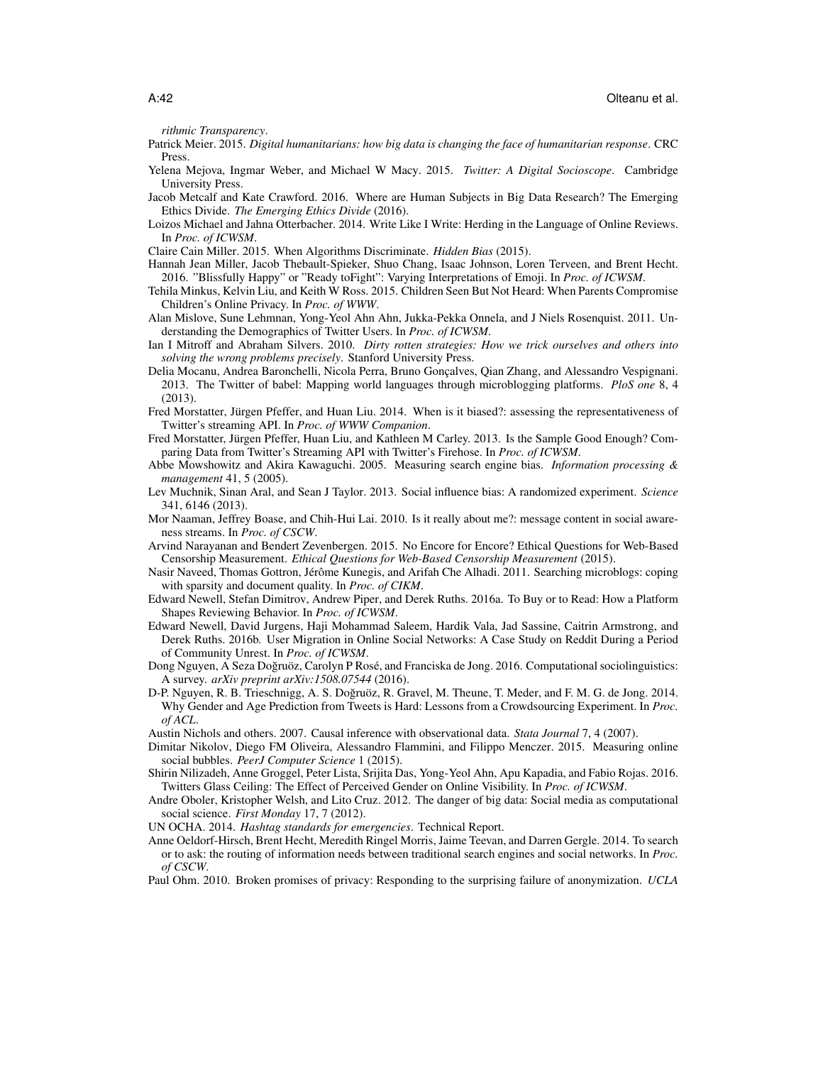*rithmic Transparency*.

Patrick Meier. 2015. *Digital humanitarians: how big data is changing the face of humanitarian response*. CRC Press.

Yelena Mejova, Ingmar Weber, and Michael W Macy. 2015. *Twitter: A Digital Socioscope*. Cambridge University Press.

Jacob Metcalf and Kate Crawford. 2016. Where are Human Subjects in Big Data Research? The Emerging Ethics Divide. *The Emerging Ethics Divide* (2016).

Loizos Michael and Jahna Otterbacher. 2014. Write Like I Write: Herding in the Language of Online Reviews. In *Proc. of ICWSM*.

Claire Cain Miller. 2015. When Algorithms Discriminate. *Hidden Bias* (2015).

Hannah Jean Miller, Jacob Thebault-Spieker, Shuo Chang, Isaac Johnson, Loren Terveen, and Brent Hecht. 2016. "Blissfully Happy" or "Ready toFight": Varying Interpretations of Emoji. In *Proc. of ICWSM*.

Tehila Minkus, Kelvin Liu, and Keith W Ross. 2015. Children Seen But Not Heard: When Parents Compromise Children's Online Privacy. In *Proc. of WWW*.

Alan Mislove, Sune Lehmnan, Yong-Yeol Ahn Ahn, Jukka-Pekka Onnela, and J Niels Rosenquist. 2011. Understanding the Demographics of Twitter Users. In *Proc. of ICWSM*.

Ian I Mitroff and Abraham Silvers. 2010. *Dirty rotten strategies: How we trick ourselves and others into solving the wrong problems precisely*. Stanford University Press.

Delia Mocanu, Andrea Baronchelli, Nicola Perra, Bruno Gonçalves, Qian Zhang, and Alessandro Vespignani. 2013. The Twitter of babel: Mapping world languages through microblogging platforms. *PloS one* 8, 4 (2013).

Fred Morstatter, Jürgen Pfeffer, and Huan Liu. 2014. When is it biased?: assessing the representativeness of Twitter's streaming API. In *Proc. of WWW Companion*.

Fred Morstatter, Jürgen Pfeffer, Huan Liu, and Kathleen M Carley. 2013. Is the Sample Good Enough? Comparing Data from Twitter's Streaming API with Twitter's Firehose. In *Proc. of ICWSM*.

Abbe Mowshowitz and Akira Kawaguchi. 2005. Measuring search engine bias. *Information processing & management* 41, 5 (2005).

Lev Muchnik, Sinan Aral, and Sean J Taylor. 2013. Social influence bias: A randomized experiment. *Science* 341, 6146 (2013).

Mor Naaman, Jeffrey Boase, and Chih-Hui Lai. 2010. Is it really about me?: message content in social awareness streams. In *Proc. of CSCW*.

Arvind Narayanan and Bendert Zevenbergen. 2015. No Encore for Encore? Ethical Questions for Web-Based Censorship Measurement. *Ethical Questions for Web-Based Censorship Measurement* (2015).

Nasir Naveed, Thomas Gottron, Jérôme Kunegis, and Arifah Che Alhadi. 2011. Searching microblogs: coping with sparsity and document quality. In *Proc. of CIKM*.

Edward Newell, Stefan Dimitrov, Andrew Piper, and Derek Ruths. 2016a. To Buy or to Read: How a Platform Shapes Reviewing Behavior. In *Proc. of ICWSM*.

Edward Newell, David Jurgens, Haji Mohammad Saleem, Hardik Vala, Jad Sassine, Caitrin Armstrong, and Derek Ruths. 2016b. User Migration in Online Social Networks: A Case Study on Reddit During a Period of Community Unrest. In *Proc. of ICWSM*.

Dong Nguyen, A Seza Doğruöz, Carolyn P Rosé, and Franciska de Jong. 2016. Computational sociolinguistics: A survey. *arXiv preprint arXiv:1508.07544* (2016).

D-P. Nguyen, R. B. Trieschnigg, A. S. Doğruöz, R. Gravel, M. Theune, T. Meder, and F. M. G. de Jong. 2014. Why Gender and Age Prediction from Tweets is Hard: Lessons from a Crowdsourcing Experiment. In *Proc. of ACL*.

Austin Nichols and others. 2007. Causal inference with observational data. *Stata Journal* 7, 4 (2007).

Dimitar Nikolov, Diego FM Oliveira, Alessandro Flammini, and Filippo Menczer. 2015. Measuring online social bubbles. *PeerJ Computer Science* 1 (2015).

Shirin Nilizadeh, Anne Groggel, Peter Lista, Srijita Das, Yong-Yeol Ahn, Apu Kapadia, and Fabio Rojas. 2016. Twitters Glass Ceiling: The Effect of Perceived Gender on Online Visibility. In *Proc. of ICWSM*.

Andre Oboler, Kristopher Welsh, and Lito Cruz. 2012. The danger of big data: Social media as computational social science. *First Monday* 17, 7 (2012).

UN OCHA. 2014. *Hashtag standards for emergencies*. Technical Report.

Anne Oeldorf-Hirsch, Brent Hecht, Meredith Ringel Morris, Jaime Teevan, and Darren Gergle. 2014. To search or to ask: the routing of information needs between traditional search engines and social networks. In *Proc. of CSCW*.

Paul Ohm. 2010. Broken promises of privacy: Responding to the surprising failure of anonymization. *UCLA*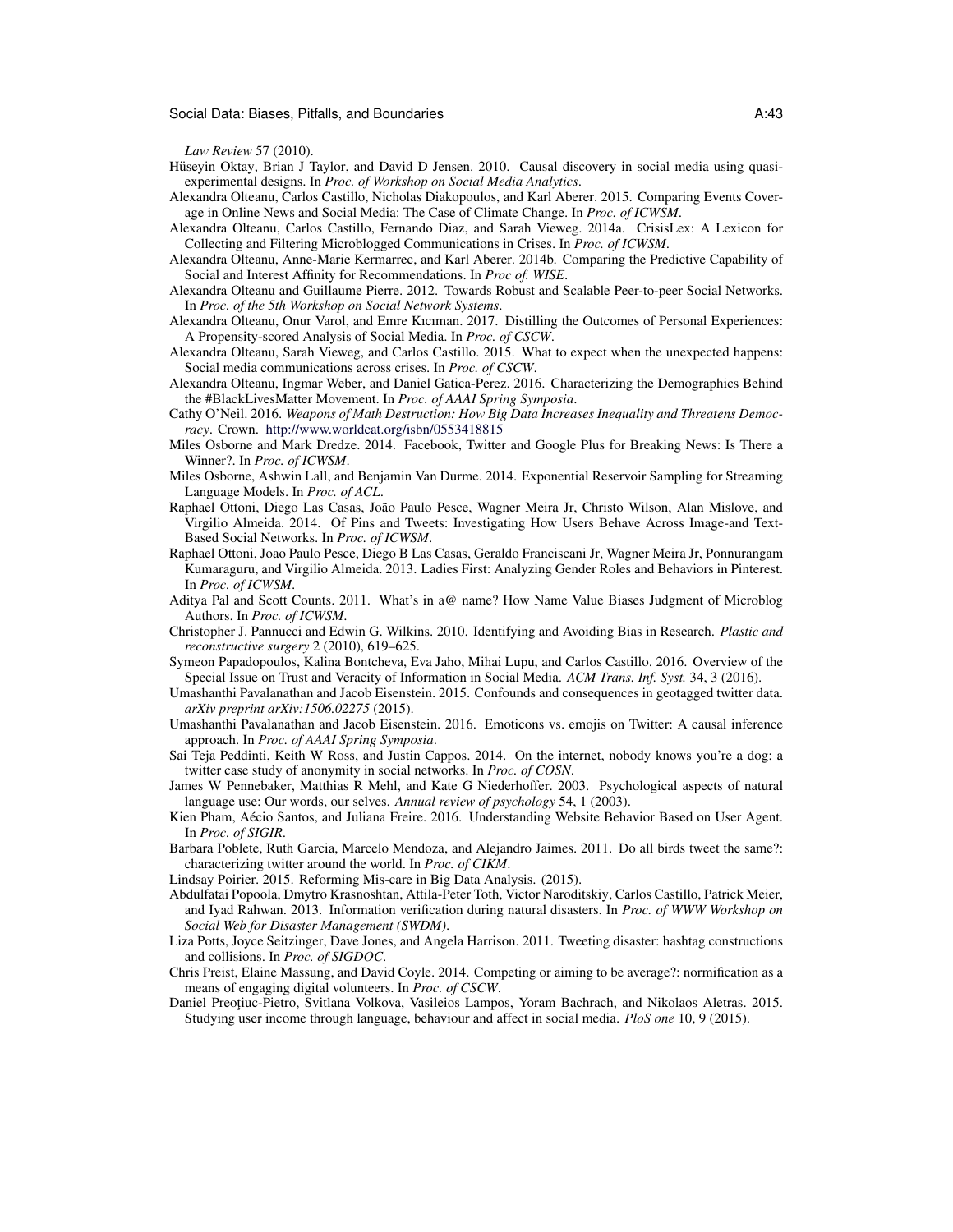*Law Review* 57 (2010).

Hüseyin Oktay, Brian J Taylor, and David D Jensen. 2010. Causal discovery in social media using quasi-experimental designs. In *Proc. of Workshop on Social Media Analytics*.

Alexandra Olteanu, Carlos Castillo, Nicholas Diakopoulos, and Karl Aberer. 2015. Comparing Events Coverage in Online News and Social Media: The Case of Climate Change. In *Proc. of ICWSM*.

Alexandra Olteanu, Carlos Castillo, Fernando Diaz, and Sarah Vieweg. 2014a. CrisisLex: A Lexicon for Collecting and Filtering Microblogged Communications in Crises. In *Proc. of ICWSM*.

Alexandra Olteanu, Anne-Marie Kermarrec, and Karl Aberer. 2014b. Comparing the Predictive Capability of Social and Interest Affinity for Recommendations. In *Proc of. WISE*.

Alexandra Olteanu and Guillaume Pierre. 2012. Towards Robust and Scalable Peer-to-peer Social Networks. In *Proc. of the 5th Workshop on Social Network Systems*.

Alexandra Olteanu, Onur Varol, and Emre Kıcıman. 2017. Distilling the Outcomes of Personal Experiences: A Propensity-scored Analysis of Social Media. In *Proc. of CSCW*.

Alexandra Olteanu, Sarah Vieweg, and Carlos Castillo. 2015. What to expect when the unexpected happens: Social media communications across crises. In *Proc. of CSCW*.

Alexandra Olteanu, Ingmar Weber, and Daniel Gatica-Perez. 2016. Characterizing the Demographics Behind the #BlackLivesMatter Movement. In *Proc. of AAAI Spring Symposia*.

Cathy O'Neil. 2016. *Weapons of Math Destruction: How Big Data Increases Inequality and Threatens Democracy*. Crown. http://www.worldcat.org/isbn/0553418815

Miles Osborne and Mark Dredze. 2014. Facebook, Twitter and Google Plus for Breaking News: Is There a Winner?. In *Proc. of ICWSM*.

Miles Osborne, Ashwin Lall, and Benjamin Van Durme. 2014. Exponential Reservoir Sampling for Streaming Language Models. In *Proc. of ACL*.

Raphael Ottoni, Diego Las Casas, João Paulo Pesce, Wagner Meira Jr, Christo Wilson, Alan Mislove, and Virgilio Almeida. 2014. Of Pins and Tweets: Investigating How Users Behave Across Image-and Text-Based Social Networks. In *Proc. of ICWSM*.

Raphael Ottoni, Joao Paulo Pesce, Diego B Las Casas, Geraldo Franciscani Jr, Wagner Meira Jr, Ponnurangam Kumaraguru, and Virgilio Almeida. 2013. Ladies First: Analyzing Gender Roles and Behaviors in Pinterest. In *Proc. of ICWSM*.

Aditya Pal and Scott Counts. 2011. What's in a@ name? How Name Value Biases Judgment of Microblog Authors. In *Proc. of ICWSM*.

Christopher J. Pannucci and Edwin G. Wilkins. 2010. Identifying and Avoiding Bias in Research. *Plastic and reconstructive surgery* 2 (2010), 619–625.

Symeon Papadopoulos, Kalina Bontcheva, Eva Jaho, Mihai Lupu, and Carlos Castillo. 2016. Overview of the Special Issue on Trust and Veracity of Information in Social Media. *ACM Trans. Inf. Syst.* 34, 3 (2016).

Umashanthi Pavalanathan and Jacob Eisenstein. 2015. Confounds and consequences in geotagged twitter data. *arXiv preprint arXiv:1506.02275* (2015).

Umashanthi Pavalanathan and Jacob Eisenstein. 2016. Emoticons vs. emojis on Twitter: A causal inference approach. In *Proc. of AAAI Spring Symposia*.

Sai Teja Peddinti, Keith W Ross, and Justin Cappos. 2014. On the internet, nobody knows you're a dog: a twitter case study of anonymity in social networks. In *Proc. of COSN*.

James W Pennebaker, Matthias R Mehl, and Kate G Niederhoffer. 2003. Psychological aspects of natural language use: Our words, our selves. *Annual review of psychology* 54, 1 (2003).

Kien Pham, Aécio Santos, and Juliana Freire. 2016. Understanding Website Behavior Based on User Agent. In *Proc. of SIGIR*.

Barbara Poblete, Ruth Garcia, Marcelo Mendoza, and Alejandro Jaimes. 2011. Do all birds tweet the same?: characterizing twitter around the world. In *Proc. of CIKM*.

Lindsay Poirier. 2015. Reforming Mis-care in Big Data Analysis. (2015).

Abdulfatai Popoola, Dmytro Krasnoshtan, Attila-Peter Toth, Victor Naroditskiy, Carlos Castillo, Patrick Meier, and Iyad Rahwan. 2013. Information verification during natural disasters. In *Proc. of WWW Workshop on Social Web for Disaster Management (SWDM)*.

Liza Potts, Joyce Seitzinger, Dave Jones, and Angela Harrison. 2011. Tweeting disaster: hashtag constructions and collisions. In *Proc. of SIGDOC*.

Chris Preist, Elaine Massung, and David Coyle. 2014. Competing or aiming to be average?: normification as a means of engaging digital volunteers. In *Proc. of CSCW*.

Daniel Preoţiuc-Pietro, Svitlana Volkova, Vasileios Lampos, Yoram Bachrach, and Nikolaos Aletras. 2015. Studying user income through language, behaviour and affect in social media. *PloS one* 10, 9 (2015).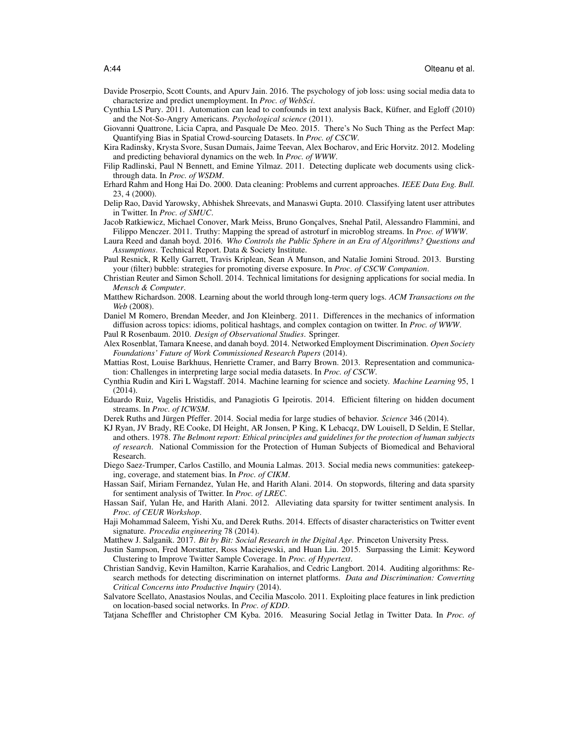Davide Proserpio, Scott Counts, and Apurv Jain. 2016. The psychology of job loss: using social media data to characterize and predict unemployment. In *Proc. of WebSci*.

Cynthia LS Pury. 2011. Automation can lead to confounds in text analysis Back, Küfner, and Egloff (2010) and the Not-So-Angry Americans. *Psychological science* (2011).

Giovanni Quattrone, Licia Capra, and Pasquale De Meo. 2015. There's No Such Thing as the Perfect Map: Quantifying Bias in Spatial Crowd-sourcing Datasets. In *Proc. of CSCW*.

Kira Radinsky, Krysta Svore, Susan Dumais, Jaime Teevan, Alex Bocharov, and Eric Horvitz. 2012. Modeling and predicting behavioral dynamics on the web. In *Proc. of WWW*.

Filip Radlinski, Paul N Bennett, and Emine Yilmaz. 2011. Detecting duplicate web documents using clickthrough data. In *Proc. of WSDM*.

Erhard Rahm and Hong Hai Do. 2000. Data cleaning: Problems and current approaches. *IEEE Data Eng. Bull.* 23, 4 (2000).

Delip Rao, David Yarowsky, Abhishek Shreevats, and Manaswi Gupta. 2010. Classifying latent user attributes in Twitter. In *Proc. of SMUC*.

Jacob Ratkiewicz, Michael Conover, Mark Meiss, Bruno Gonçalves, Snehal Patil, Alessandro Flammini, and Filippo Menczer. 2011. Truthy: Mapping the spread of astroturf in microblog streams. In *Proc. of WWW*.

Laura Reed and danah boyd. 2016. *Who Controls the Public Sphere in an Era of Algorithms? Questions and Assumptions*. Technical Report. Data & Society Institute.

Paul Resnick, R Kelly Garrett, Travis Kriplean, Sean A Munson, and Natalie Jomini Stroud. 2013. Bursting your (filter) bubble: strategies for promoting diverse exposure. In *Proc. of CSCW Companion*.

Christian Reuter and Simon Scholl. 2014. Technical limitations for designing applications for social media. In *Mensch & Computer*.

Matthew Richardson. 2008. Learning about the world through long-term query logs. *ACM Transactions on the Web* (2008).

Daniel M Romero, Brendan Meeder, and Jon Kleinberg. 2011. Differences in the mechanics of information diffusion across topics: idioms, political hashtags, and complex contagion on twitter. In *Proc. of WWW*.

Paul R Rosenbaum. 2010. *Design of Observational Studies*. Springer.

Alex Rosenblat, Tamara Kneese, and danah boyd. 2014. Networked Employment Discrimination. *Open Society Foundations' Future of Work Commissioned Research Papers* (2014).

Mattias Rost, Louise Barkhuus, Henriette Cramer, and Barry Brown. 2013. Representation and communication: Challenges in interpreting large social media datasets. In *Proc. of CSCW*.

Cynthia Rudin and Kiri L Wagstaff. 2014. Machine learning for science and society. *Machine Learning* 95, 1 (2014).

Eduardo Ruiz, Vagelis Hristidis, and Panagiotis G Ipeirotis. 2014. Efficient filtering on hidden document streams. In *Proc. of ICWSM*.

Derek Ruths and Jürgen Pfeffer. 2014. Social media for large studies of behavior. *Science* 346 (2014).

KJ Ryan, JV Brady, RE Cooke, DI Height, AR Jonsen, P King, K Lebacqz, DW Louisell, D Seldin, E Stellar, and others. 1978. *The Belmont report: Ethical principles and guidelines for the protection of human subjects of research*. National Commission for the Protection of Human Subjects of Biomedical and Behavioral Research.

Diego Saez-Trumper, Carlos Castillo, and Mounia Lalmas. 2013. Social media news communities: gatekeeping, coverage, and statement bias. In *Proc. of CIKM*.

Hassan Saif, Miriam Fernandez, Yulan He, and Harith Alani. 2014. On stopwords, filtering and data sparsity for sentiment analysis of Twitter. In *Proc. of LREC*.

Hassan Saif, Yulan He, and Harith Alani. 2012. Alleviating data sparsity for twitter sentiment analysis. In *Proc. of CEUR Workshop*.

Haji Mohammad Saleem, Yishi Xu, and Derek Ruths. 2014. Effects of disaster characteristics on Twitter event signature. *Procedia engineering* 78 (2014).

Matthew J. Salganik. 2017. *Bit by Bit: Social Research in the Digital Age*. Princeton University Press.

Justin Sampson, Fred Morstatter, Ross Maciejewski, and Huan Liu. 2015. Surpassing the Limit: Keyword Clustering to Improve Twitter Sample Coverage. In *Proc. of Hypertext*.

Christian Sandvig, Kevin Hamilton, Karrie Karahalios, and Cedric Langbort. 2014. Auditing algorithms: Research methods for detecting discrimination on internet platforms. *Data and Discrimination: Converting Critical Concerns into Productive Inquiry* (2014).

Salvatore Scellato, Anastasios Noulas, and Cecilia Mascolo. 2011. Exploiting place features in link prediction on location-based social networks. In *Proc. of KDD*.

Tatjana Scheffler and Christopher CM Kyba. 2016. Measuring Social Jetlag in Twitter Data. In *Proc. of*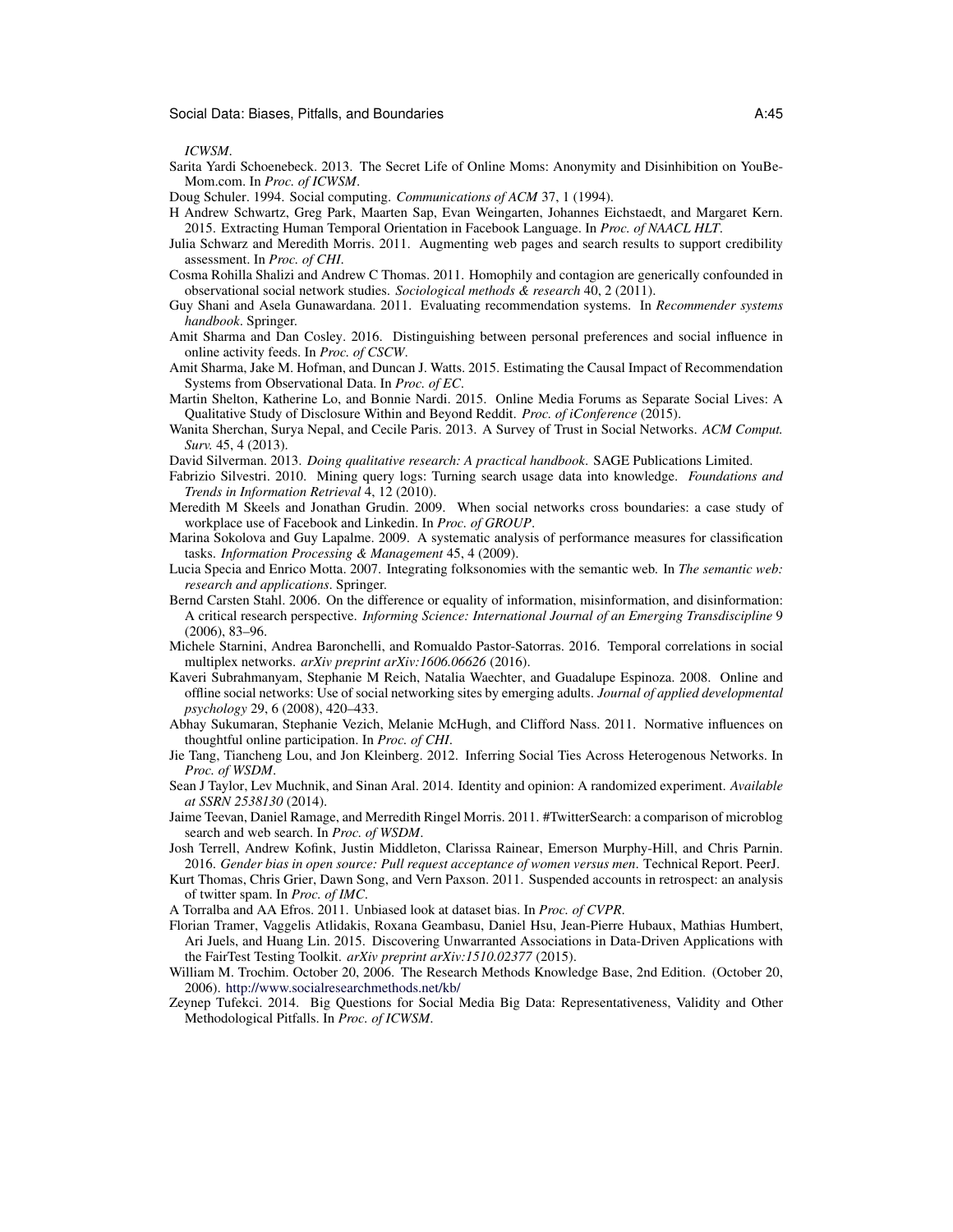*ICWSM*.

Sarita Yardi Schoenebeck. 2013. The Secret Life of Online Moms: Anonymity and Disinhibition on YouBeMom.com. In *Proc. of ICWSM*.

Doug Schuler. 1994. Social computing. *Communications of ACM* 37, 1 (1994).

H Andrew Schwartz, Greg Park, Maarten Sap, Evan Weingarten, Johannes Eichstaedt, and Margaret Kern. 2015. Extracting Human Temporal Orientation in Facebook Language. In *Proc. of NAACL HLT*.

Julia Schwarz and Meredith Morris. 2011. Augmenting web pages and search results to support credibility assessment. In *Proc. of CHI*.

Cosma Rohilla Shalizi and Andrew C Thomas. 2011. Homophily and contagion are generically confounded in observational social network studies. *Sociological methods & research* 40, 2 (2011).

Guy Shani and Asela Gunawardana. 2011. Evaluating recommendation systems. In *Recommender systems handbook*. Springer.

Amit Sharma and Dan Cosley. 2016. Distinguishing between personal preferences and social influence in online activity feeds. In *Proc. of CSCW*.

Amit Sharma, Jake M. Hofman, and Duncan J. Watts. 2015. Estimating the Causal Impact of Recommendation Systems from Observational Data. In *Proc. of EC*.

Martin Shelton, Katherine Lo, and Bonnie Nardi. 2015. Online Media Forums as Separate Social Lives: A Qualitative Study of Disclosure Within and Beyond Reddit. *Proc. of iConference* (2015).

Wanita Sherchan, Surya Nepal, and Cecile Paris. 2013. A Survey of Trust in Social Networks. *ACM Comput. Surv.* 45, 4 (2013).

David Silverman. 2013. *Doing qualitative research: A practical handbook*. SAGE Publications Limited.

Fabrizio Silvestri. 2010. Mining query logs: Turning search usage data into knowledge. *Foundations and Trends in Information Retrieval* 4, 12 (2010).

Meredith M Skeels and Jonathan Grudin. 2009. When social networks cross boundaries: a case study of workplace use of Facebook and Linkedin. In *Proc. of GROUP*.

Marina Sokolova and Guy Lapalme. 2009. A systematic analysis of performance measures for classification tasks. *Information Processing & Management* 45, 4 (2009).

Lucia Specia and Enrico Motta. 2007. Integrating folksonomies with the semantic web. In *The semantic web: research and applications*. Springer.

Bernd Carsten Stahl. 2006. On the difference or equality of information, misinformation, and disinformation: A critical research perspective. *Informing Science: International Journal of an Emerging Transdiscipline* 9 (2006), 83–96.

Michele Starnini, Andrea Baronchelli, and Romualdo Pastor-Satorras. 2016. Temporal correlations in social multiplex networks. *arXiv preprint arXiv:1606.06626* (2016).

Kaveri Subrahmanyam, Stephanie M Reich, Natalia Waechter, and Guadalupe Espinoza. 2008. Online and offline social networks: Use of social networking sites by emerging adults. *Journal of applied developmental psychology* 29, 6 (2008), 420–433.

Abhay Sukumaran, Stephanie Vezich, Melanie McHugh, and Clifford Nass. 2011. Normative influences on thoughtful online participation. In *Proc. of CHI*.

Jie Tang, Tiancheng Lou, and Jon Kleinberg. 2012. Inferring Social Ties Across Heterogenous Networks. In *Proc. of WSDM*.

Sean J Taylor, Lev Muchnik, and Sinan Aral. 2014. Identity and opinion: A randomized experiment. *Available at SSRN 2538130* (2014).

Jaime Teevan, Daniel Ramage, and Merredith Ringel Morris. 2011. #TwitterSearch: a comparison of microblog search and web search. In *Proc. of WSDM*.

Josh Terrell, Andrew Kofink, Justin Middleton, Clarissa Rainear, Emerson Murphy-Hill, and Chris Parnin. 2016. *Gender bias in open source: Pull request acceptance of women versus men*. Technical Report. PeerJ.

Kurt Thomas, Chris Grier, Dawn Song, and Vern Paxson. 2011. Suspended accounts in retrospect: an analysis of twitter spam. In *Proc. of IMC*.

A Torralba and AA Efros. 2011. Unbiased look at dataset bias. In *Proc. of CVPR*.

Florian Tramer, Vaggelis Atlidakis, Roxana Geambasu, Daniel Hsu, Jean-Pierre Hubaux, Mathias Humbert, Ari Juels, and Huang Lin. 2015. Discovering Unwarranted Associations in Data-Driven Applications with the FairTest Testing Toolkit. *arXiv preprint arXiv:1510.02377* (2015).

William M. Trochim. October 20, 2006. The Research Methods Knowledge Base, 2nd Edition. (October 20, 2006). http://www.socialresearchmethods.net/kb/

Zeynep Tufekci. 2014. Big Questions for Social Media Big Data: Representativeness, Validity and Other Methodological Pitfalls. In *Proc. of ICWSM*.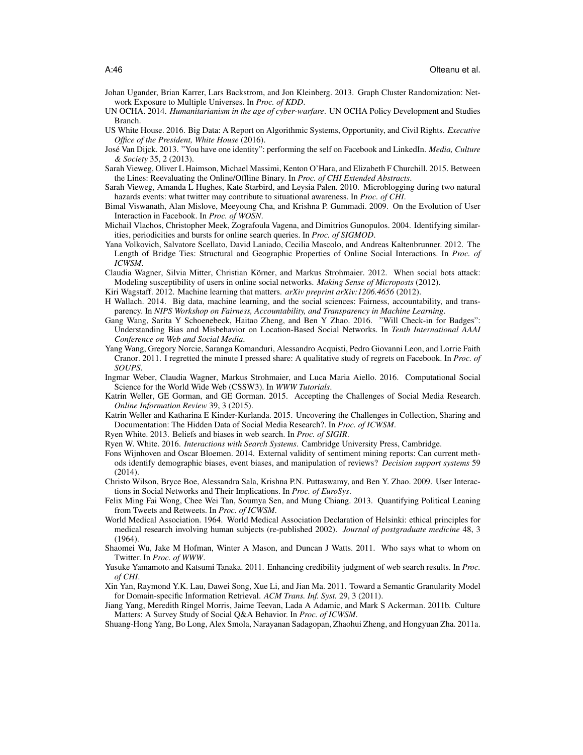Johan Ugander, Brian Karrer, Lars Backstrom, and Jon Kleinberg. 2013. Graph Cluster Randomization: Network Exposure to Multiple Universes. In *Proc. of KDD*.

UN OCHA. 2014. *Humanitarianism in the age of cyber-warfare*. UN OCHA Policy Development and Studies Branch.

US White House. 2016. Big Data: A Report on Algorithmic Systems, Opportunity, and Civil Rights. *Executive Office of the President, White House* (2016).

José Van Dijck. 2013. "You have one identity": performing the self on Facebook and LinkedIn. *Media, Culture & Society* 35, 2 (2013).

Sarah Vieweg, Oliver L Haimson, Michael Massimi, Kenton O'Hara, and Elizabeth F Churchill. 2015. Between the Lines: Reevaluating the Online/Offline Binary. In *Proc. of CHI Extended Abstracts*.

Sarah Vieweg, Amanda L Hughes, Kate Starbird, and Leysia Palen. 2010. Microblogging during two natural hazards events: what twitter may contribute to situational awareness. In *Proc. of CHI*.

Bimal Viswanath, Alan Mislove, Meeyoung Cha, and Krishna P. Gummadi. 2009. On the Evolution of User Interaction in Facebook. In *Proc. of WOSN*.

Michail Vlachos, Christopher Meek, Zografoula Vagena, and Dimitrios Gunopulos. 2004. Identifying similarities, periodicities and bursts for online search queries. In *Proc. of SIGMOD*.

Yana Volkovich, Salvatore Scellato, David Laniado, Cecilia Mascolo, and Andreas Kaltenbrunner. 2012. The Length of Bridge Ties: Structural and Geographic Properties of Online Social Interactions. In *Proc. of ICWSM*.

Claudia Wagner, Silvia Mitter, Christian Körner, and Markus Strohmaier. 2012. When social bots attack: Modeling susceptibility of users in online social networks. *Making Sense of Microposts* (2012).

Kiri Wagstaff. 2012. Machine learning that matters. *arXiv preprint arXiv:1206.4656* (2012).

H Wallach. 2014. Big data, machine learning, and the social sciences: Fairness, accountability, and transparency. In *NIPS Workshop on Fairness, Accountability, and Transparency in Machine Learning*.

Gang Wang, Sarita Y Schoenebeck, Haitao Zheng, and Ben Y Zhao. 2016. "Will Check-in for Badges": Understanding Bias and Misbehavior on Location-Based Social Networks. In *Tenth International AAAI Conference on Web and Social Media*.

Yang Wang, Gregory Norcie, Saranga Komanduri, Alessandro Acquisti, Pedro Giovanni Leon, and Lorrie Faith Cranor. 2011. I regretted the minute I pressed share: A qualitative study of regrets on Facebook. In *Proc. of SOUPS*.

Ingmar Weber, Claudia Wagner, Markus Strohmaier, and Luca Maria Aiello. 2016. Computational Social Science for the World Wide Web (CSSW3). In *WWW Tutorials*.

Katrin Weller, GE Gorman, and GE Gorman. 2015. Accepting the Challenges of Social Media Research. *Online Information Review* 39, 3 (2015).

Katrin Weller and Katharina E Kinder-Kurlanda. 2015. Uncovering the Challenges in Collection, Sharing and Documentation: The Hidden Data of Social Media Research?. In *Proc. of ICWSM*.

Ryen White. 2013. Beliefs and biases in web search. In *Proc. of SIGIR*.

Ryen W. White. 2016. *Interactions with Search Systems*. Cambridge University Press, Cambridge.

Fons Wijnhoven and Oscar Bloemen. 2014. External validity of sentiment mining reports: Can current methods identify demographic biases, event biases, and manipulation of reviews? *Decision support systems* 59 (2014).

Christo Wilson, Bryce Boe, Alessandra Sala, Krishna P.N. Puttaswamy, and Ben Y. Zhao. 2009. User Interactions in Social Networks and Their Implications. In *Proc. of EuroSys*.

Felix Ming Fai Wong, Chee Wei Tan, Soumya Sen, and Mung Chiang. 2013. Quantifying Political Leaning from Tweets and Retweets. In *Proc. of ICWSM*.

World Medical Association. 1964. World Medical Association Declaration of Helsinki: ethical principles for medical research involving human subjects (re-published 2002). *Journal of postgraduate medicine* 48, 3 (1964).

Shaomei Wu, Jake M Hofman, Winter A Mason, and Duncan J Watts. 2011. Who says what to whom on Twitter. In *Proc. of WWW*.

Yusuke Yamamoto and Katsumi Tanaka. 2011. Enhancing credibility judgment of web search results. In *Proc. of CHI*.

Xin Yan, Raymond Y.K. Lau, Dawei Song, Xue Li, and Jian Ma. 2011. Toward a Semantic Granularity Model for Domain-specific Information Retrieval. *ACM Trans. Inf. Syst.* 29, 3 (2011).

Jiang Yang, Meredith Ringel Morris, Jaime Teevan, Lada A Adamic, and Mark S Ackerman. 2011b. Culture Matters: A Survey Study of Social Q&A Behavior. In *Proc. of ICWSM*.

Shuang-Hong Yang, Bo Long, Alex Smola, Narayanan Sadagopan, Zhaohui Zheng, and Hongyuan Zha. 2011a.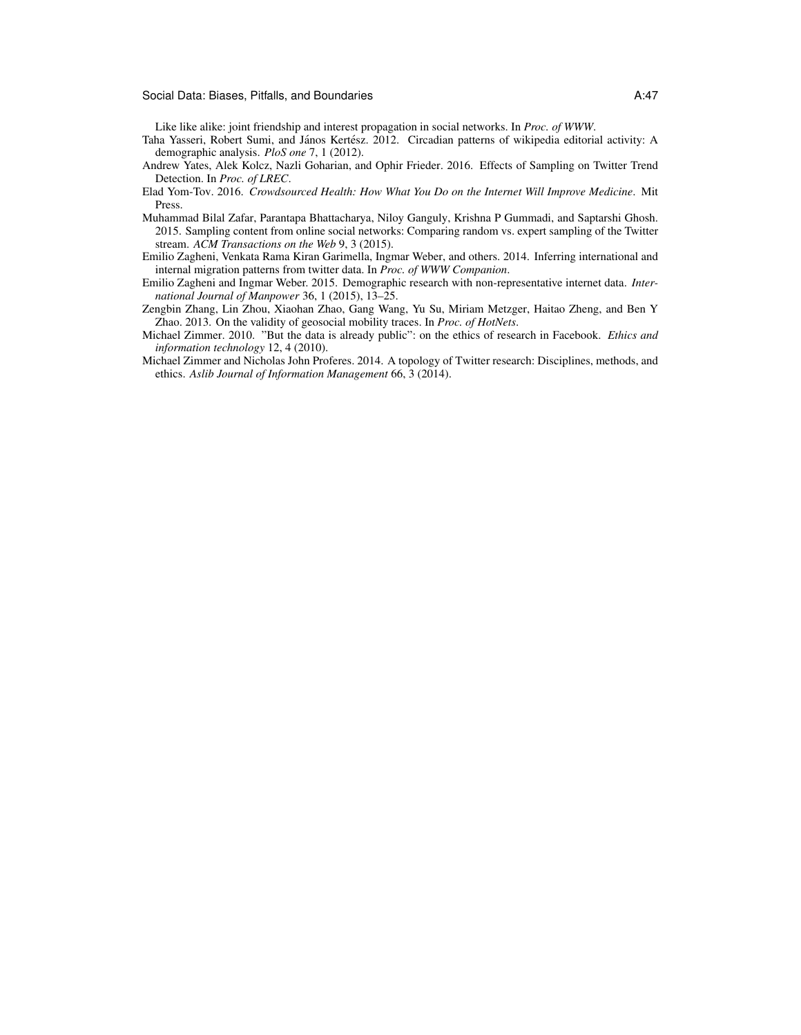Like like alike: joint friendship and interest propagation in social networks. In *Proc. of WWW*.

Taha Yasseri, Robert Sumi, and János Kertész. 2012. Circadian patterns of wikipedia editorial activity: A demographic analysis. *PloS one* 7, 1 (2012).

Andrew Yates, Alek Kolcz, Nazli Goharian, and Ophir Frieder. 2016. Effects of Sampling on Twitter Trend Detection. In *Proc. of LREC*.

Elad Yom-Tov. 2016. *Crowdsourced Health: How What You Do on the Internet Will Improve Medicine*. Mit Press.

Muhammad Bilal Zafar, Parantapa Bhattacharya, Niloy Ganguly, Krishna P Gummadi, and Saptarshi Ghosh. 2015. Sampling content from online social networks: Comparing random vs. expert sampling of the Twitter stream. *ACM Transactions on the Web* 9, 3 (2015).

Emilio Zagheni, Venkata Rama Kiran Garimella, Ingmar Weber, and others. 2014. Inferring international and internal migration patterns from twitter data. In *Proc. of WWW Companion*.

Emilio Zagheni and Ingmar Weber. 2015. Demographic research with non-representative internet data. *International Journal of Manpower* 36, 1 (2015), 13–25.

Zengbin Zhang, Lin Zhou, Xiaohan Zhao, Gang Wang, Yu Su, Miriam Metzger, Haitao Zheng, and Ben Y Zhao. 2013. On the validity of geosocial mobility traces. In *Proc. of HotNets*.

Michael Zimmer. 2010. "But the data is already public": on the ethics of research in Facebook. *Ethics and information technology* 12, 4 (2010).

Michael Zimmer and Nicholas John Proferes. 2014. A topology of Twitter research: Disciplines, methods, and ethics. *Aslib Journal of Information Management* 66, 3 (2014).